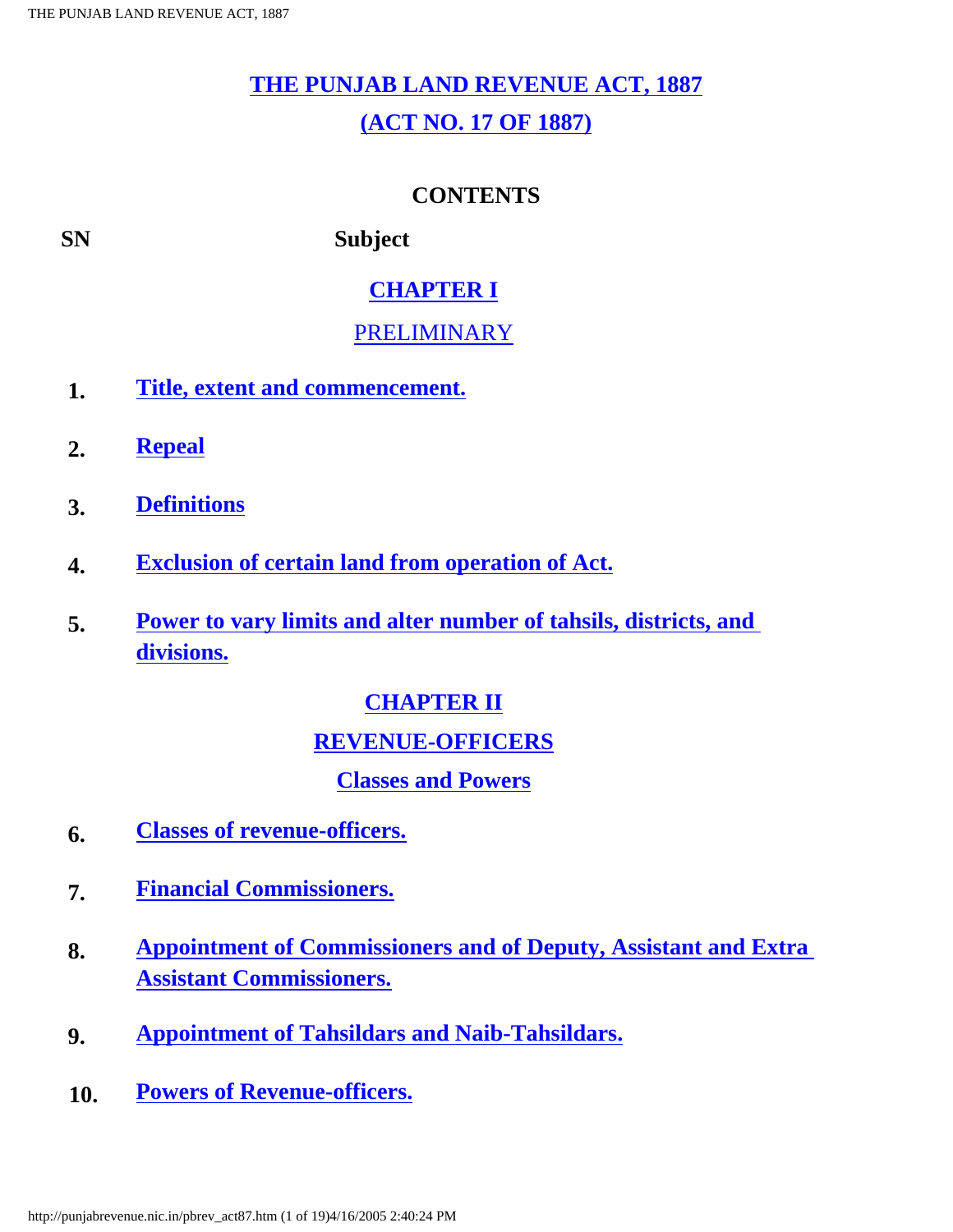# THE PUNJAB LAND REVENUE ACT, 1887

## (ACT NO. 17 OF 1887)

### CONTENTS

| SN | Subject |
|---|---|
| | **CHAPTER I** |
| | PRELIMINARY |
| 1. | Title, extent and commencement. |
| 2. | Repeal |
| 3. | Definitions |
| 4. | Exclusion of certain land from operation of Act. |
| 5. | Power to vary limits and alter number of tahsils, districts, and divisions. |
| | **CHAPTER II** |
| | **REVENUE-OFFICERS** |
| | **Classes and Powers** |
| 6. | Classes of revenue-officers. |
| 7. | Financial Commissioners. |
| 8. | Appointment of Commissioners and of Deputy, Assistant and Extra Assistant Commissioners. |
| 9. | Appointment of Tahsildars and Naib-Tahsildars. |
| 10. | Powers of Revenue-officers. |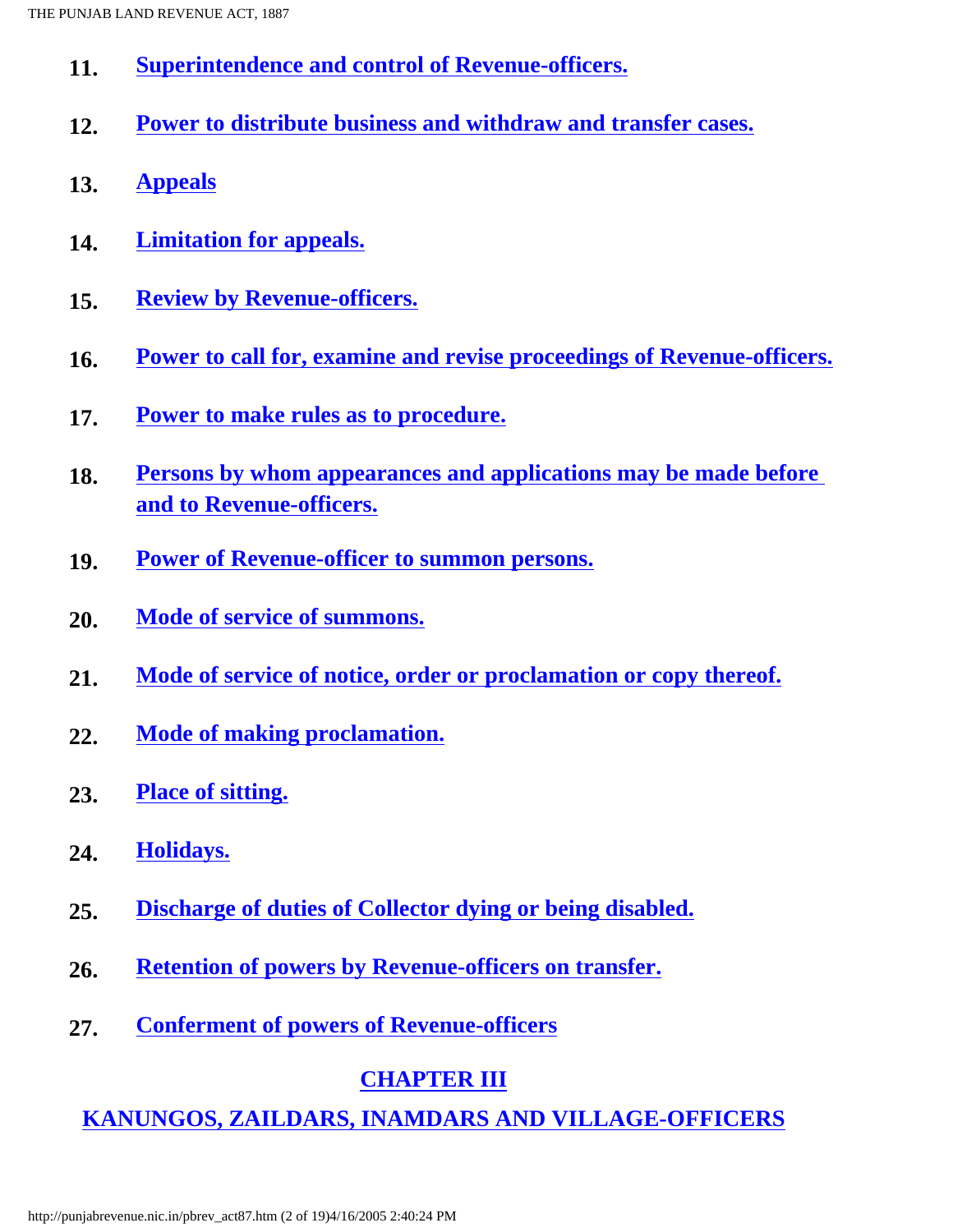**11.** Superintendence and control of Revenue-officers.

**12.** Power to distribute business and withdraw and transfer cases.

**13.** Appeals

**14.** Limitation for appeals.

**15.** Review by Revenue-officers.

**16.** Power to call for, examine and revise proceedings of Revenue-officers.

**17.** Power to make rules as to procedure.

**18.** Persons by whom appearances and applications may be made before and to Revenue-officers.

**19.** Power of Revenue-officer to summon persons.

**20.** Mode of service of summons.

**21.** Mode of service of notice, order or proclamation or copy thereof.

**22.** Mode of making proclamation.

**23.** Place of sitting.

**24.** Holidays.

**25.** Discharge of duties of Collector dying or being disabled.

**26.** Retention of powers by Revenue-officers on transfer.

**27.** Conferment of powers of Revenue-officers

## CHAPTER III

## KANUNGOS, ZAILDARS, INAMDARS AND VILLAGE-OFFICERS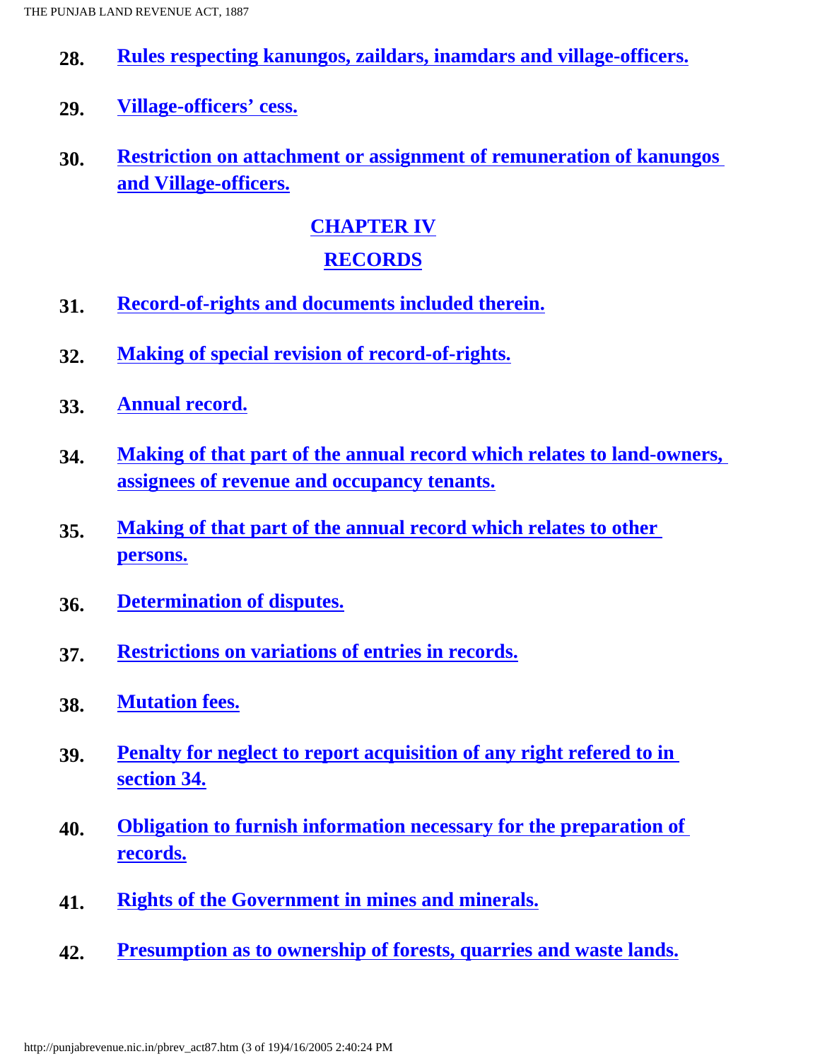**28.** **Rules respecting kanungos, zaildars, inamdars and village-officers.**

**29.** **Village-officers' cess.**

**30.** **Restriction on attachment or assignment of remuneration of kanungos and Village-officers.**

## CHAPTER IV

## RECORDS

**31.** **Record-of-rights and documents included therein.**

**32.** **Making of special revision of record-of-rights.**

**33.** **Annual record.**

**34.** **Making of that part of the annual record which relates to land-owners, assignees of revenue and occupancy tenants.**

**35.** **Making of that part of the annual record which relates to other persons.**

**36.** **Determination of disputes.**

**37.** **Restrictions on variations of entries in records.**

**38.** **Mutation fees.**

**39.** **Penalty for neglect to report acquisition of any right refered to in section 34.**

**40.** **Obligation to furnish information necessary for the preparation of records.**

**41.** **Rights of the Government in mines and minerals.**

**42.** **Presumption as to ownership of forests, quarries and waste lands.**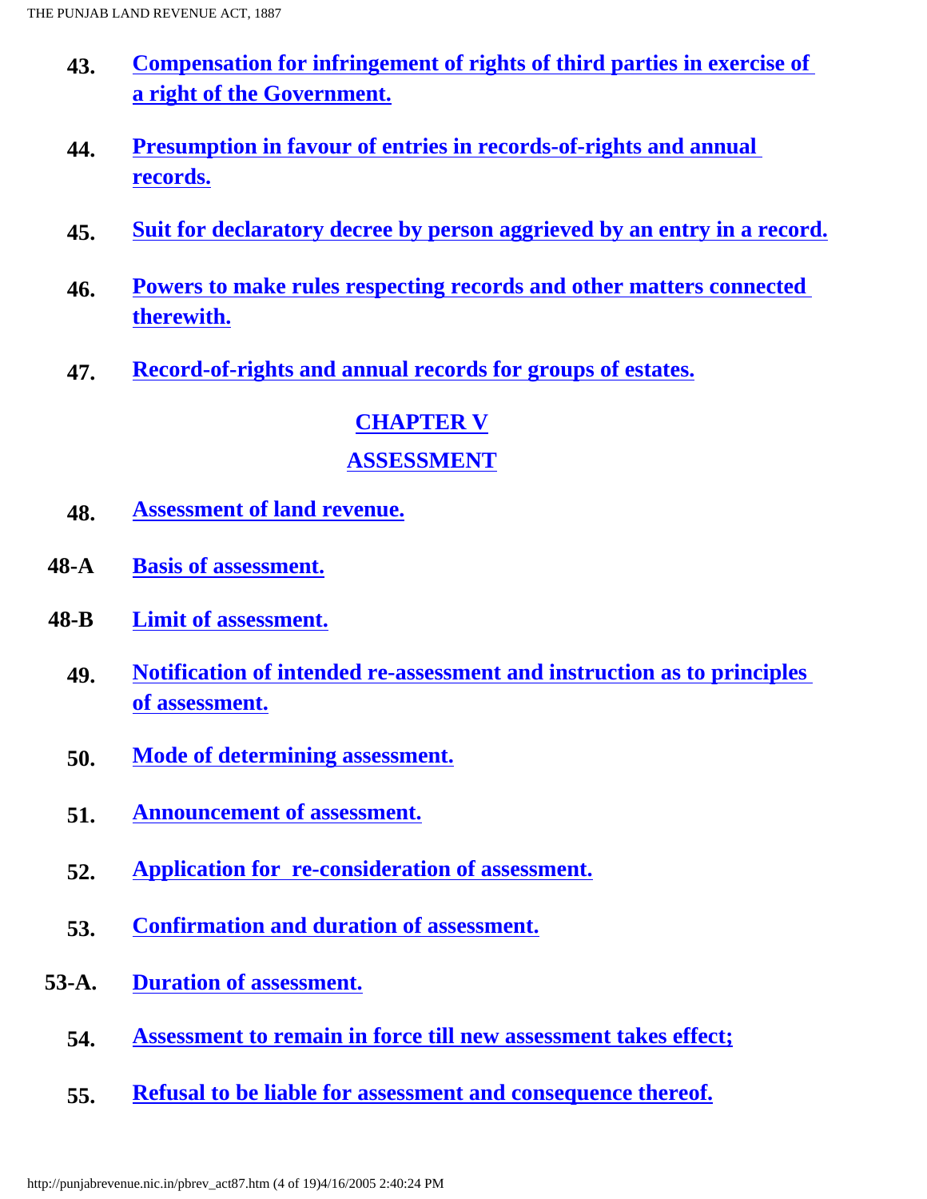**43.** **Compensation for infringement of rights of third parties in exercise of a right of the Government.**

**44.** **Presumption in favour of entries in records-of-rights and annual records.**

**45.** **Suit for declaratory decree by person aggrieved by an entry in a record.**

**46.** **Powers to make rules respecting records and other matters connected therewith.**

**47.** **Record-of-rights and annual records for groups of estates.**

## CHAPTER V

## ASSESSMENT

**48.** **Assessment of land revenue.**

**48-A** **Basis of assessment.**

**48-B** **Limit of assessment.**

**49.** **Notification of intended re-assessment and instruction as to principles of assessment.**

**50.** **Mode of determining assessment.**

**51.** **Announcement of assessment.**

**52.** **Application for re-consideration of assessment.**

**53.** **Confirmation and duration of assessment.**

**53-A.** **Duration of assessment.**

**54.** **Assessment to remain in force till new assessment takes effect;**

**55.** **Refusal to be liable for assessment and consequence thereof.**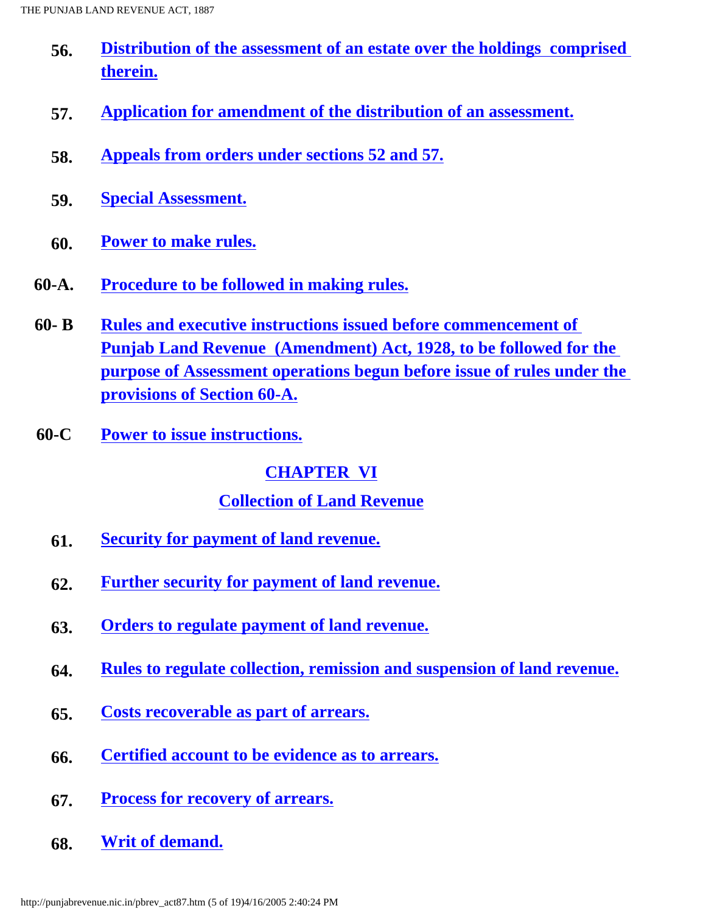**56.** **Distribution of the assessment of an estate over the holdings comprised therein.**

**57.** **Application for amendment of the distribution of an assessment.**

**58.** **Appeals from orders under sections 52 and 57.**

**59.** **Special Assessment.**

**60.** **Power to make rules.**

**60-A.** **Procedure to be followed in making rules.**

**60- B** **Rules and executive instructions issued before commencement of Punjab Land Revenue (Amendment) Act, 1928, to be followed for the purpose of Assessment operations begun before issue of rules under the provisions of Section 60-A.**

**60-C** **Power to issue instructions.**

## CHAPTER VI

## Collection of Land Revenue

**61.** **Security for payment of land revenue.**

**62.** **Further security for payment of land revenue.**

**63.** **Orders to regulate payment of land revenue.**

**64.** **Rules to regulate collection, remission and suspension of land revenue.**

**65.** **Costs recoverable as part of arrears.**

**66.** **Certified account to be evidence as to arrears.**

**67.** **Process for recovery of arrears.**

**68.** **Writ of demand.**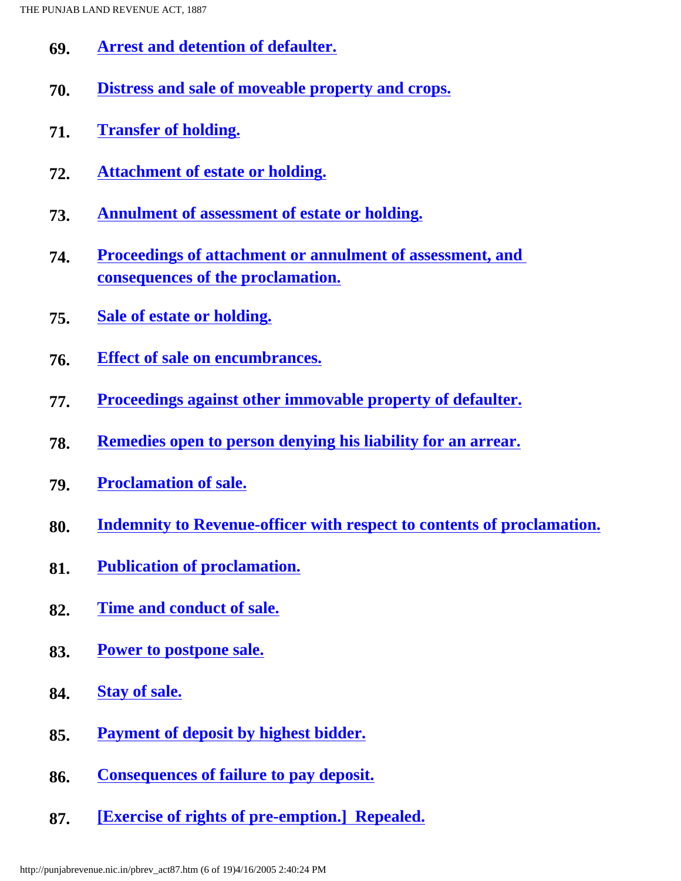**69.** Arrest and detention of defaulter.

**70.** Distress and sale of moveable property and crops.

**71.** Transfer of holding.

**72.** Attachment of estate or holding.

**73.** Annulment of assessment of estate or holding.

**74.** Proceedings of attachment or annulment of assessment, and consequences of the proclamation.

**75.** Sale of estate or holding.

**76.** Effect of sale on encumbrances.

**77.** Proceedings against other immovable property of defaulter.

**78.** Remedies open to person denying his liability for an arrear.

**79.** Proclamation of sale.

**80.** Indemnity to Revenue-officer with respect to contents of proclamation.

**81.** Publication of proclamation.

**82.** Time and conduct of sale.

**83.** Power to postpone sale.

**84.** Stay of sale.

**85.** Payment of deposit by highest bidder.

**86.** Consequences of failure to pay deposit.

**87.** [Exercise of rights of pre-emption.] Repealed.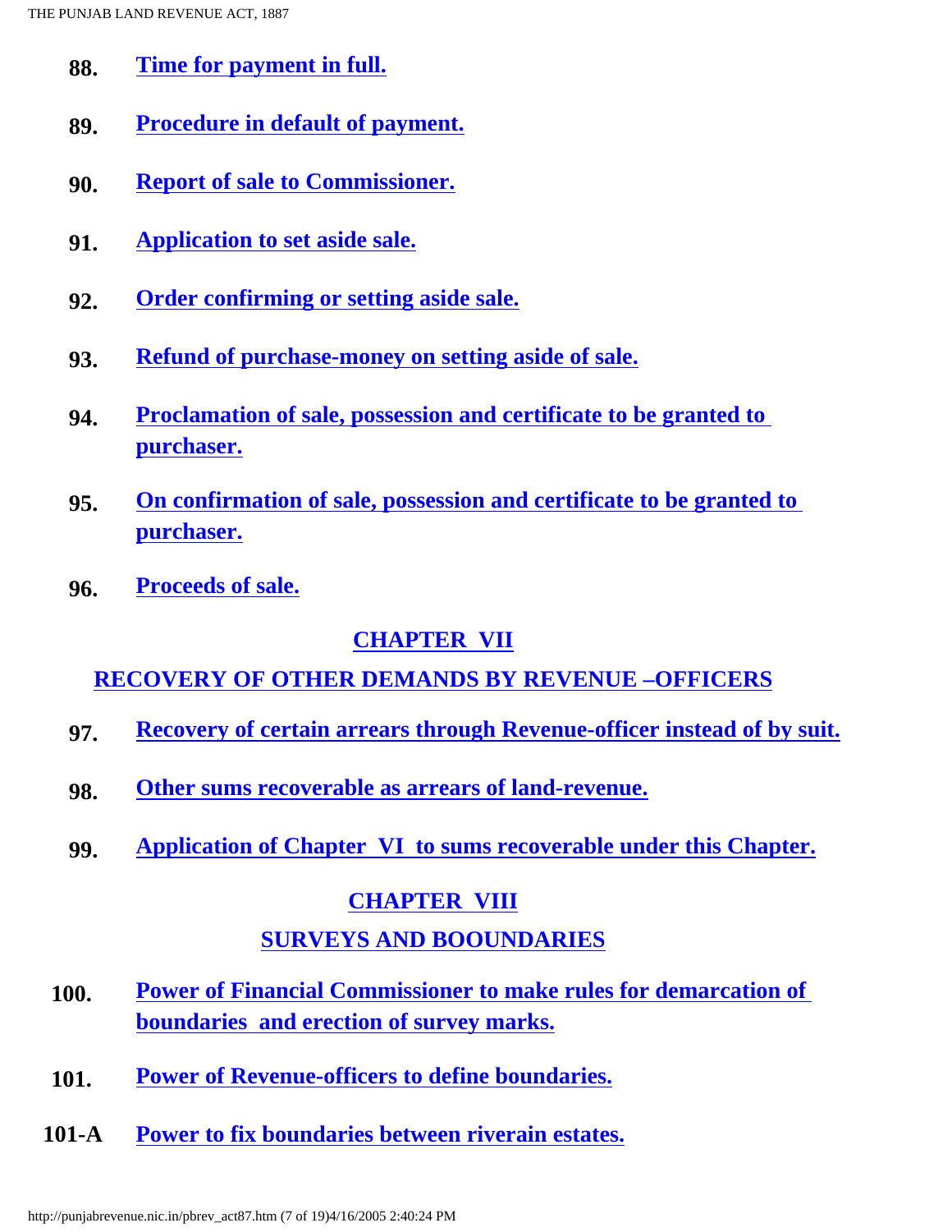**88.** Time for payment in full.

**89.** Procedure in default of payment.

**90.** Report of sale to Commissioner.

**91.** Application to set aside sale.

**92.** Order confirming or setting aside sale.

**93.** Refund of purchase-money on setting aside of sale.

**94.** Proclamation of sale, possession and certificate to be granted to purchaser.

**95.** On confirmation of sale, possession and certificate to be granted to purchaser.

**96.** Proceeds of sale.

## CHAPTER VII

## RECOVERY OF OTHER DEMANDS BY REVENUE –OFFICERS

**97.** Recovery of certain arrears through Revenue-officer instead of by suit.

**98.** Other sums recoverable as arrears of land-revenue.

**99.** Application of Chapter VI to sums recoverable under this Chapter.

## CHAPTER VIII

## SURVEYS AND BOOUNDARIES

**100.** Power of Financial Commissioner to make rules for demarcation of boundaries and erection of survey marks.

**101.** Power of Revenue-officers to define boundaries.

**101-A** Power to fix boundaries between riverain estates.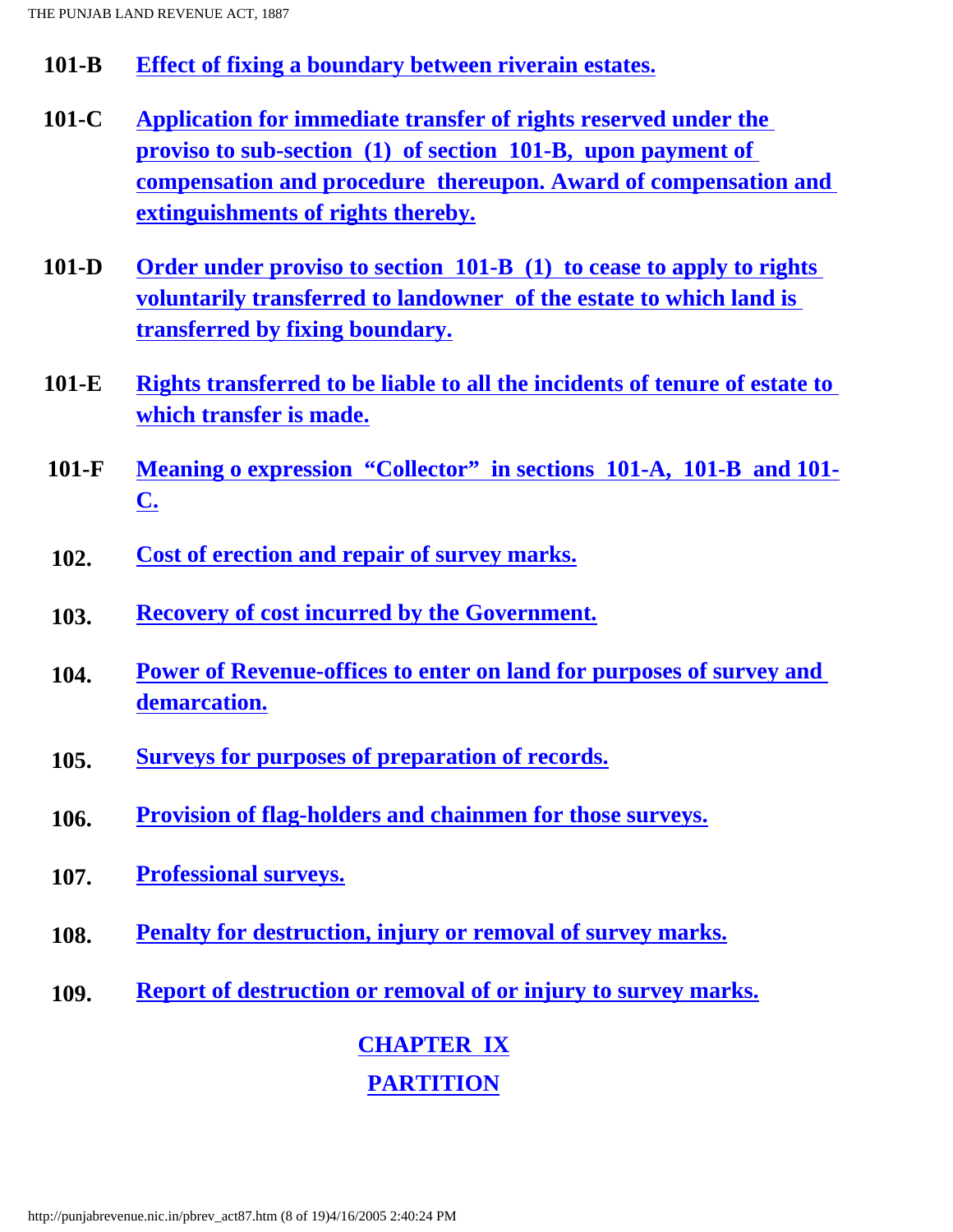**101-B** **Effect of fixing a boundary between riverain estates.**

**101-C** **Application for immediate transfer of rights reserved under the proviso to sub-section (1) of section 101-B, upon payment of compensation and procedure thereupon. Award of compensation and extinguishments of rights thereby.**

**101-D** **Order under proviso to section 101-B (1) to cease to apply to rights voluntarily transferred to landowner of the estate to which land is transferred by fixing boundary.**

**101-E** **Rights transferred to be liable to all the incidents of tenure of estate to which transfer is made.**

**101-F** **Meaning o expression "Collector" in sections 101-A, 101-B and 101-C.**

**102.** **Cost of erection and repair of survey marks.**

**103.** **Recovery of cost incurred by the Government.**

**104.** **Power of Revenue-offices to enter on land for purposes of survey and demarcation.**

**105.** **Surveys for purposes of preparation of records.**

**106.** **Provision of flag-holders and chainmen for those surveys.**

**107.** **Professional surveys.**

**108.** **Penalty for destruction, injury or removal of survey marks.**

**109.** **Report of destruction or removal of or injury to survey marks.**

## CHAPTER IX

## PARTITION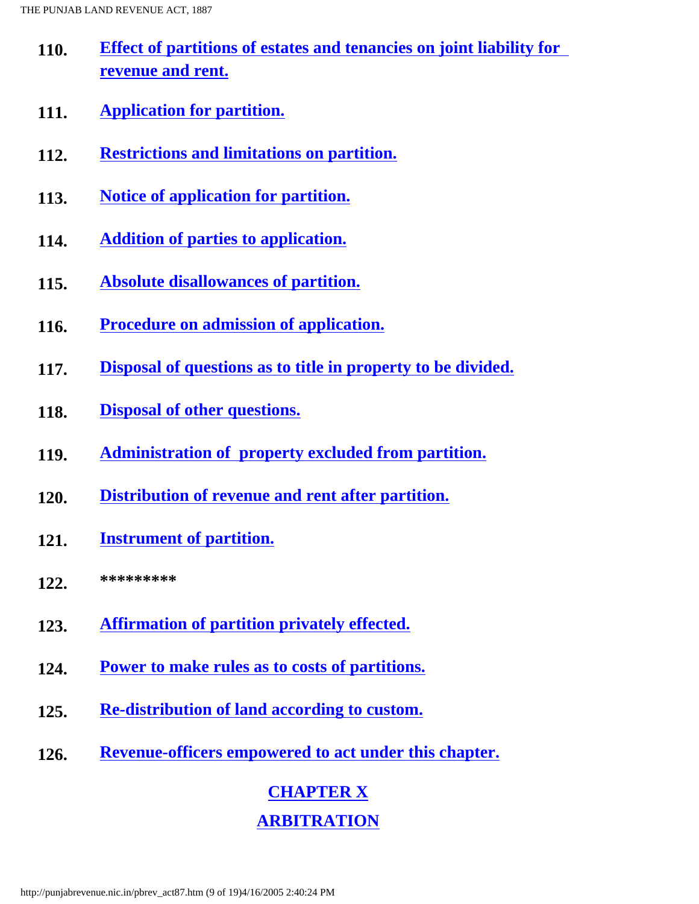**110.** Effect of partitions of estates and tenancies on joint liability for revenue and rent.

**111.** Application for partition.

**112.** Restrictions and limitations on partition.

**113.** Notice of application for partition.

**114.** Addition of parties to application.

**115.** Absolute disallowances of partition.

**116.** Procedure on admission of application.

**117.** Disposal of questions as to title in property to be divided.

**118.** Disposal of other questions.

**119.** Administration of property excluded from partition.

**120.** Distribution of revenue and rent after partition.

**121.** Instrument of partition.

**122.** *********

**123.** Affirmation of partition privately effected.

**124.** Power to make rules as to costs of partitions.

**125.** Re-distribution of land according to custom.

**126.** Revenue-officers empowered to act under this chapter.

## CHAPTER X

## ARBITRATION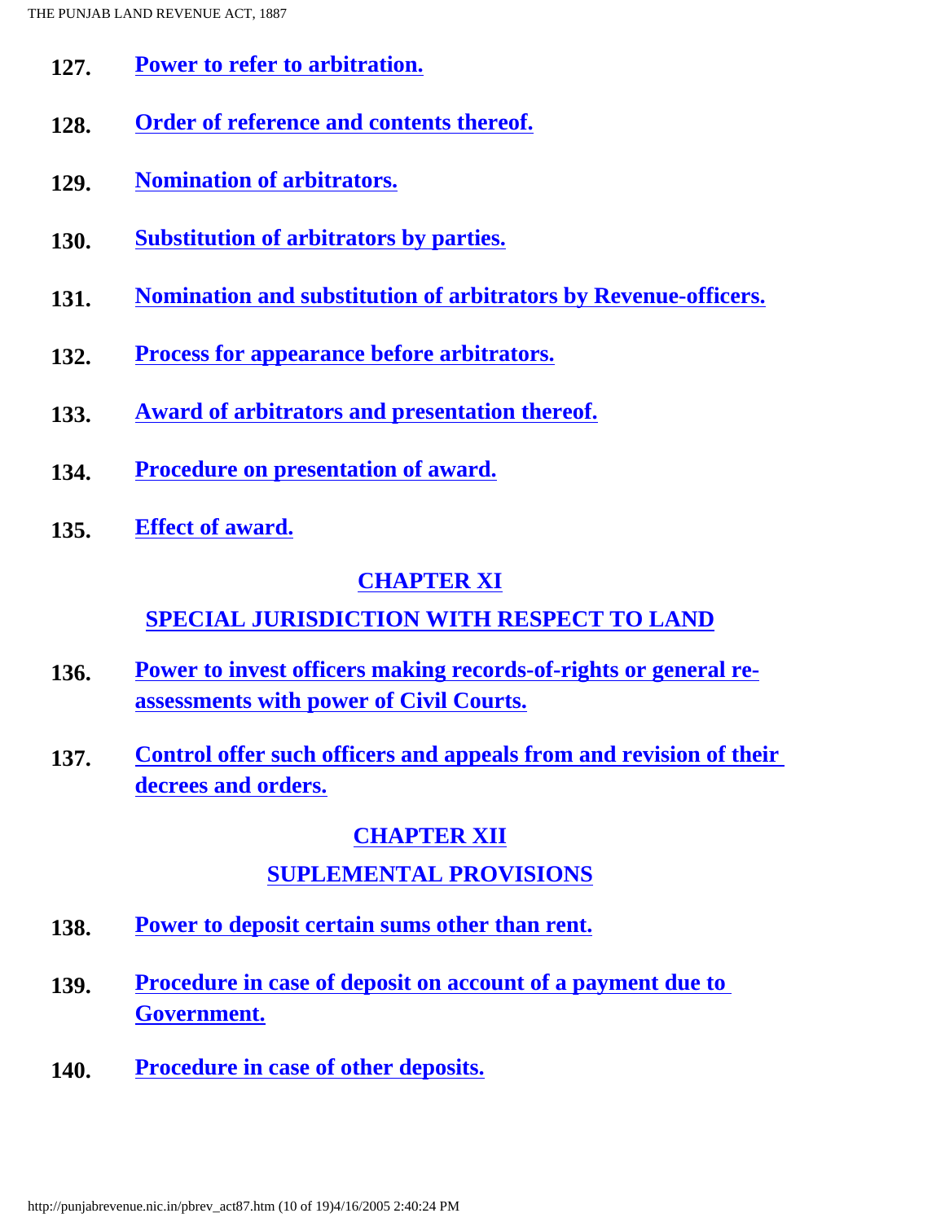**127.** Power to refer to arbitration.

**128.** Order of reference and contents thereof.

**129.** Nomination of arbitrators.

**130.** Substitution of arbitrators by parties.

**131.** Nomination and substitution of arbitrators by Revenue-officers.

**132.** Process for appearance before arbitrators.

**133.** Award of arbitrators and presentation thereof.

**134.** Procedure on presentation of award.

**135.** Effect of award.

## CHAPTER XI

## SPECIAL JURISDICTION WITH RESPECT TO LAND

**136.** Power to invest officers making records-of-rights or general re-assessments with power of Civil Courts.

**137.** Control offer such officers and appeals from and revision of their decrees and orders.

## CHAPTER XII

## SUPLEMENTAL PROVISIONS

**138.** Power to deposit certain sums other than rent.

**139.** Procedure in case of deposit on account of a payment due to Government.

**140.** Procedure in case of other deposits.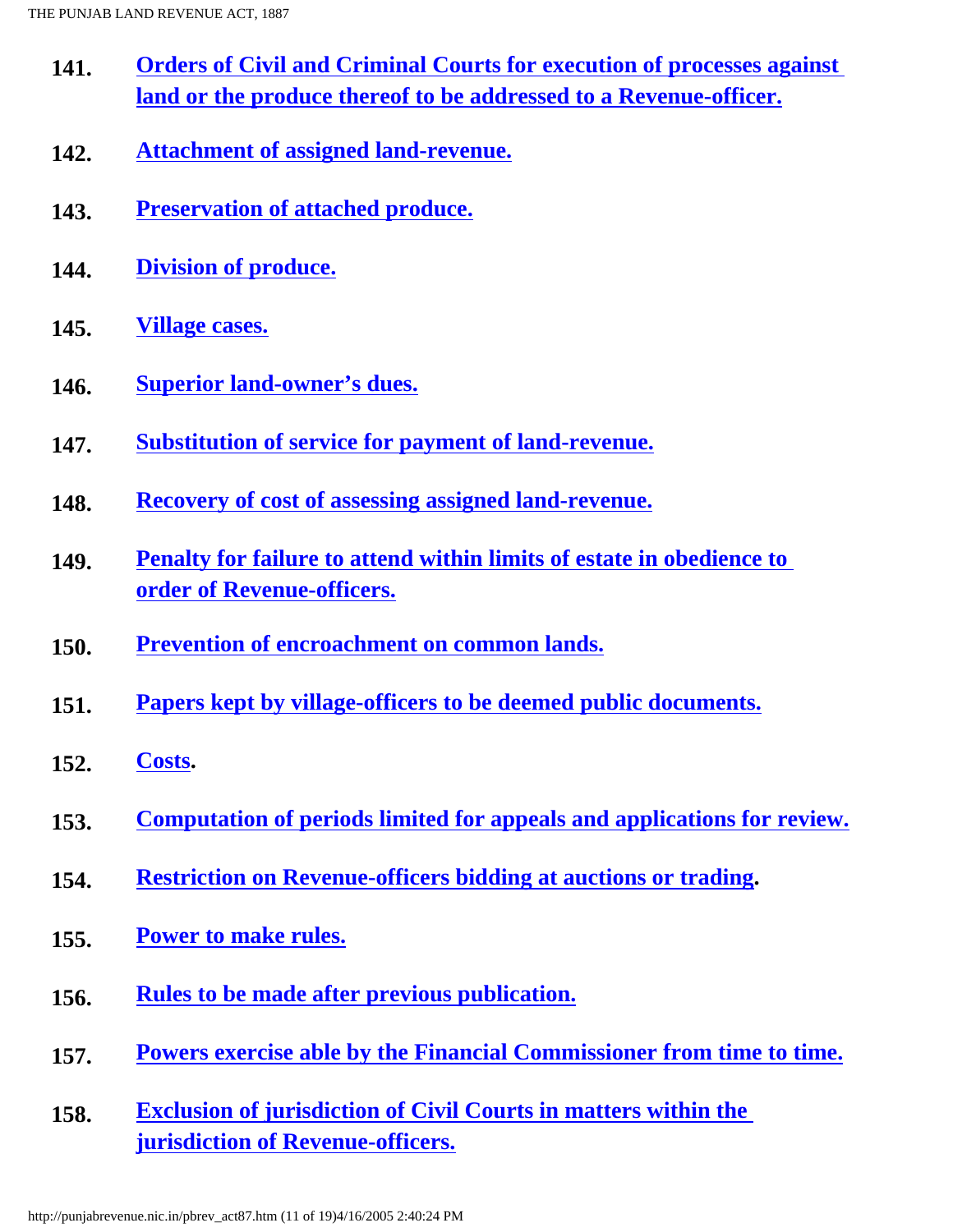**141.** **Orders of Civil and Criminal Courts for execution of processes against land or the produce thereof to be addressed to a Revenue-officer.**

**142.** **Attachment of assigned land-revenue.**

**143.** **Preservation of attached produce.**

**144.** **Division of produce.**

**145.** **Village cases.**

**146.** **Superior land-owner's dues.**

**147.** **Substitution of service for payment of land-revenue.**

**148.** **Recovery of cost of assessing assigned land-revenue.**

**149.** **Penalty for failure to attend within limits of estate in obedience to order of Revenue-officers.**

**150.** **Prevention of encroachment on common lands.**

**151.** **Papers kept by village-officers to be deemed public documents.**

**152.** **Costs.**

**153.** **Computation of periods limited for appeals and applications for review.**

**154.** **Restriction on Revenue-officers bidding at auctions or trading.**

**155.** **Power to make rules.**

**156.** **Rules to be made after previous publication.**

**157.** **Powers exercise able by the Financial Commissioner from time to time.**

**158.** **Exclusion of jurisdiction of Civil Courts in matters within the jurisdiction of Revenue-officers.**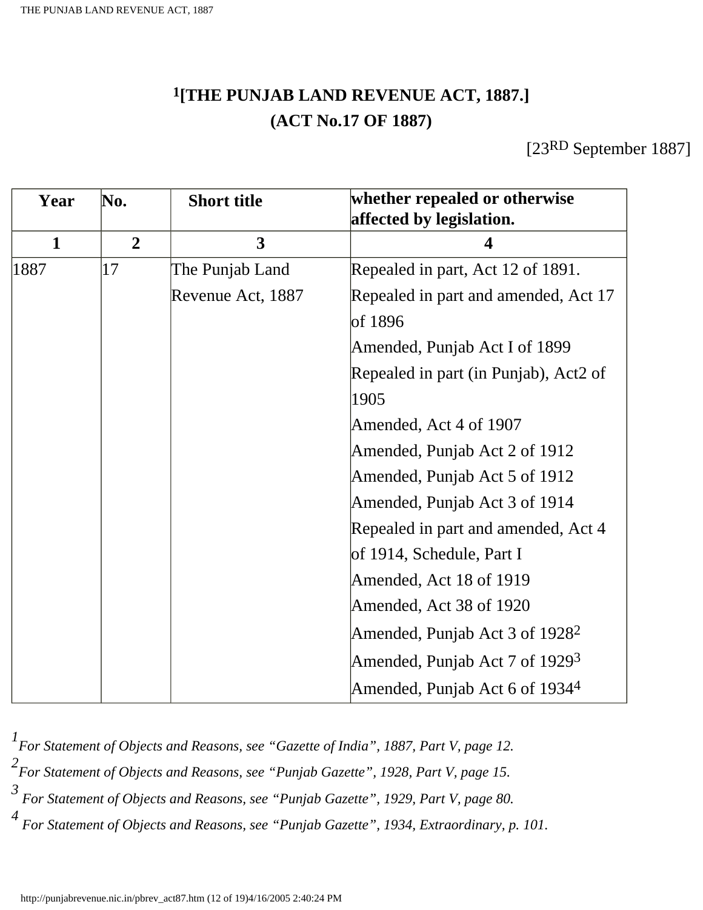# [1][THE PUNJAB LAND REVENUE ACT, 1887.]

## (ACT No.17 OF 1887)

[23RD September 1887]

| Year | No. | Short title | whether repealed or otherwise affected by legislation. |
|---|---|---|---|
| 1 | 2 | 3 | 4 |
| 1887 | 17 | The Punjab Land Revenue Act, 1887 | Repealed in part, Act 12 of 1891.<br>Repealed in part and amended, Act 17 of 1896<br>Amended, Punjab Act I of 1899<br>Repealed in part (in Punjab), Act2 of 1905<br>Amended, Act 4 of 1907<br>Amended, Punjab Act 2 of 1912<br>Amended, Punjab Act 5 of 1912<br>Amended, Punjab Act 3 of 1914<br>Repealed in part and amended, Act 4 of 1914, Schedule, Part I<br>Amended, Act 18 of 1919<br>Amended, Act 38 of 1920<br>Amended, Punjab Act 3 of 1928[2]<br>Amended, Punjab Act 7 of 1929[3]<br>Amended, Punjab Act 6 of 1934[4] |

[1] *For Statement of Objects and Reasons, see "Gazette of India", 1887, Part V, page 12.*

[2] *For Statement of Objects and Reasons, see "Punjab Gazette", 1928, Part V, page 15.*

[3] *For Statement of Objects and Reasons, see "Punjab Gazette", 1929, Part V, page 80.*

[4] *For Statement of Objects and Reasons, see "Punjab Gazette", 1934, Extraordinary, p. 101.*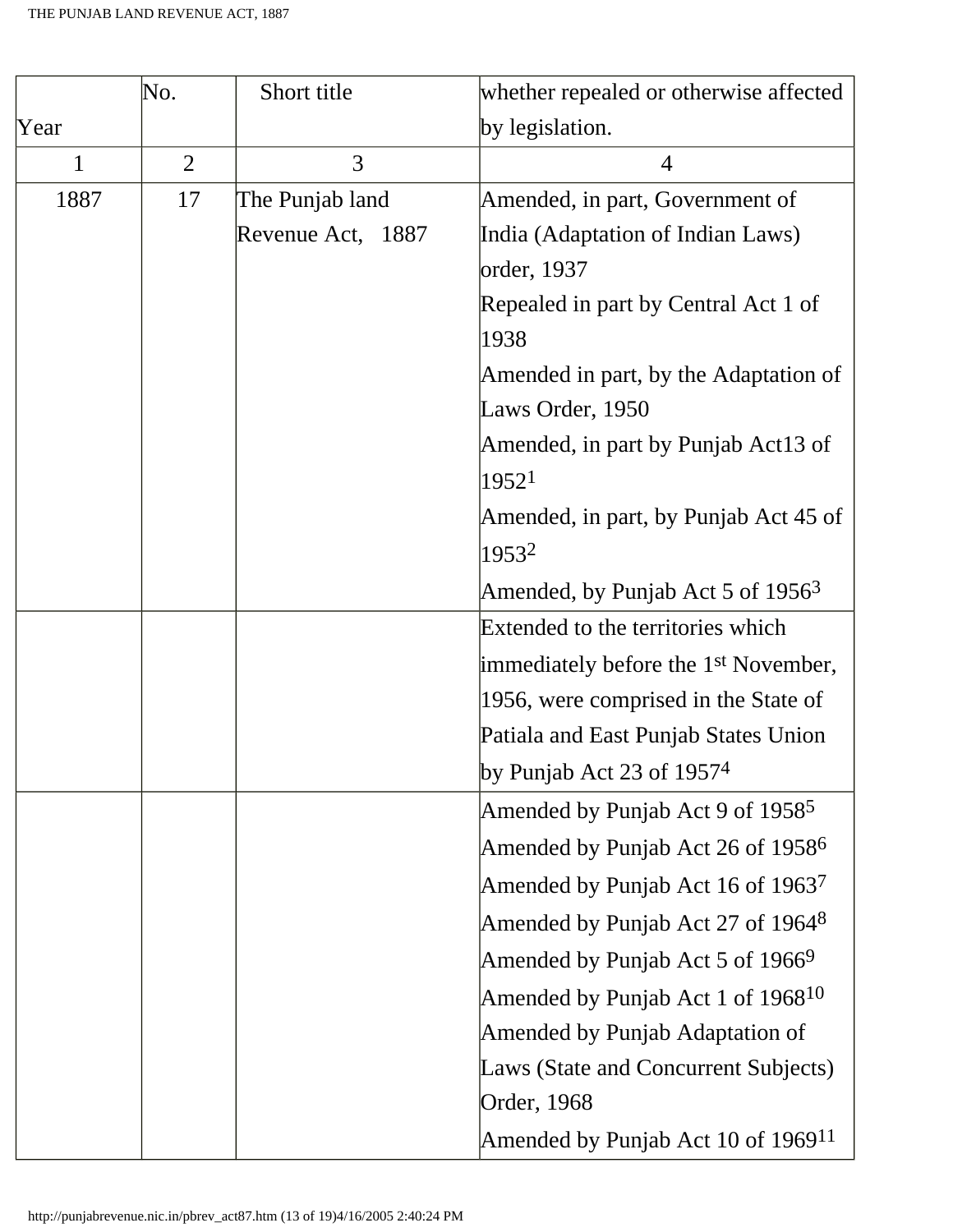| Year | No. | Short title | whether repealed or otherwise affected by legislation. |
|---|---|---|---|
| 1 | 2 | 3 | 4 |
| 1887 | 17 | The Punjab land Revenue Act, 1887 | Amended, in part, Government of India (Adaptation of Indian Laws) order, 1937<br>Repealed in part by Central Act 1 of 1938<br>Amended in part, by the Adaptation of Laws Order, 1950<br>Amended, in part by Punjab Act13 of 1952[1]<br>Amended, in part, by Punjab Act 45 of 1953[2]<br>Amended, by Punjab Act 5 of 1956[3] |
| | | | Extended to the territories which immediately before the 1st November, 1956, were comprised in the State of Patiala and East Punjab States Union by Punjab Act 23 of 1957[4] |
| | | | Amended by Punjab Act 9 of 1958[5]<br>Amended by Punjab Act 26 of 1958[6]<br>Amended by Punjab Act 16 of 1963[7]<br>Amended by Punjab Act 27 of 1964[8]<br>Amended by Punjab Act 5 of 1966[9]<br>Amended by Punjab Act 1 of 1968[10]<br>Amended by Punjab Adaptation of Laws (State and Concurrent Subjects) Order, 1968<br>Amended by Punjab Act 10 of 1969[11] |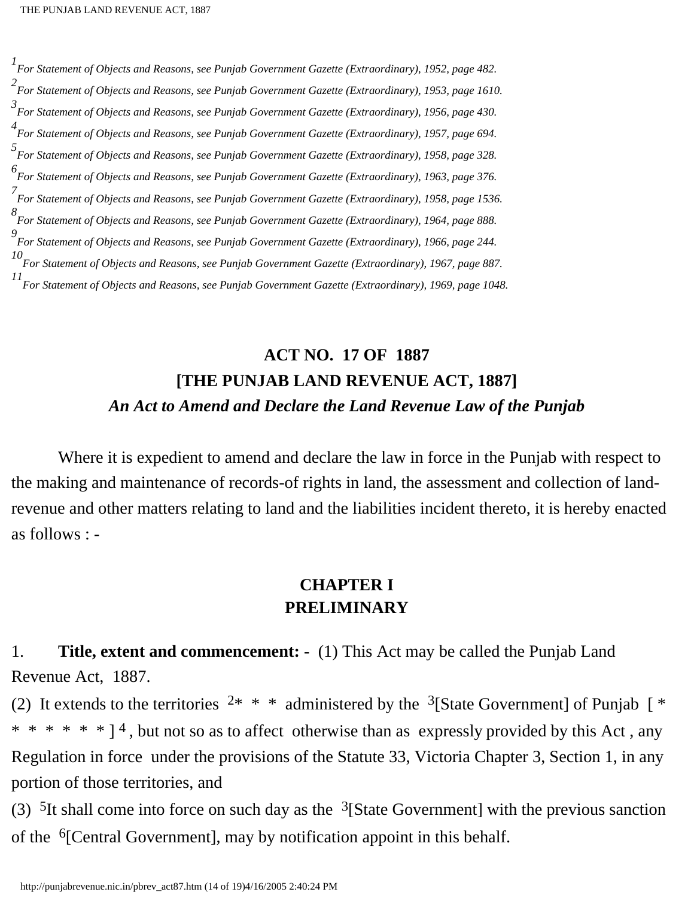[1] *For Statement of Objects and Reasons, see Punjab Government Gazette (Extraordinary), 1952, page 482.*

[2] *For Statement of Objects and Reasons, see Punjab Government Gazette (Extraordinary), 1953, page 1610.*

[3] *For Statement of Objects and Reasons, see Punjab Government Gazette (Extraordinary), 1956, page 430.*

[4] *For Statement of Objects and Reasons, see Punjab Government Gazette (Extraordinary), 1957, page 694.*

[5] *For Statement of Objects and Reasons, see Punjab Government Gazette (Extraordinary), 1958, page 328.*

[6] *For Statement of Objects and Reasons, see Punjab Government Gazette (Extraordinary), 1963, page 376.*

[7] *For Statement of Objects and Reasons, see Punjab Government Gazette (Extraordinary), 1958, page 1536.*

[8] *For Statement of Objects and Reasons, see Punjab Government Gazette (Extraordinary), 1964, page 888.*

[9] *For Statement of Objects and Reasons, see Punjab Government Gazette (Extraordinary), 1966, page 244.*

[10] *For Statement of Objects and Reasons, see Punjab Government Gazette (Extraordinary), 1967, page 887.*

[11] *For Statement of Objects and Reasons, see Punjab Government Gazette (Extraordinary), 1969, page 1048.*

# ACT NO. 17 OF 1887

# [THE PUNJAB LAND REVENUE ACT, 1887]

***An Act to Amend and Declare the Land Revenue Law of the Punjab***

Where it is expedient to amend and declare the law in force in the Punjab with respect to the making and maintenance of records-of rights in land, the assessment and collection of land-revenue and other matters relating to land and the liabilities incident thereto, it is hereby enacted as follows : -

## CHAPTER I
## PRELIMINARY

1. **Title, extent and commencement: -** (1) This Act may be called the Punjab Land Revenue Act, 1887.

(2) It extends to the territories [2]* * * administered by the [3][State Government] of Punjab [ * * * * * * * ] [4], but not so as to affect otherwise than as expressly provided by this Act , any Regulation in force under the provisions of the Statute 33, Victoria Chapter 3, Section 1, in any portion of those territories, and

(3) [5]It shall come into force on such day as the [3][State Government] with the previous sanction of the [6][Central Government], may by notification appoint in this behalf.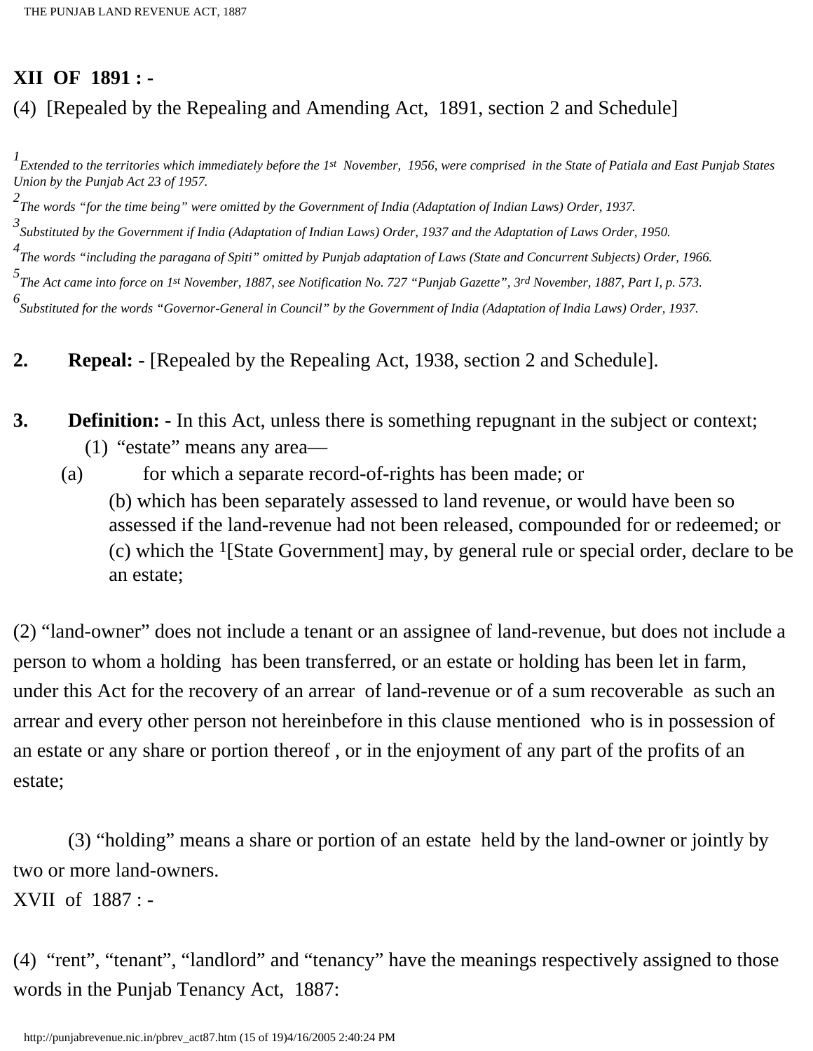**XII OF 1891 : -**

(4) [Repealed by the Repealing and Amending Act, 1891, section 2 and Schedule]

[1] *Extended to the territories which immediately before the 1st November, 1956, were comprised in the State of Patiala and East Punjab States Union by the Punjab Act 23 of 1957.*

[2] *The words "for the time being" were omitted by the Government of India (Adaptation of Indian Laws) Order, 1937.*

[3] *Substituted by the Government if India (Adaptation of Indian Laws) Order, 1937 and the Adaptation of Laws Order, 1950.*

[4] *The words "including the paragana of Spiti" omitted by Punjab adaptation of Laws (State and Concurrent Subjects) Order, 1966.*

[5] *The Act came into force on 1st November, 1887, see Notification No. 727 "Punjab Gazette", 3rd November, 1887, Part I, p. 573.*

[6] *Substituted for the words "Governor-General in Council" by the Government of India (Adaptation of India Laws) Order, 1937.*

**2. Repeal: -** [Repealed by the Repealing Act, 1938, section 2 and Schedule].

**3. Definition: -** In this Act, unless there is something repugnant in the subject or context;

(1) "estate" means any area—

(a) for which a separate record-of-rights has been made; or

(b) which has been separately assessed to land revenue, or would have been so assessed if the land-revenue had not been released, compounded for or redeemed; or

(c) which the [1][State Government] may, by general rule or special order, declare to be an estate;

(2) "land-owner" does not include a tenant or an assignee of land-revenue, but does not include a person to whom a holding has been transferred, or an estate or holding has been let in farm, under this Act for the recovery of an arrear of land-revenue or of a sum recoverable as such an arrear and every other person not hereinbefore in this clause mentioned who is in possession of an estate or any share or portion thereof , or in the enjoyment of any part of the profits of an estate;

(3) "holding" means a share or portion of an estate held by the land-owner or jointly by two or more land-owners.

XVII of 1887 : -

(4) "rent", "tenant", "landlord" and "tenancy" have the meanings respectively assigned to those words in the Punjab Tenancy Act, 1887: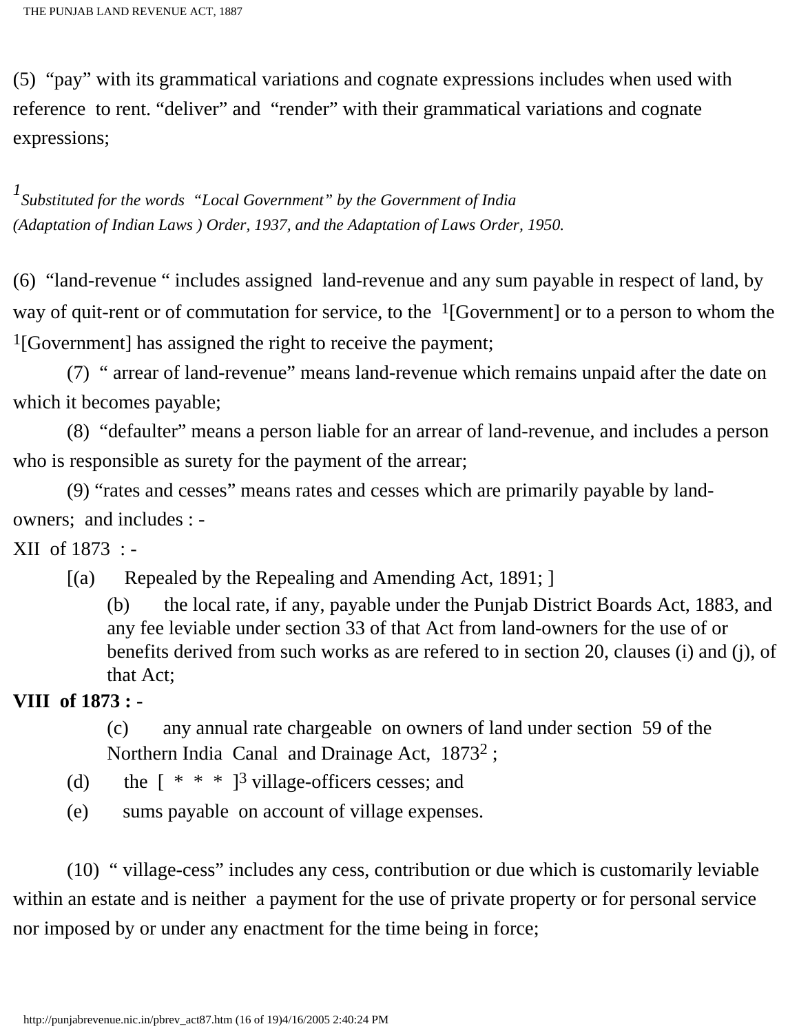(5) "pay" with its grammatical variations and cognate expressions includes when used with reference to rent. "deliver" and "render" with their grammatical variations and cognate expressions;

*[1] Substituted for the words "Local Government" by the Government of India (Adaptation of Indian Laws ) Order, 1937, and the Adaptation of Laws Order, 1950.*

(6) "land-revenue " includes assigned land-revenue and any sum payable in respect of land, by way of quit-rent or of commutation for service, to the [1][Government] or to a person to whom the [1][Government] has assigned the right to receive the payment;

(7) " arrear of land-revenue" means land-revenue which remains unpaid after the date on which it becomes payable;

(8) "defaulter" means a person liable for an arrear of land-revenue, and includes a person who is responsible as surety for the payment of the arrear;

(9) "rates and cesses" means rates and cesses which are primarily payable by land-owners; and includes : -

XII of 1873 : -

[(a) Repealed by the Repealing and Amending Act, 1891; ]

(b) the local rate, if any, payable under the Punjab District Boards Act, 1883, and any fee leviable under section 33 of that Act from land-owners for the use of or benefits derived from such works as are refered to in section 20, clauses (i) and (j), of that Act;

**VIII of 1873 : -**

(c) any annual rate chargeable on owners of land under section 59 of the Northern India Canal and Drainage Act, 1873[2] ;

(d) the [ * * * ][3] village-officers cesses; and

(e) sums payable on account of village expenses.

(10) " village-cess" includes any cess, contribution or due which is customarily leviable within an estate and is neither a payment for the use of private property or for personal service nor imposed by or under any enactment for the time being in force;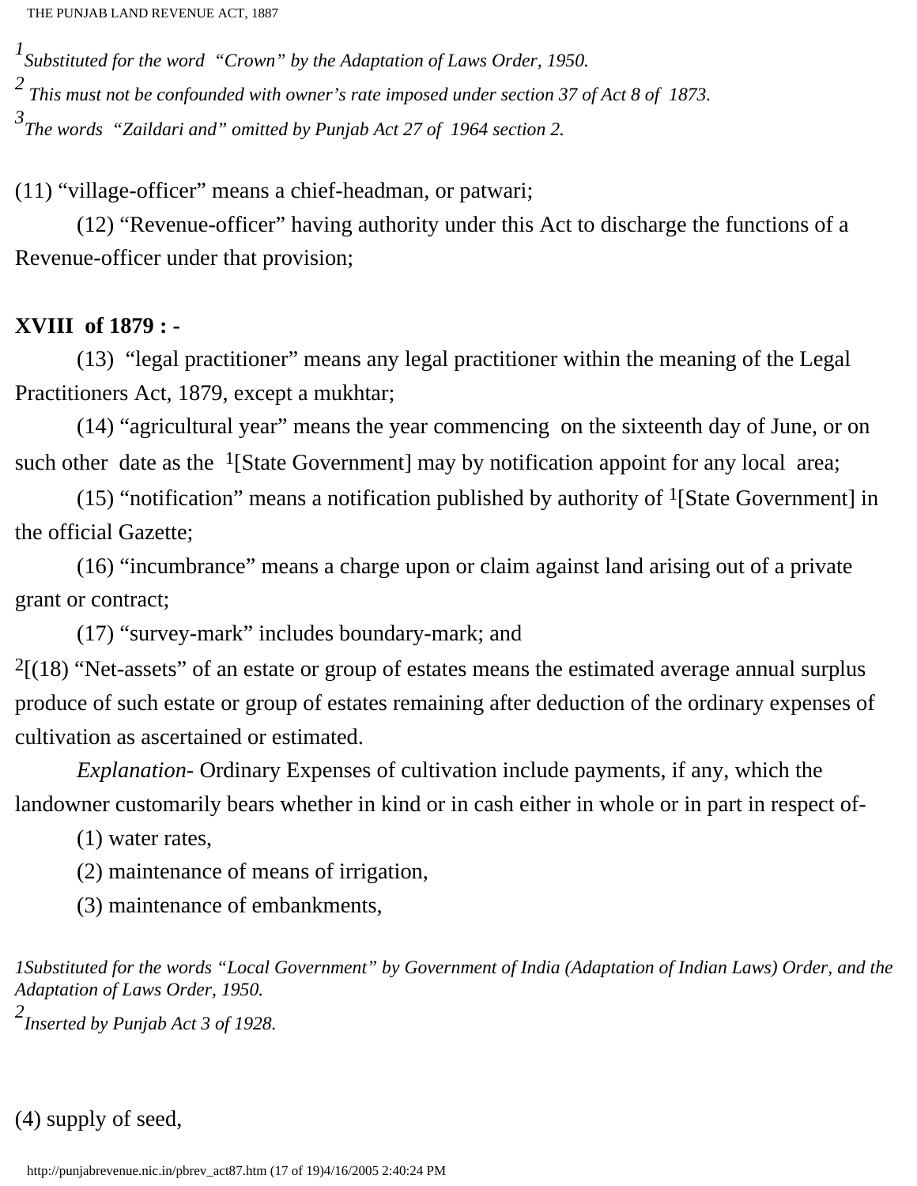[1] Substituted for the word "Crown" by the Adaptation of Laws Order, 1950.

[2] This must not be confounded with owner's rate imposed under section 37 of Act 8 of 1873.

[3] The words "Zaildari and" omitted by Punjab Act 27 of 1964 section 2.

(11) "village-officer" means a chief-headman, or patwari;

(12) "Revenue-officer" having authority under this Act to discharge the functions of a Revenue-officer under that provision;

**XVIII of 1879 : -**

(13) "legal practitioner" means any legal practitioner within the meaning of the Legal Practitioners Act, 1879, except a mukhtar;

(14) "agricultural year" means the year commencing on the sixteenth day of June, or on such other date as the [1][State Government] may by notification appoint for any local area;

(15) "notification" means a notification published by authority of [1][State Government] in the official Gazette;

(16) "incumbrance" means a charge upon or claim against land arising out of a private grant or contract;

(17) "survey-mark" includes boundary-mark; and

[2][(18) "Net-assets" of an estate or group of estates means the estimated average annual surplus produce of such estate or group of estates remaining after deduction of the ordinary expenses of cultivation as ascertained or estimated.

*Explanation*- Ordinary Expenses of cultivation include payments, if any, which the landowner customarily bears whether in kind or in cash either in whole or in part in respect of-

(1) water rates,

(2) maintenance of means of irrigation,

(3) maintenance of embankments,

*1Substituted for the words "Local Government" by Government of India (Adaptation of Indian Laws) Order, and the Adaptation of Laws Order, 1950.*

*[2] Inserted by Punjab Act 3 of 1928.*

(4) supply of seed,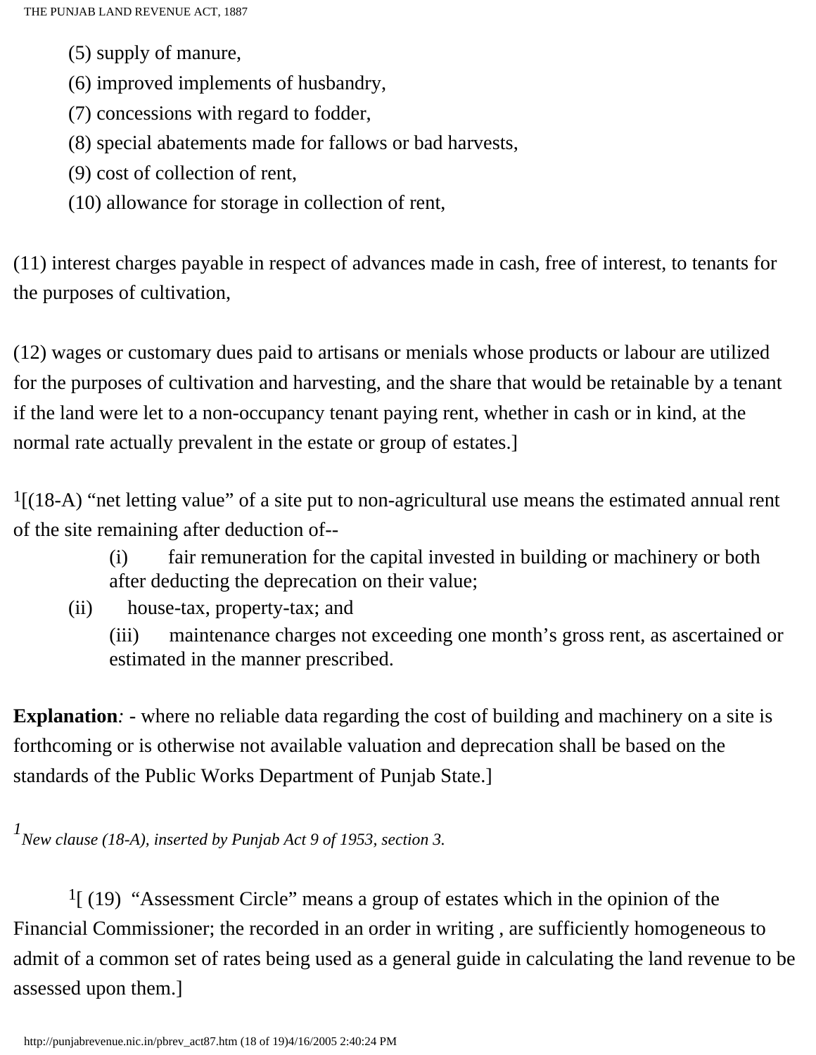(5) supply of manure,

(6) improved implements of husbandry,

(7) concessions with regard to fodder,

(8) special abatements made for fallows or bad harvests,

(9) cost of collection of rent,

(10) allowance for storage in collection of rent,

(11) interest charges payable in respect of advances made in cash, free of interest, to tenants for the purposes of cultivation,

(12) wages or customary dues paid to artisans or menials whose products or labour are utilized for the purposes of cultivation and harvesting, and the share that would be retainable by a tenant if the land were let to a non-occupancy tenant paying rent, whether in cash or in kind, at the normal rate actually prevalent in the estate or group of estates.]

[1][(18-A) "net letting value" of a site put to non-agricultural use means the estimated annual rent of the site remaining after deduction of--

(i) fair remuneration for the capital invested in building or machinery or both after deducting the deprecation on their value;

(ii) house-tax, property-tax; and

(iii) maintenance charges not exceeding one month's gross rent, as ascertained or estimated in the manner prescribed.

**Explanation**: - where no reliable data regarding the cost of building and machinery on a site is forthcoming or is otherwise not available valuation and deprecation shall be based on the standards of the Public Works Department of Punjab State.]

[1] *New clause (18-A), inserted by Punjab Act 9 of 1953, section 3.*

[1][ (19) "Assessment Circle" means a group of estates which in the opinion of the Financial Commissioner; the recorded in an order in writing , are sufficiently homogeneous to admit of a common set of rates being used as a general guide in calculating the land revenue to be assessed upon them.]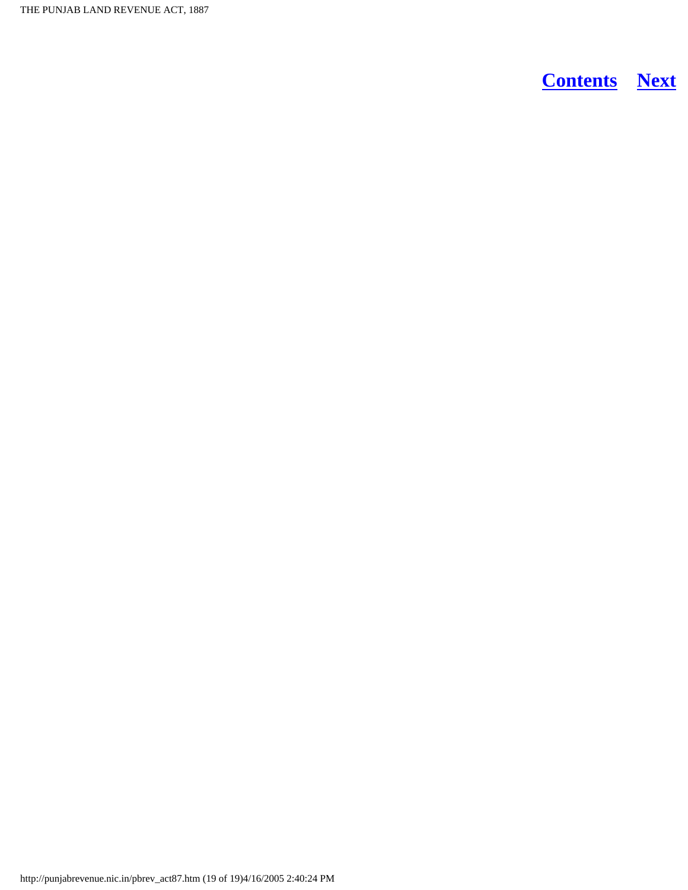[Contents](#) [Next](#)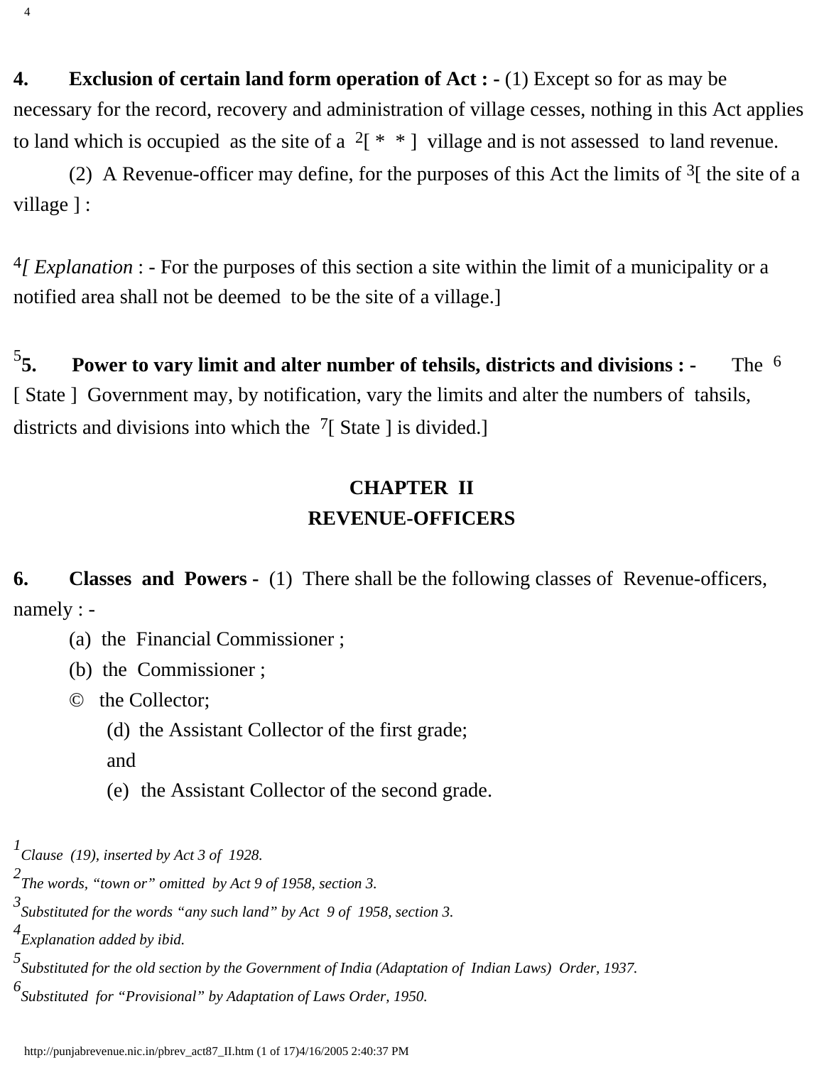**4. Exclusion of certain land form operation of Act : -** (1) Except so for as may be necessary for the record, recovery and administration of village cesses, nothing in this Act applies to land which is occupied as the site of a [2][ * * ] village and is not assessed to land revenue.

(2) A Revenue-officer may define, for the purposes of this Act the limits of [3][ the site of a village ] :

[4]*[ Explanation* : - For the purposes of this section a site within the limit of a municipality or a notified area shall not be deemed to be the site of a village.]

[5]**5. Power to vary limit and alter number of tehsils, districts and divisions : -** The [6][ State ] Government may, by notification, vary the limits and alter the numbers of tahsils, districts and divisions into which the [7][ State ] is divided.]

## CHAPTER II
## REVENUE-OFFICERS

**6. Classes and Powers -** (1) There shall be the following classes of Revenue-officers, namely : -

(a) the Financial Commissioner ;

(b) the Commissioner ;

© the Collector;

(d) the Assistant Collector of the first grade; and

(e) the Assistant Collector of the second grade.

---

[1] *Clause (19), inserted by Act 3 of 1928.*

[2] *The words, "town or" omitted by Act 9 of 1958, section 3.*

[3] *Substituted for the words "any such land" by Act 9 of 1958, section 3.*

[4] *Explanation added by ibid.*

[5] *Substituted for the old section by the Government of India (Adaptation of Indian Laws) Order, 1937.*

[6] *Substituted for "Provisional" by Adaptation of Laws Order, 1950.*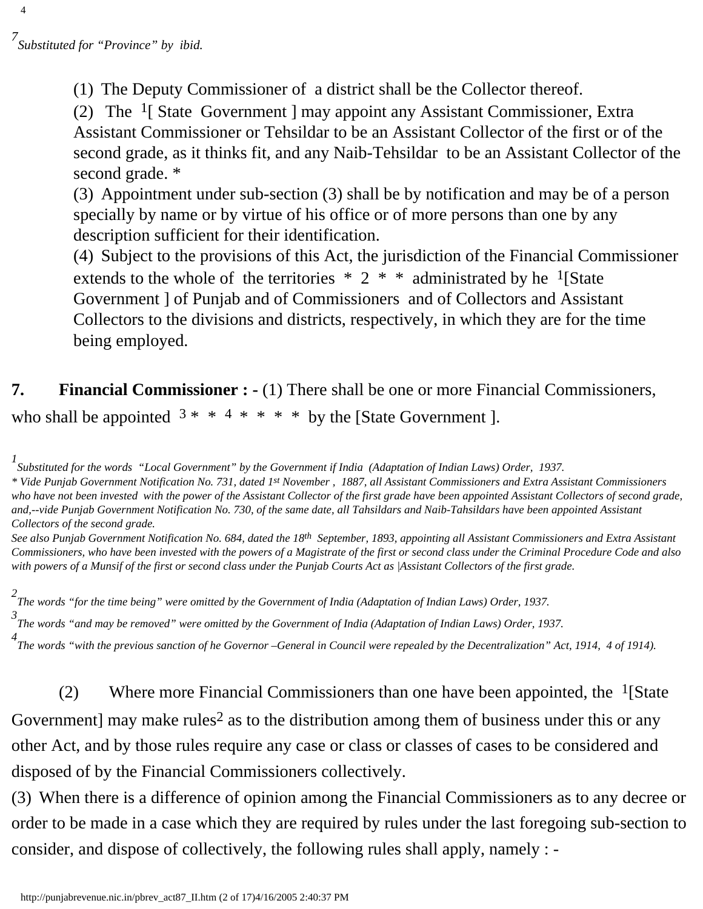[7] *Substituted for "Province" by ibid.*

(1) The Deputy Commissioner of a district shall be the Collector thereof.
(2) The [1][ State Government ] may appoint any Assistant Commissioner, Extra Assistant Commissioner or Tehsildar to be an Assistant Collector of the first or of the second grade, as it thinks fit, and any Naib-Tehsildar to be an Assistant Collector of the second grade. *
(3) Appointment under sub-section (3) shall be by notification and may be of a person specially by name or by virtue of his office or of more persons than one by any description sufficient for their identification.
(4) Subject to the provisions of this Act, the jurisdiction of the Financial Commissioner extends to the whole of the territories * 2 * * administrated by he [1][State Government ] of Punjab and of Commissioners and of Collectors and Assistant Collectors to the divisions and districts, respectively, in which they are for the time being employed.

**7. Financial Commissioner : -** (1) There shall be one or more Financial Commissioners, who shall be appointed [3]* * [4]* * * * by the [State Government ].

[1] *Substituted for the words "Local Government" by the Government if India (Adaptation of Indian Laws) Order, 1937.*
*\* Vide Punjab Government Notification No. 731, dated 1st November , 1887, all Assistant Commissioners and Extra Assistant Commissioners who have not been invested with the power of the Assistant Collector of the first grade have been appointed Assistant Collectors of second grade, and,--vide Punjab Government Notification No. 730, of the same date, all Tahsildars and Naib-Tahsildars have been appointed Assistant Collectors of the second grade.*
*See also Punjab Government Notification No. 684, dated the 18th September, 1893, appointing all Assistant Commissioners and Extra Assistant Commissioners, who have been invested with the powers of a Magistrate of the first or second class under the Criminal Procedure Code and also with powers of a Munsif of the first or second class under the Punjab Courts Act as |Assistant Collectors of the first grade.*

[2] *The words "for the time being" were omitted by the Government of India (Adaptation of Indian Laws) Order, 1937.*
[3] *The words "and may be removed" were omitted by the Government of India (Adaptation of Indian Laws) Order, 1937.*
[4] *The words "with the previous sanction of he Governor –General in Council were repealed by the Decentralization" Act, 1914, 4 of 1914).*

(2) Where more Financial Commissioners than one have been appointed, the [1][State Government] may make rules[2] as to the distribution among them of business under this or any other Act, and by those rules require any case or class or classes of cases to be considered and disposed of by the Financial Commissioners collectively.
(3) When there is a difference of opinion among the Financial Commissioners as to any decree or order to be made in a case which they are required by rules under the last foregoing sub-section to consider, and dispose of collectively, the following rules shall apply, namely : -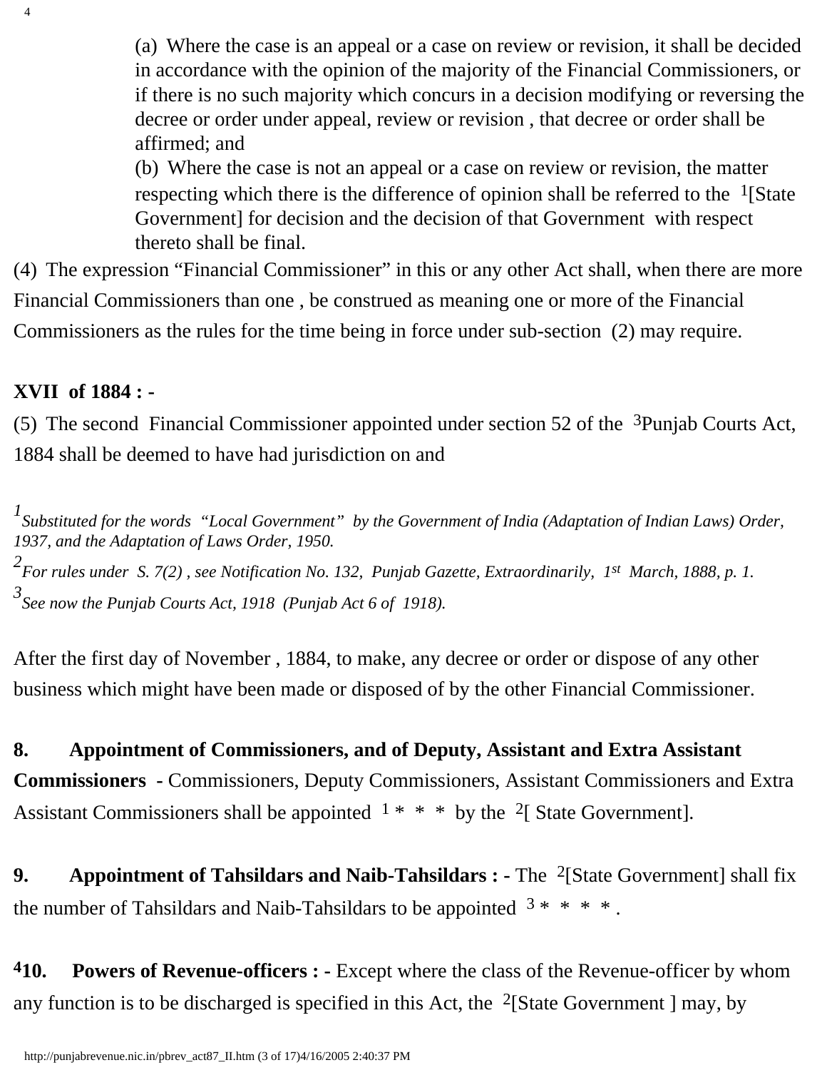(a) Where the case is an appeal or a case on review or revision, it shall be decided in accordance with the opinion of the majority of the Financial Commissioners, or if there is no such majority which concurs in a decision modifying or reversing the decree or order under appeal, review or revision , that decree or order shall be affirmed; and

(b) Where the case is not an appeal or a case on review or revision, the matter respecting which there is the difference of opinion shall be referred to the [1][State Government] for decision and the decision of that Government with respect thereto shall be final.

(4) The expression "Financial Commissioner" in this or any other Act shall, when there are more Financial Commissioners than one , be construed as meaning one or more of the Financial Commissioners as the rules for the time being in force under sub-section (2) may require.

**XVII of 1884 : -**

(5) The second Financial Commissioner appointed under section 52 of the [3]Punjab Courts Act, 1884 shall be deemed to have had jurisdiction on and

*[1] Substituted for the words "Local Government" by the Government of India (Adaptation of Indian Laws) Order, 1937, and the Adaptation of Laws Order, 1950.*

*[2] For rules under S. 7(2) , see Notification No. 132, Punjab Gazette, Extraordinarily, 1st March, 1888, p. 1.*

*[3] See now the Punjab Courts Act, 1918 (Punjab Act 6 of 1918).*

After the first day of November , 1884, to make, any decree or order or dispose of any other business which might have been made or disposed of by the other Financial Commissioner.

**8. Appointment of Commissioners, and of Deputy, Assistant and Extra Assistant Commissioners -** Commissioners, Deputy Commissioners, Assistant Commissioners and Extra Assistant Commissioners shall be appointed [1] * * * by the [2][ State Government].

**9. Appointment of Tahsildars and Naib-Tahsildars : -** The [2][State Government] shall fix the number of Tahsildars and Naib-Tahsildars to be appointed [3] * * * * .

**[4]10. Powers of Revenue-officers : -** Except where the class of the Revenue-officer by whom any function is to be discharged is specified in this Act, the [2][State Government ] may, by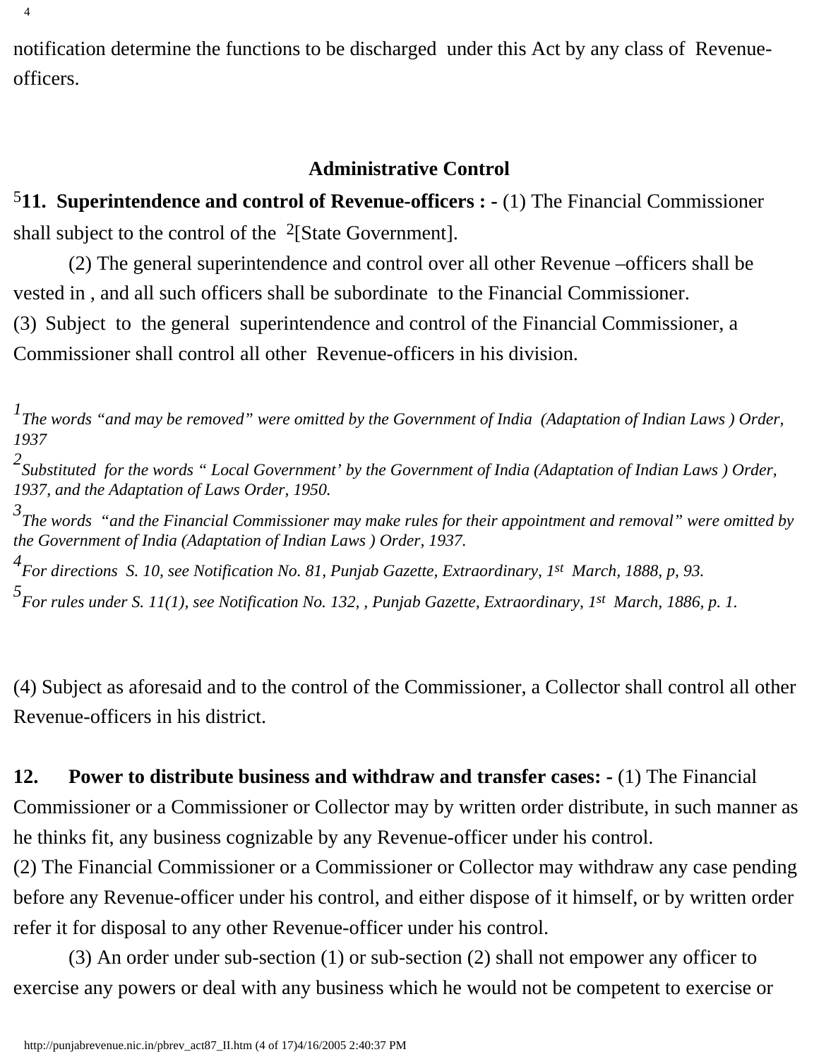notification determine the functions to be discharged under this Act by any class of Revenue-officers.

## Administrative Control

[5]**11. Superintendence and control of Revenue-officers : -** (1) The Financial Commissioner shall subject to the control of the [2][State Government].

(2) The general superintendence and control over all other Revenue –officers shall be vested in , and all such officers shall be subordinate to the Financial Commissioner.

(3) Subject to the general superintendence and control of the Financial Commissioner, a Commissioner shall control all other Revenue-officers in his division.

*[1]The words "and may be removed" were omitted by the Government of India (Adaptation of Indian Laws ) Order, 1937*

*[2]Substituted for the words " Local Government' by the Government of India (Adaptation of Indian Laws ) Order, 1937, and the Adaptation of Laws Order, 1950.*

*[3]The words "and the Financial Commissioner may make rules for their appointment and removal" were omitted by the Government of India (Adaptation of Indian Laws ) Order, 1937.*

*[4]For directions S. 10, see Notification No. 81, Punjab Gazette, Extraordinary, 1st March, 1888, p, 93.*

*[5]For rules under S. 11(1), see Notification No. 132, , Punjab Gazette, Extraordinary, 1st March, 1886, p. 1.*

(4) Subject as aforesaid and to the control of the Commissioner, a Collector shall control all other Revenue-officers in his district.

**12. Power to distribute business and withdraw and transfer cases: -** (1) The Financial Commissioner or a Commissioner or Collector may by written order distribute, in such manner as he thinks fit, any business cognizable by any Revenue-officer under his control.

(2) The Financial Commissioner or a Commissioner or Collector may withdraw any case pending before any Revenue-officer under his control, and either dispose of it himself, or by written order refer it for disposal to any other Revenue-officer under his control.

(3) An order under sub-section (1) or sub-section (2) shall not empower any officer to exercise any powers or deal with any business which he would not be competent to exercise or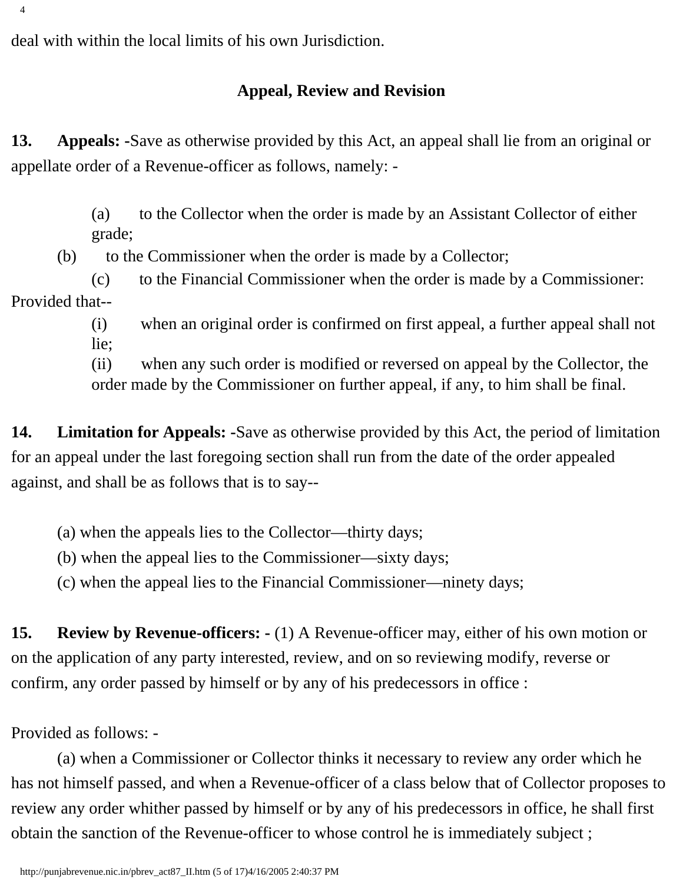deal with within the local limits of his own Jurisdiction.

## Appeal, Review and Revision

**13. Appeals: -**Save as otherwise provided by this Act, an appeal shall lie from an original or appellate order of a Revenue-officer as follows, namely: -

(a) to the Collector when the order is made by an Assistant Collector of either grade;

(b) to the Commissioner when the order is made by a Collector;

(c) to the Financial Commissioner when the order is made by a Commissioner:

Provided that--

(i) when an original order is confirmed on first appeal, a further appeal shall not lie;

(ii) when any such order is modified or reversed on appeal by the Collector, the order made by the Commissioner on further appeal, if any, to him shall be final.

**14. Limitation for Appeals: -**Save as otherwise provided by this Act, the period of limitation for an appeal under the last foregoing section shall run from the date of the order appealed against, and shall be as follows that is to say--

(a) when the appeals lies to the Collector—thirty days;

(b) when the appeal lies to the Commissioner—sixty days;

(c) when the appeal lies to the Financial Commissioner—ninety days;

**15. Review by Revenue-officers: -** (1) A Revenue-officer may, either of his own motion or on the application of any party interested, review, and on so reviewing modify, reverse or confirm, any order passed by himself or by any of his predecessors in office :

Provided as follows: -

(a) when a Commissioner or Collector thinks it necessary to review any order which he has not himself passed, and when a Revenue-officer of a class below that of Collector proposes to review any order whither passed by himself or by any of his predecessors in office, he shall first obtain the sanction of the Revenue-officer to whose control he is immediately subject ;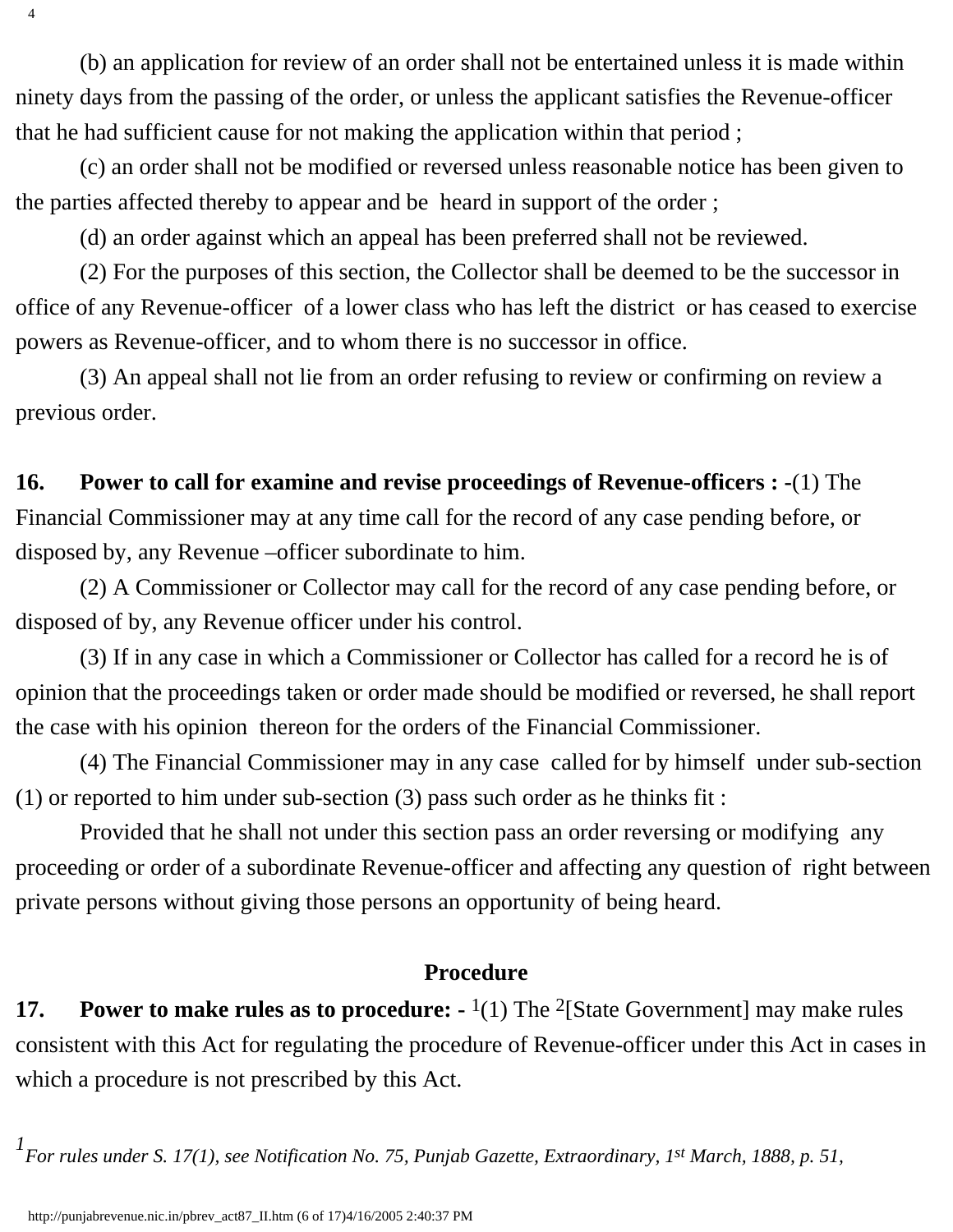(b) an application for review of an order shall not be entertained unless it is made within ninety days from the passing of the order, or unless the applicant satisfies the Revenue-officer that he had sufficient cause for not making the application within that period ;

(c) an order shall not be modified or reversed unless reasonable notice has been given to the parties affected thereby to appear and be heard in support of the order ;

(d) an order against which an appeal has been preferred shall not be reviewed.

(2) For the purposes of this section, the Collector shall be deemed to be the successor in office of any Revenue-officer of a lower class who has left the district or has ceased to exercise powers as Revenue-officer, and to whom there is no successor in office.

(3) An appeal shall not lie from an order refusing to review or confirming on review a previous order.

**16. Power to call for examine and revise proceedings of Revenue-officers : -**(1) The Financial Commissioner may at any time call for the record of any case pending before, or disposed by, any Revenue –officer subordinate to him.

(2) A Commissioner or Collector may call for the record of any case pending before, or disposed of by, any Revenue officer under his control.

(3) If in any case in which a Commissioner or Collector has called for a record he is of opinion that the proceedings taken or order made should be modified or reversed, he shall report the case with his opinion thereon for the orders of the Financial Commissioner.

(4) The Financial Commissioner may in any case called for by himself under sub-section (1) or reported to him under sub-section (3) pass such order as he thinks fit :

Provided that he shall not under this section pass an order reversing or modifying any proceeding or order of a subordinate Revenue-officer and affecting any question of right between private persons without giving those persons an opportunity of being heard.

## Procedure

**17. Power to make rules as to procedure: -** [1](1) The [2][State Government] may make rules consistent with this Act for regulating the procedure of Revenue-officer under this Act in cases in which a procedure is not prescribed by this Act.

*[1] For rules under S. 17(1), see Notification No. 75, Punjab Gazette, Extraordinary, 1st March, 1888, p. 51,*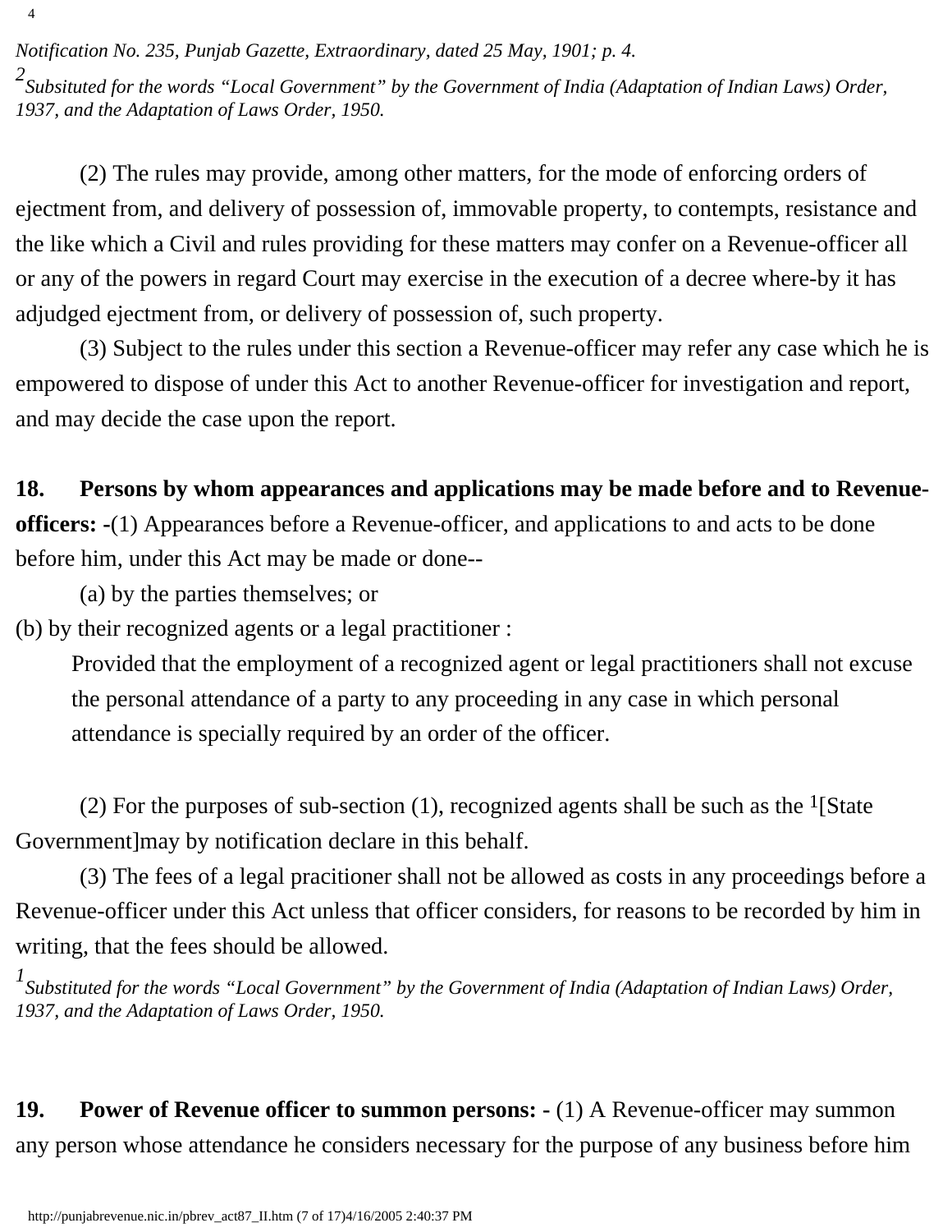*Notification No. 235, Punjab Gazette, Extraordinary, dated 25 May, 1901; p. 4.*

[2] *Subsituted for the words "Local Government" by the Government of India (Adaptation of Indian Laws) Order, 1937, and the Adaptation of Laws Order, 1950.*

(2) The rules may provide, among other matters, for the mode of enforcing orders of ejectment from, and delivery of possession of, immovable property, to contempts, resistance and the like which a Civil and rules providing for these matters may confer on a Revenue-officer all or any of the powers in regard Court may exercise in the execution of a decree where-by it has adjudged ejectment from, or delivery of possession of, such property.

(3) Subject to the rules under this section a Revenue-officer may refer any case which he is empowered to dispose of under this Act to another Revenue-officer for investigation and report, and may decide the case upon the report.

**18. Persons by whom appearances and applications may be made before and to Revenue-officers: -**(1) Appearances before a Revenue-officer, and applications to and acts to be done before him, under this Act may be made or done--

(a) by the parties themselves; or

(b) by their recognized agents or a legal practitioner :

Provided that the employment of a recognized agent or legal practitioners shall not excuse the personal attendance of a party to any proceeding in any case in which personal attendance is specially required by an order of the officer.

(2) For the purposes of sub-section (1), recognized agents shall be such as the [1][State Government]may by notification declare in this behalf.

(3) The fees of a legal pracitioner shall not be allowed as costs in any proceedings before a Revenue-officer under this Act unless that officer considers, for reasons to be recorded by him in writing, that the fees should be allowed.

[1] *Substituted for the words "Local Government" by the Government of India (Adaptation of Indian Laws) Order, 1937, and the Adaptation of Laws Order, 1950.*

**19. Power of Revenue officer to summon persons: -** (1) A Revenue-officer may summon any person whose attendance he considers necessary for the purpose of any business before him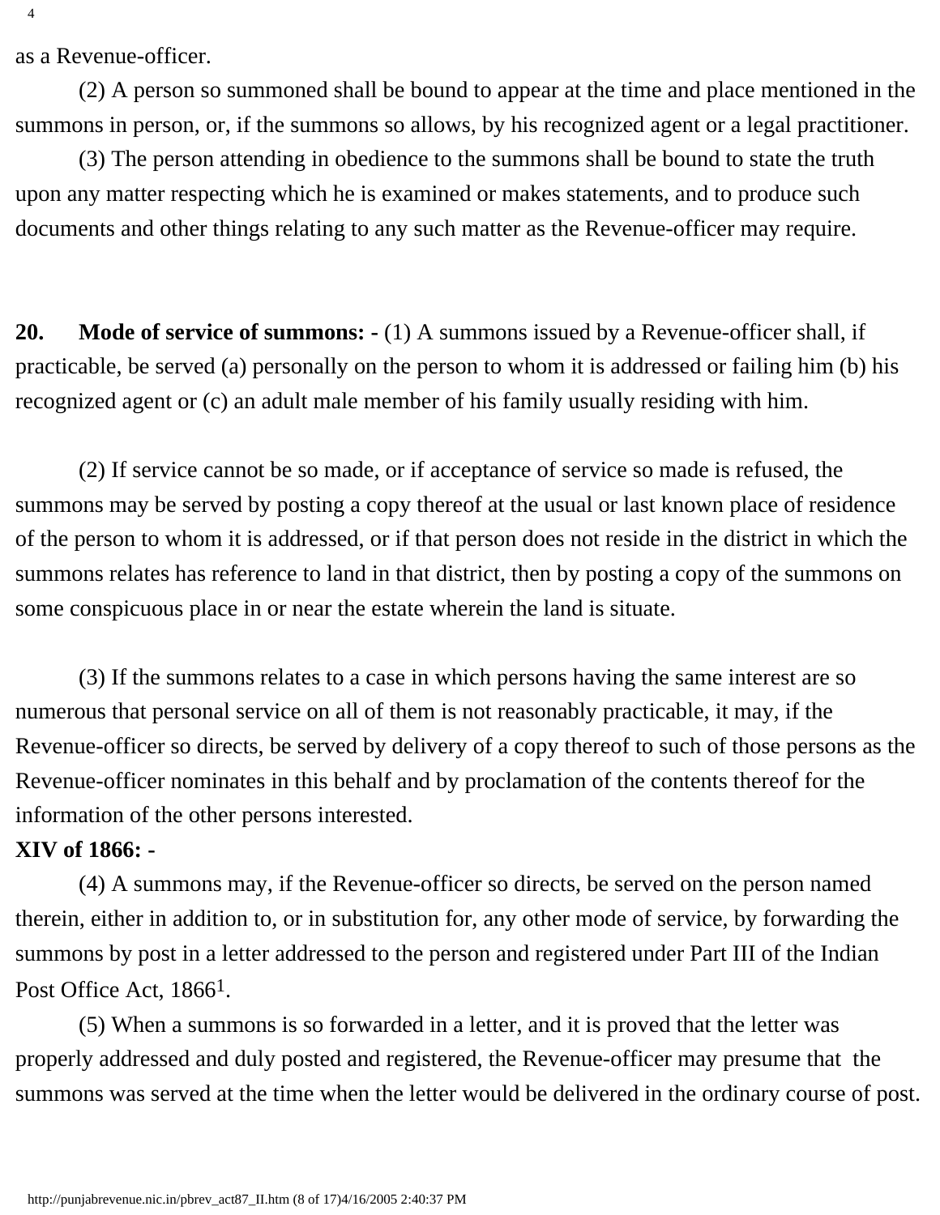as a Revenue-officer.

(2) A person so summoned shall be bound to appear at the time and place mentioned in the summons in person, or, if the summons so allows, by his recognized agent or a legal practitioner.

(3) The person attending in obedience to the summons shall be bound to state the truth upon any matter respecting which he is examined or makes statements, and to produce such documents and other things relating to any such matter as the Revenue-officer may require.

**20. Mode of service of summons: -** (1) A summons issued by a Revenue-officer shall, if practicable, be served (a) personally on the person to whom it is addressed or failing him (b) his recognized agent or (c) an adult male member of his family usually residing with him.

(2) If service cannot be so made, or if acceptance of service so made is refused, the summons may be served by posting a copy thereof at the usual or last known place of residence of the person to whom it is addressed, or if that person does not reside in the district in which the summons relates has reference to land in that district, then by posting a copy of the summons on some conspicuous place in or near the estate wherein the land is situate.

(3) If the summons relates to a case in which persons having the same interest are so numerous that personal service on all of them is not reasonably practicable, it may, if the Revenue-officer so directs, be served by delivery of a copy thereof to such of those persons as the Revenue-officer nominates in this behalf and by proclamation of the contents thereof for the information of the other persons interested.

**XIV of 1866: -**

(4) A summons may, if the Revenue-officer so directs, be served on the person named therein, either in addition to, or in substitution for, any other mode of service, by forwarding the summons by post in a letter addressed to the person and registered under Part III of the Indian Post Office Act, 1866[1].

(5) When a summons is so forwarded in a letter, and it is proved that the letter was properly addressed and duly posted and registered, the Revenue-officer may presume that the summons was served at the time when the letter would be delivered in the ordinary course of post.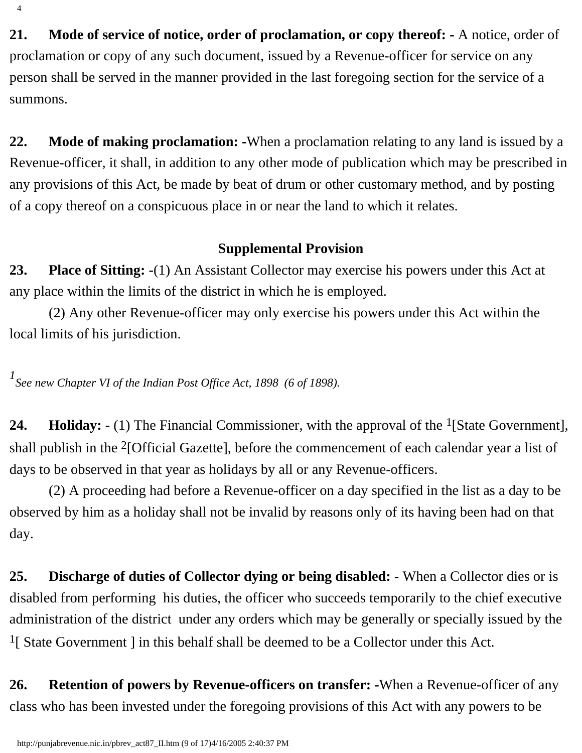**21. Mode of service of notice, order of proclamation, or copy thereof: -** A notice, order of proclamation or copy of any such document, issued by a Revenue-officer for service on any person shall be served in the manner provided in the last foregoing section for the service of a summons.

**22. Mode of making proclamation: -**When a proclamation relating to any land is issued by a Revenue-officer, it shall, in addition to any other mode of publication which may be prescribed in any provisions of this Act, be made by beat of drum or other customary method, and by posting of a copy thereof on a conspicuous place in or near the land to which it relates.

### Supplemental Provision

**23. Place of Sitting: -**(1) An Assistant Collector may exercise his powers under this Act at any place within the limits of the district in which he is employed.

(2) Any other Revenue-officer may only exercise his powers under this Act within the local limits of his jurisdiction.

*[1] See new Chapter VI of the Indian Post Office Act, 1898 (6 of 1898).*

**24. Holiday: -** (1) The Financial Commissioner, with the approval of the [1][State Government], shall publish in the [2][Official Gazette], before the commencement of each calendar year a list of days to be observed in that year as holidays by all or any Revenue-officers.

(2) A proceeding had before a Revenue-officer on a day specified in the list as a day to be observed by him as a holiday shall not be invalid by reasons only of its having been had on that day.

**25. Discharge of duties of Collector dying or being disabled: -** When a Collector dies or is disabled from performing his duties, the officer who succeeds temporarily to the chief executive administration of the district under any orders which may be generally or specially issued by the [1][ State Government ] in this behalf shall be deemed to be a Collector under this Act.

**26. Retention of powers by Revenue-officers on transfer: -**When a Revenue-officer of any class who has been invested under the foregoing provisions of this Act with any powers to be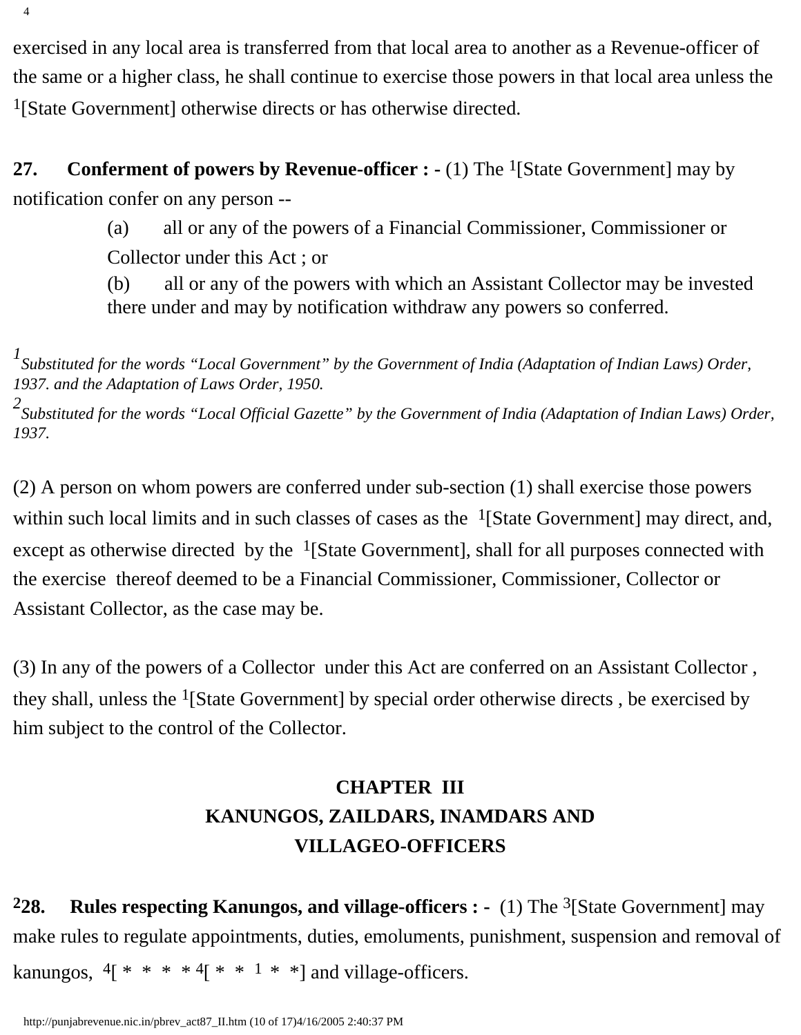exercised in any local area is transferred from that local area to another as a Revenue-officer of the same or a higher class, he shall continue to exercise those powers in that local area unless the [1][State Government] otherwise directs or has otherwise directed.

**27. Conferment of powers by Revenue-officer : -** (1) The [1][State Government] may by notification confer on any person --

(a) all or any of the powers of a Financial Commissioner, Commissioner or Collector under this Act ; or

(b) all or any of the powers with which an Assistant Collector may be invested there under and may by notification withdraw any powers so conferred.

*[1]Substituted for the words "Local Government" by the Government of India (Adaptation of Indian Laws) Order, 1937. and the Adaptation of Laws Order, 1950.*

*[2]Substituted for the words "Local Official Gazette" by the Government of India (Adaptation of Indian Laws) Order, 1937.*

(2) A person on whom powers are conferred under sub-section (1) shall exercise those powers within such local limits and in such classes of cases as the [1][State Government] may direct, and, except as otherwise directed by the [1][State Government], shall for all purposes connected with the exercise thereof deemed to be a Financial Commissioner, Commissioner, Collector or Assistant Collector, as the case may be.

(3) In any of the powers of a Collector under this Act are conferred on an Assistant Collector , they shall, unless the [1][State Government] by special order otherwise directs , be exercised by him subject to the control of the Collector.

## CHAPTER III
## KANUNGOS, ZAILDARS, INAMDARS AND VILLAGEO-OFFICERS

**[2]28. Rules respecting Kanungos, and village-officers : -** (1) The [3][State Government] may make rules to regulate appointments, duties, emoluments, punishment, suspension and removal of kanungos, [4][ * * * * [4][ * * [1] * *] and village-officers.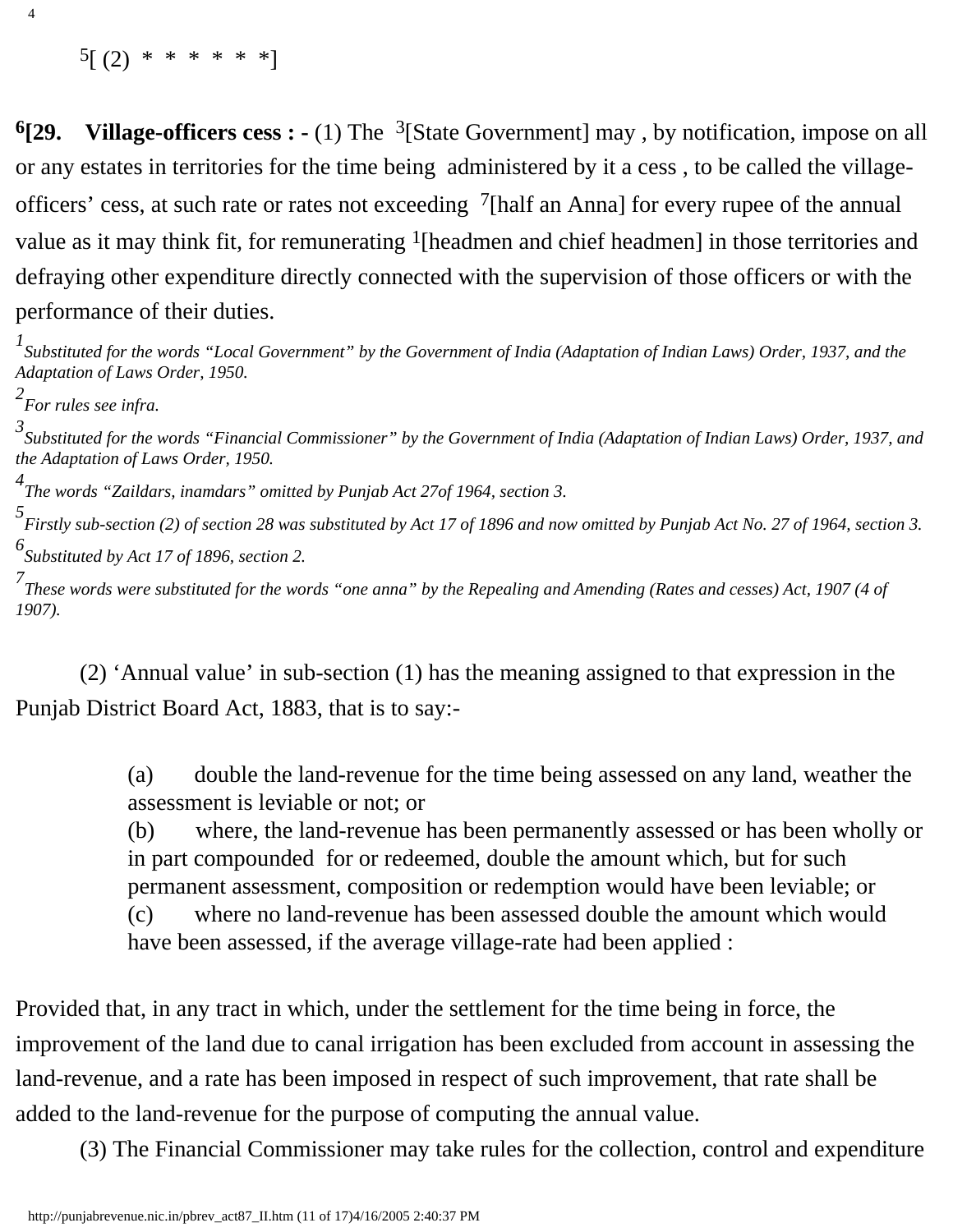[5][ (2) * * * * * *]

**[6][29. Village-officers cess : -** (1) The [3][State Government] may , by notification, impose on all or any estates in territories for the time being administered by it a cess , to be called the village-officers' cess, at such rate or rates not exceeding [7][half an Anna] for every rupee of the annual value as it may think fit, for remunerating [1][headmen and chief headmen] in those territories and defraying other expenditure directly connected with the supervision of those officers or with the performance of their duties.

*[1] Substituted for the words "Local Government" by the Government of India (Adaptation of Indian Laws) Order, 1937, and the Adaptation of Laws Order, 1950.*

*[2] For rules see infra.*

*[3] Substituted for the words "Financial Commissioner" by the Government of India (Adaptation of Indian Laws) Order, 1937, and the Adaptation of Laws Order, 1950.*

*[4] The words "Zaildars, inamdars" omitted by Punjab Act 27of 1964, section 3.*

*[5] Firstly sub-section (2) of section 28 was substituted by Act 17 of 1896 and now omitted by Punjab Act No. 27 of 1964, section 3.*

*[6] Substituted by Act 17 of 1896, section 2.*

*[7] These words were substituted for the words "one anna" by the Repealing and Amending (Rates and cesses) Act, 1907 (4 of 1907).*

(2) 'Annual value' in sub-section (1) has the meaning assigned to that expression in the Punjab District Board Act, 1883, that is to say:-

(a) double the land-revenue for the time being assessed on any land, weather the assessment is leviable or not; or

(b) where, the land-revenue has been permanently assessed or has been wholly or in part compounded for or redeemed, double the amount which, but for such permanent assessment, composition or redemption would have been leviable; or

(c) where no land-revenue has been assessed double the amount which would have been assessed, if the average village-rate had been applied :

Provided that, in any tract in which, under the settlement for the time being in force, the improvement of the land due to canal irrigation has been excluded from account in assessing the land-revenue, and a rate has been imposed in respect of such improvement, that rate shall be added to the land-revenue for the purpose of computing the annual value.

(3) The Financial Commissioner may take rules for the collection, control and expenditure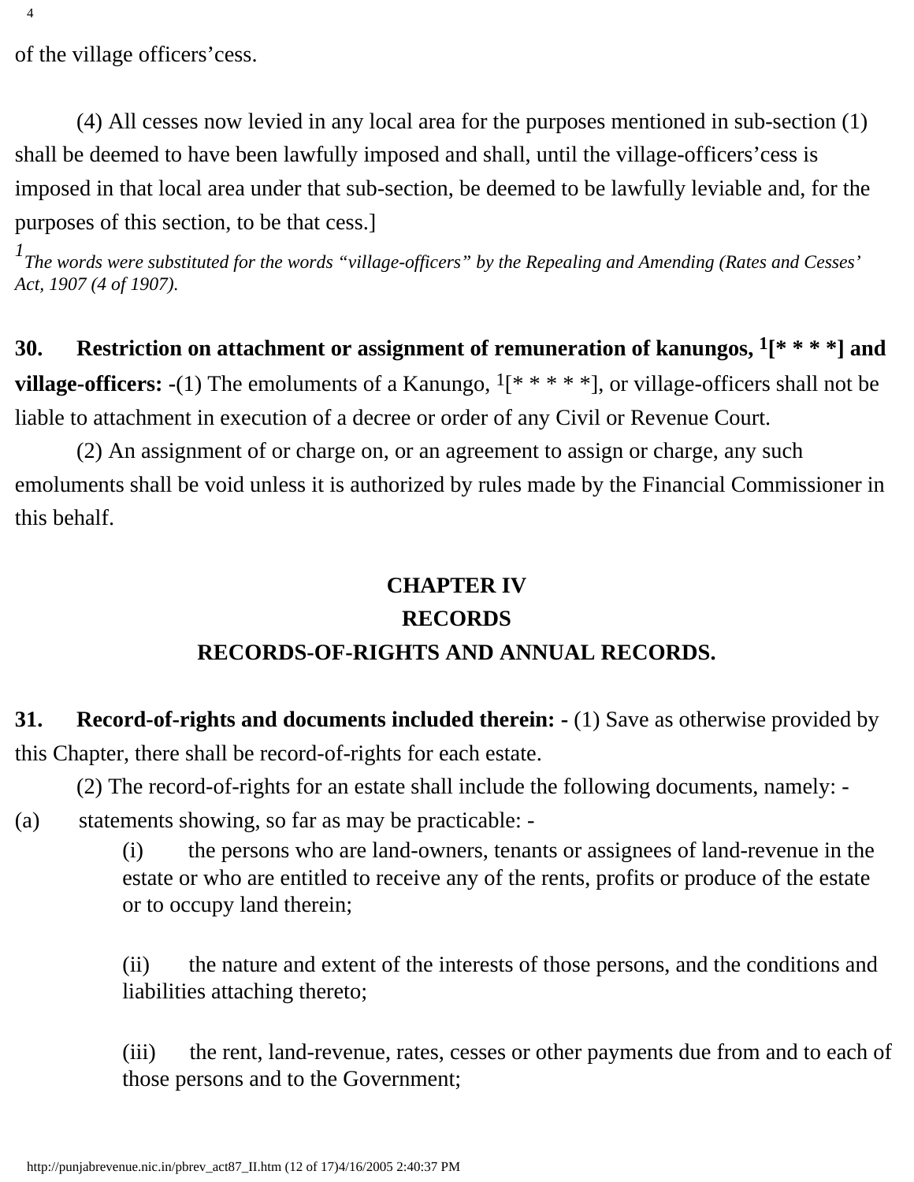of the village officers'cess.

(4) All cesses now levied in any local area for the purposes mentioned in sub-section (1) shall be deemed to have been lawfully imposed and shall, until the village-officers'cess is imposed in that local area under that sub-section, be deemed to be lawfully leviable and, for the purposes of this section, to be that cess.]

*[1]The words were substituted for the words "village-officers" by the Repealing and Amending (Rates and Cesses' Act, 1907 (4 of 1907).*

**30. Restriction on attachment or assignment of remuneration of kanungos, [1][* * * *] and village-officers: -**(1) The emoluments of a Kanungo, [1][* * * * *], or village-officers shall not be liable to attachment in execution of a decree or order of any Civil or Revenue Court.

(2) An assignment of or charge on, or an agreement to assign or charge, any such emoluments shall be void unless it is authorized by rules made by the Financial Commissioner in this behalf.

## CHAPTER IV
## RECORDS
## RECORDS-OF-RIGHTS AND ANNUAL RECORDS.

**31. Record-of-rights and documents included therein: -** (1) Save as otherwise provided by this Chapter, there shall be record-of-rights for each estate.

(2) The record-of-rights for an estate shall include the following documents, namely: -

(a) statements showing, so far as may be practicable: -

(i) the persons who are land-owners, tenants or assignees of land-revenue in the estate or who are entitled to receive any of the rents, profits or produce of the estate or to occupy land therein;

(ii) the nature and extent of the interests of those persons, and the conditions and liabilities attaching thereto;

(iii) the rent, land-revenue, rates, cesses or other payments due from and to each of those persons and to the Government;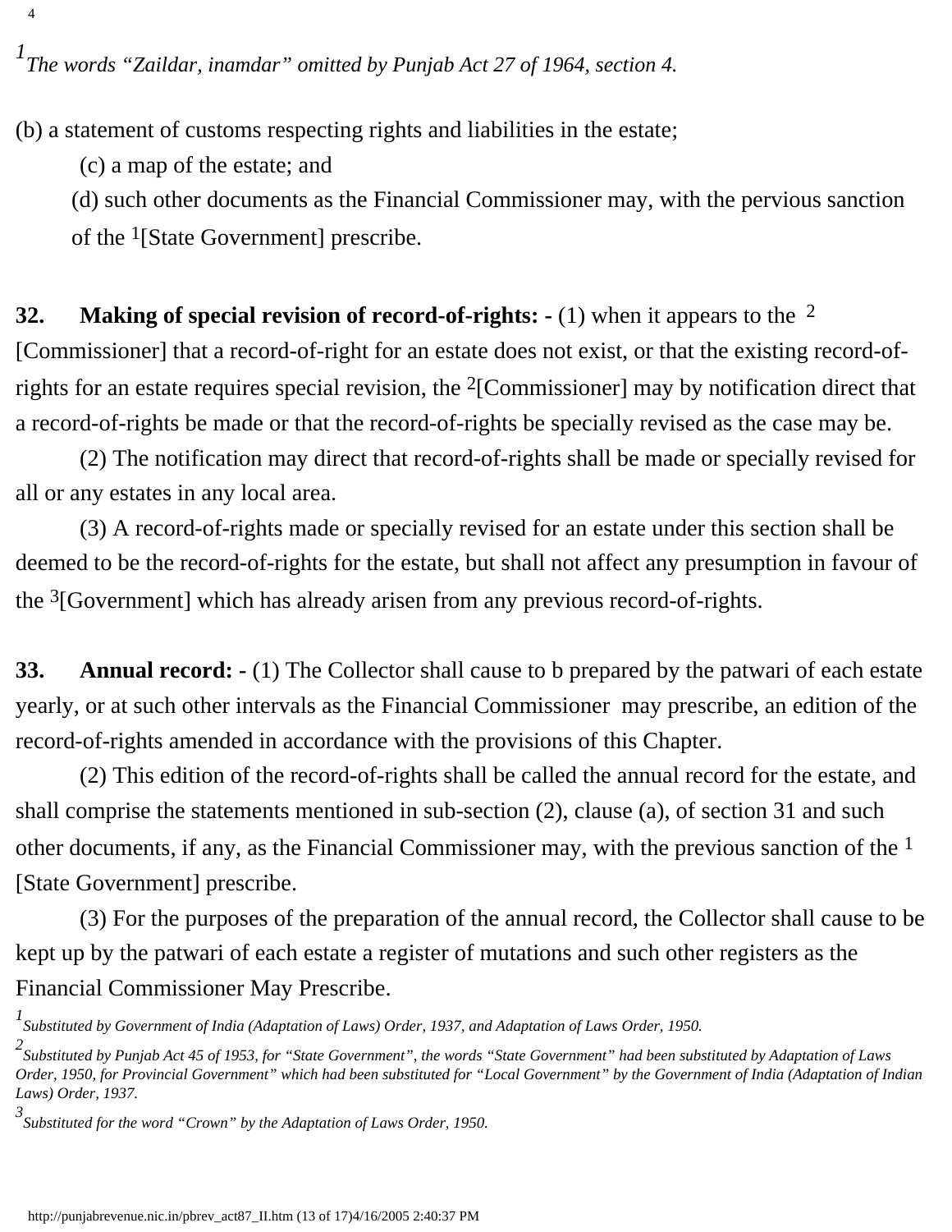[1] *The words "Zaildar, inamdar" omitted by Punjab Act 27 of 1964, section 4.*

(b) a statement of customs respecting rights and liabilities in the estate;

(c) a map of the estate; and

(d) such other documents as the Financial Commissioner may, with the pervious sanction of the [1][State Government] prescribe.

**32. Making of special revision of record-of-rights: -** (1) when it appears to the [2][Commissioner] that a record-of-right for an estate does not exist, or that the existing record-of-rights for an estate requires special revision, the [2][Commissioner] may by notification direct that a record-of-rights be made or that the record-of-rights be specially revised as the case may be.

(2) The notification may direct that record-of-rights shall be made or specially revised for all or any estates in any local area.

(3) A record-of-rights made or specially revised for an estate under this section shall be deemed to be the record-of-rights for the estate, but shall not affect any presumption in favour of the [3][Government] which has already arisen from any previous record-of-rights.

**33. Annual record: -** (1) The Collector shall cause to b prepared by the patwari of each estate yearly, or at such other intervals as the Financial Commissioner may prescribe, an edition of the record-of-rights amended in accordance with the provisions of this Chapter.

(2) This edition of the record-of-rights shall be called the annual record for the estate, and shall comprise the statements mentioned in sub-section (2), clause (a), of section 31 and such other documents, if any, as the Financial Commissioner may, with the previous sanction of the [1][State Government] prescribe.

(3) For the purposes of the preparation of the annual record, the Collector shall cause to be kept up by the patwari of each estate a register of mutations and such other registers as the Financial Commissioner May Prescribe.

[1] *Substituted by Government of India (Adaptation of Laws) Order, 1937, and Adaptation of Laws Order, 1950.*

[2] *Substituted by Punjab Act 45 of 1953, for "State Government", the words "State Government" had been substituted by Adaptation of Laws Order, 1950, for Provincial Government" which had been substituted for "Local Government" by the Government of India (Adaptation of Indian Laws) Order, 1937.*

[3] *Substituted for the word "Crown" by the Adaptation of Laws Order, 1950.*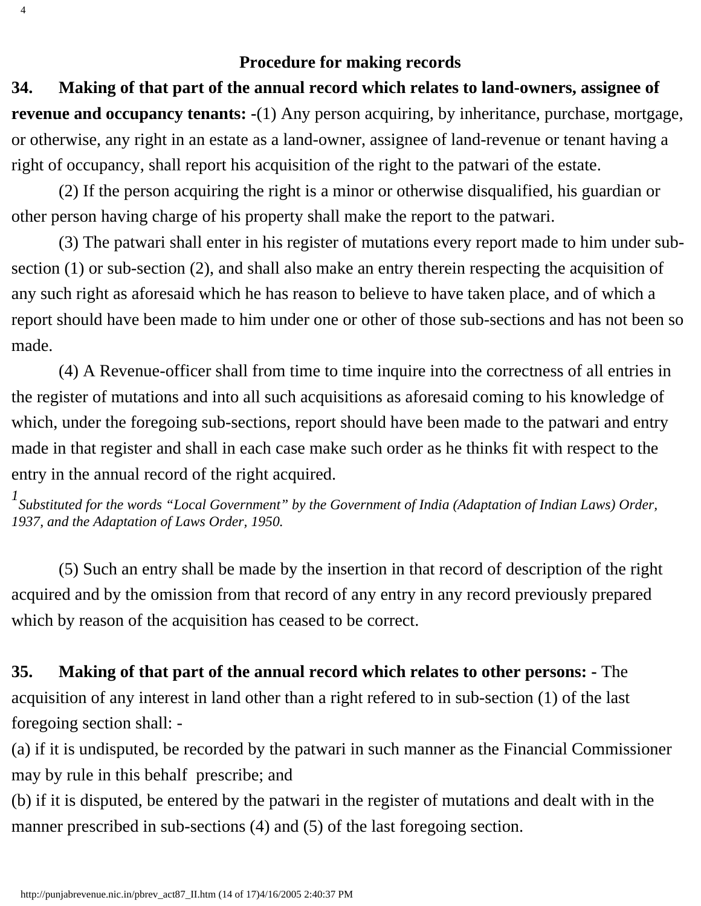## Procedure for making records

**34. Making of that part of the annual record which relates to land-owners, assignee of revenue and occupancy tenants:** -(1) Any person acquiring, by inheritance, purchase, mortgage, or otherwise, any right in an estate as a land-owner, assignee of land-revenue or tenant having a right of occupancy, shall report his acquisition of the right to the patwari of the estate.

(2) If the person acquiring the right is a minor or otherwise disqualified, his guardian or other person having charge of his property shall make the report to the patwari.

(3) The patwari shall enter in his register of mutations every report made to him under sub-section (1) or sub-section (2), and shall also make an entry therein respecting the acquisition of any such right as aforesaid which he has reason to believe to have taken place, and of which a report should have been made to him under one or other of those sub-sections and has not been so made.

(4) A Revenue-officer shall from time to time inquire into the correctness of all entries in the register of mutations and into all such acquisitions as aforesaid coming to his knowledge of which, under the foregoing sub-sections, report should have been made to the patwari and entry made in that register and shall in each case make such order as he thinks fit with respect to the entry in the annual record of the right acquired.

[1] *Substituted for the words "Local Government" by the Government of India (Adaptation of Indian Laws) Order, 1937, and the Adaptation of Laws Order, 1950.*

(5) Such an entry shall be made by the insertion in that record of description of the right acquired and by the omission from that record of any entry in any record previously prepared which by reason of the acquisition has ceased to be correct.

**35. Making of that part of the annual record which relates to other persons:** - The acquisition of any interest in land other than a right refered to in sub-section (1) of the last foregoing section shall: -

(a) if it is undisputed, be recorded by the patwari in such manner as the Financial Commissioner may by rule in this behalf prescribe; and

(b) if it is disputed, be entered by the patwari in the register of mutations and dealt with in the manner prescribed in sub-sections (4) and (5) of the last foregoing section.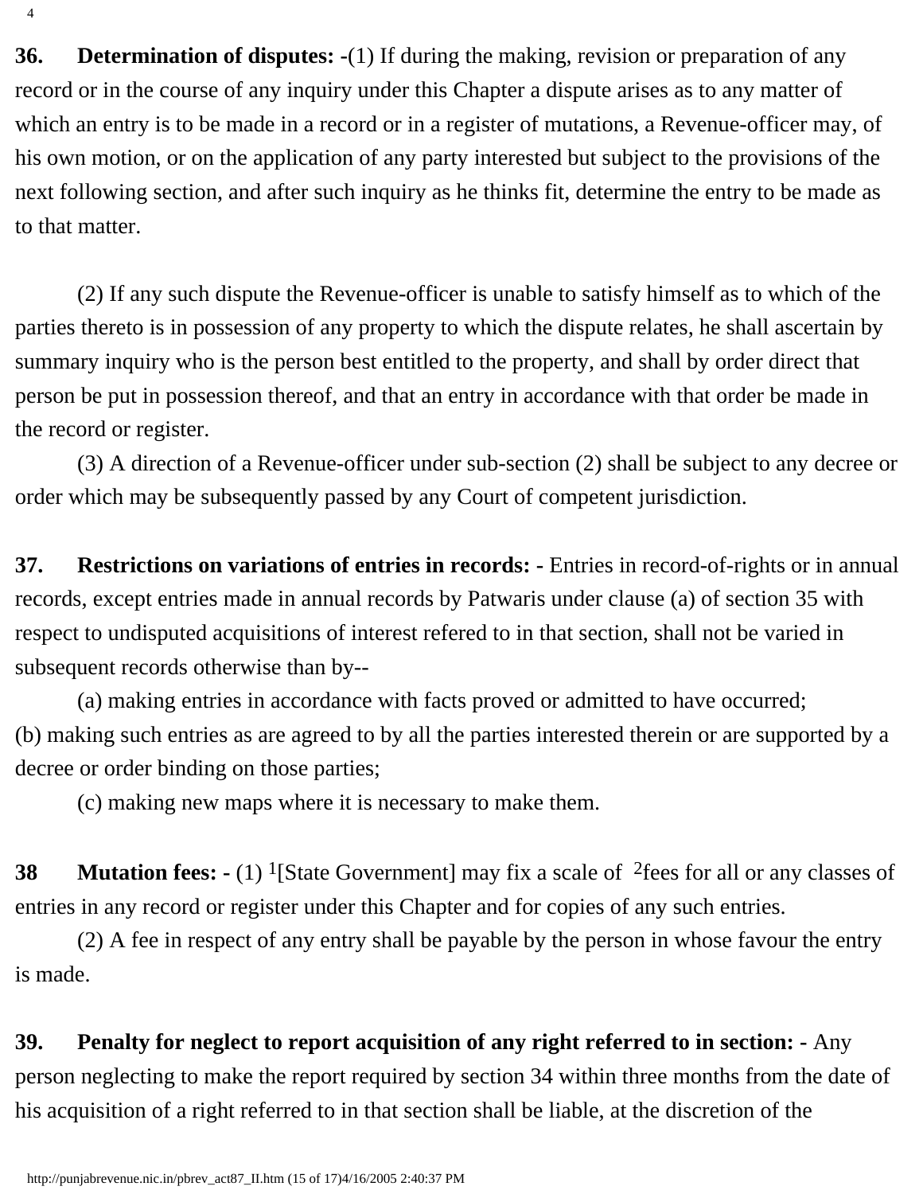**36. Determination of disputes: -**(1) If during the making, revision or preparation of any record or in the course of any inquiry under this Chapter a dispute arises as to any matter of which an entry is to be made in a record or in a register of mutations, a Revenue-officer may, of his own motion, or on the application of any party interested but subject to the provisions of the next following section, and after such inquiry as he thinks fit, determine the entry to be made as to that matter.

(2) If any such dispute the Revenue-officer is unable to satisfy himself as to which of the parties thereto is in possession of any property to which the dispute relates, he shall ascertain by summary inquiry who is the person best entitled to the property, and shall by order direct that person be put in possession thereof, and that an entry in accordance with that order be made in the record or register.

(3) A direction of a Revenue-officer under sub-section (2) shall be subject to any decree or order which may be subsequently passed by any Court of competent jurisdiction.

**37. Restrictions on variations of entries in records: -** Entries in record-of-rights or in annual records, except entries made in annual records by Patwaris under clause (a) of section 35 with respect to undisputed acquisitions of interest refered to in that section, shall not be varied in subsequent records otherwise than by--

(a) making entries in accordance with facts proved or admitted to have occurred;

(b) making such entries as are agreed to by all the parties interested therein or are supported by a decree or order binding on those parties;

(c) making new maps where it is necessary to make them.

**38 Mutation fees: -** (1) [1][State Government] may fix a scale of [2]fees for all or any classes of entries in any record or register under this Chapter and for copies of any such entries.

(2) A fee in respect of any entry shall be payable by the person in whose favour the entry is made.

**39. Penalty for neglect to report acquisition of any right referred to in section: -** Any person neglecting to make the report required by section 34 within three months from the date of his acquisition of a right referred to in that section shall be liable, at the discretion of the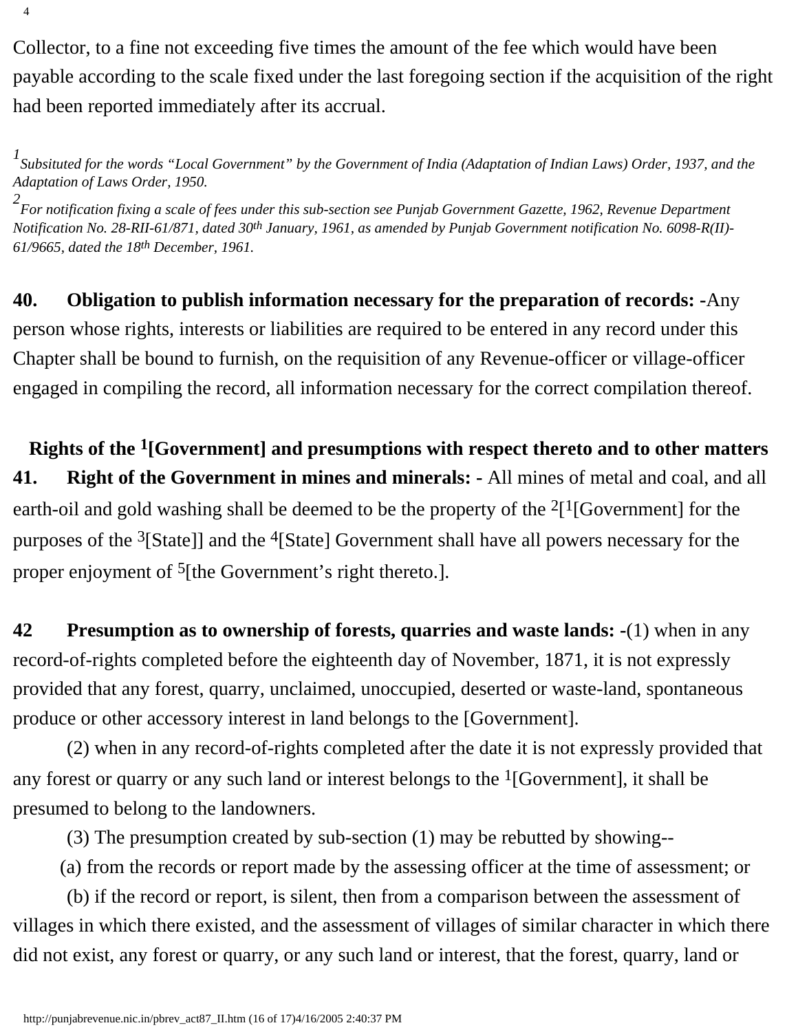Collector, to a fine not exceeding five times the amount of the fee which would have been payable according to the scale fixed under the last foregoing section if the acquisition of the right had been reported immediately after its accrual.

*[1] Subsituted for the words "Local Government" by the Government of India (Adaptation of Indian Laws) Order, 1937, and the Adaptation of Laws Order, 1950.*

*[2] For notification fixing a scale of fees under this sub-section see Punjab Government Gazette, 1962, Revenue Department Notification No. 28-RII-61/871, dated 30th January, 1961, as amended by Punjab Government notification No. 6098-R(II)-61/9665, dated the 18th December, 1961.*

**40. Obligation to publish information necessary for the preparation of records: -**Any person whose rights, interests or liabilities are required to be entered in any record under this Chapter shall be bound to furnish, on the requisition of any Revenue-officer or village-officer engaged in compiling the record, all information necessary for the correct compilation thereof.

**Rights of the [1][Government] and presumptions with respect thereto and to other matters**

**41. Right of the Government in mines and minerals: -** All mines of metal and coal, and all earth-oil and gold washing shall be deemed to be the property of the [2][[1][Government] for the purposes of the [3][State]] and the [4][State] Government shall have all powers necessary for the proper enjoyment of [5][the Government's right thereto.].

**42 Presumption as to ownership of forests, quarries and waste lands: -**(1) when in any record-of-rights completed before the eighteenth day of November, 1871, it is not expressly provided that any forest, quarry, unclaimed, unoccupied, deserted or waste-land, spontaneous produce or other accessory interest in land belongs to the [Government].

(2) when in any record-of-rights completed after the date it is not expressly provided that any forest or quarry or any such land or interest belongs to the [1][Government], it shall be presumed to belong to the landowners.

(3) The presumption created by sub-section (1) may be rebutted by showing--

(a) from the records or report made by the assessing officer at the time of assessment; or

(b) if the record or report, is silent, then from a comparison between the assessment of villages in which there existed, and the assessment of villages of similar character in which there did not exist, any forest or quarry, or any such land or interest, that the forest, quarry, land or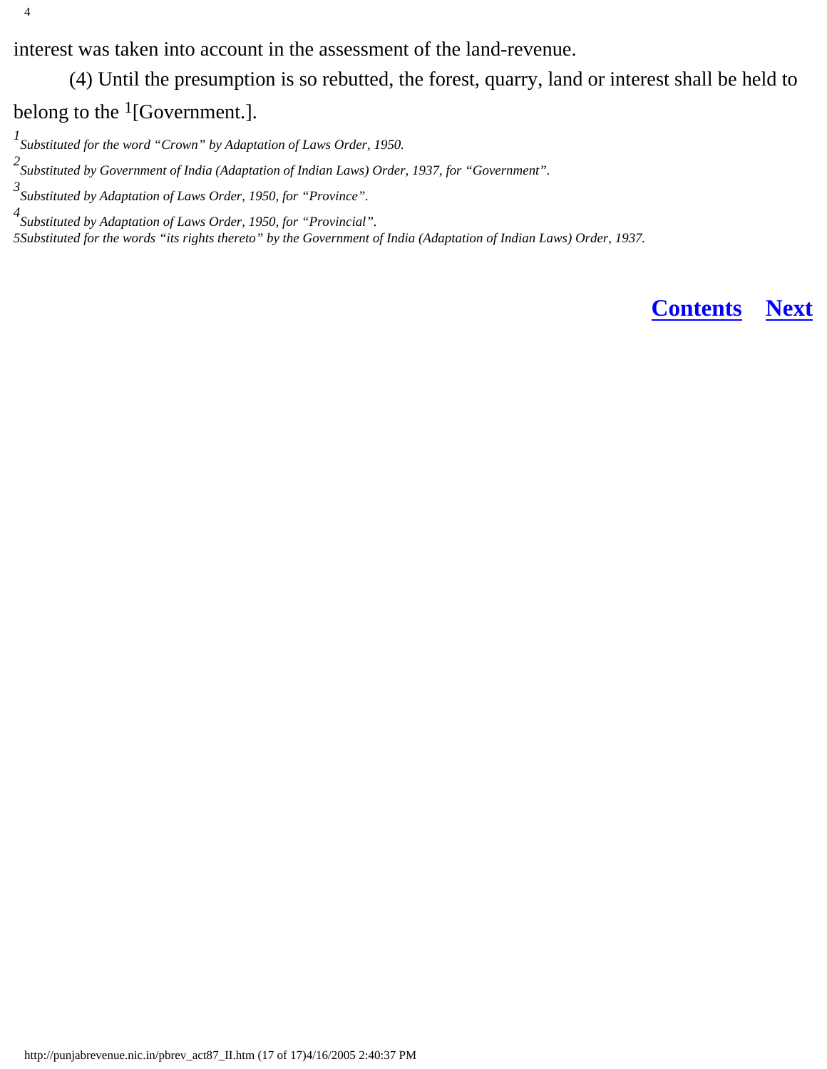interest was taken into account in the assessment of the land-revenue.

(4) Until the presumption is so rebutted, the forest, quarry, land or interest shall be held to belong to the [1][Government.].

*[1] Substituted for the word "Crown" by Adaptation of Laws Order, 1950.*

*[2] Substituted by Government of India (Adaptation of Indian Laws) Order, 1937, for "Government".*

*[3] Substituted by Adaptation of Laws Order, 1950, for "Province".*

*[4] Substituted by Adaptation of Laws Order, 1950, for "Provincial".*

*[5] Substituted for the words "its rights thereto" by the Government of India (Adaptation of Indian Laws) Order, 1937.*

**Contents** **Next**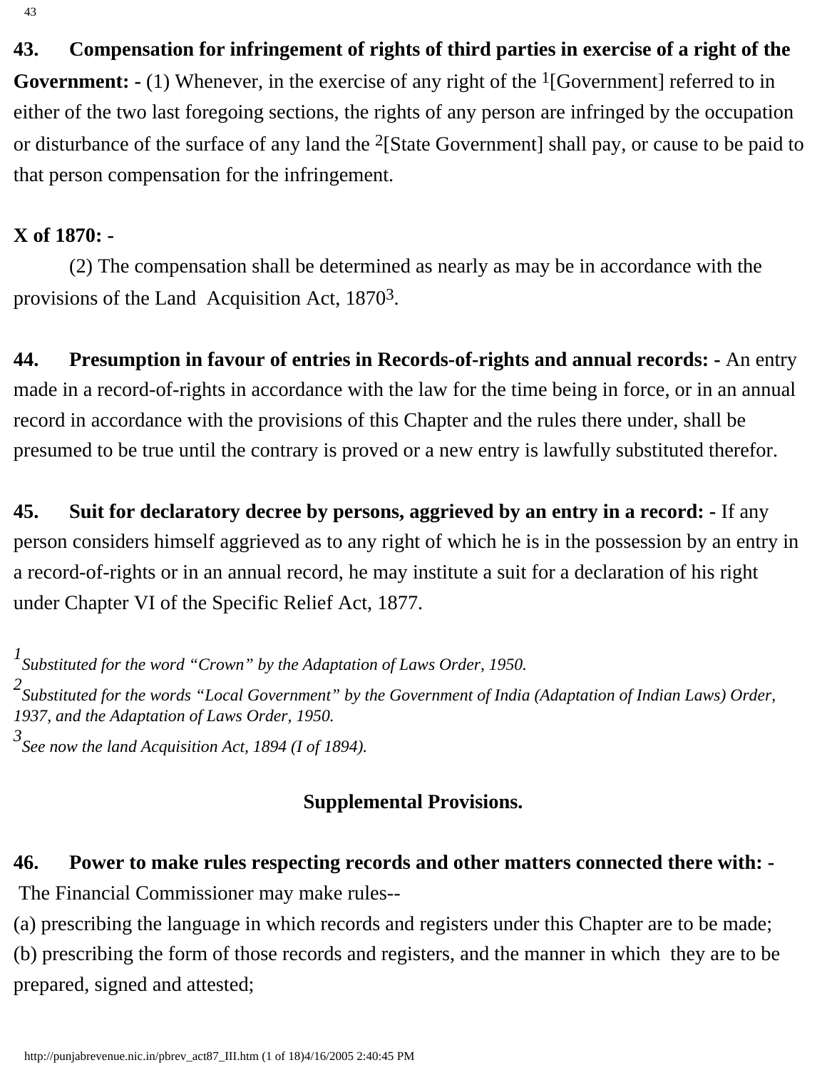**43. Compensation for infringement of rights of third parties in exercise of a right of the Government: -** (1) Whenever, in the exercise of any right of the [1][Government] referred to in either of the two last foregoing sections, the rights of any person are infringed by the occupation or disturbance of the surface of any land the [2][State Government] shall pay, or cause to be paid to that person compensation for the infringement.

**X of 1870: -**

(2) The compensation shall be determined as nearly as may be in accordance with the provisions of the Land Acquisition Act, 1870[3].

**44. Presumption in favour of entries in Records-of-rights and annual records: -** An entry made in a record-of-rights in accordance with the law for the time being in force, or in an annual record in accordance with the provisions of this Chapter and the rules there under, shall be presumed to be true until the contrary is proved or a new entry is lawfully substituted therefor.

**45. Suit for declaratory decree by persons, aggrieved by an entry in a record: -** If any person considers himself aggrieved as to any right of which he is in the possession by an entry in a record-of-rights or in an annual record, he may institute a suit for a declaration of his right under Chapter VI of the Specific Relief Act, 1877.

[1] *Substituted for the word "Crown" by the Adaptation of Laws Order, 1950.*

[2] *Substituted for the words "Local Government" by the Government of India (Adaptation of Indian Laws) Order, 1937, and the Adaptation of Laws Order, 1950.*

[3] *See now the land Acquisition Act, 1894 (I of 1894).*

## Supplemental Provisions.

**46. Power to make rules respecting records and other matters connected there with: -** The Financial Commissioner may make rules--

(a) prescribing the language in which records and registers under this Chapter are to be made;

(b) prescribing the form of those records and registers, and the manner in which they are to be prepared, signed and attested;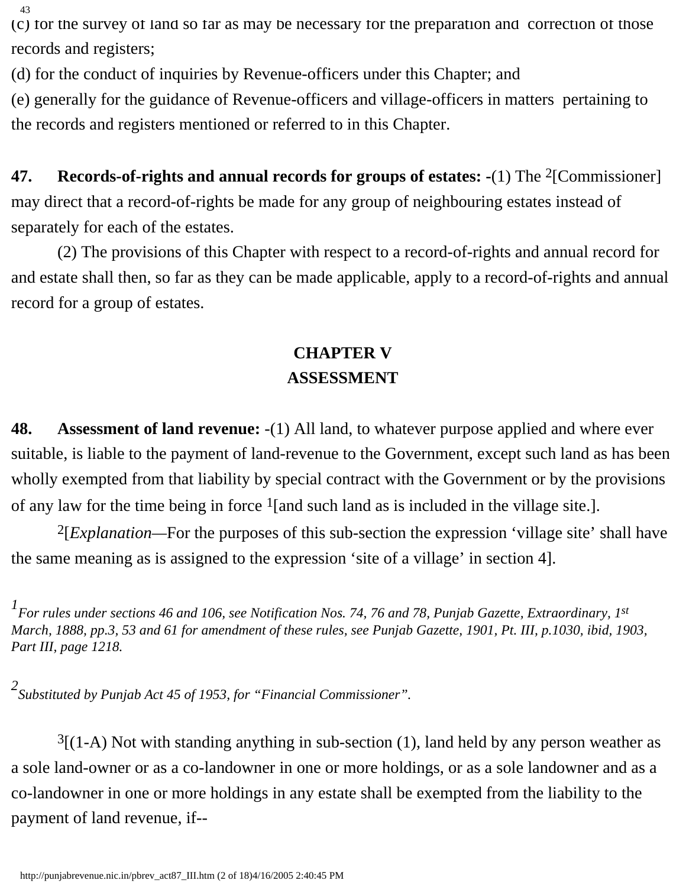(c) for the survey of land so far as may be necessary for the preparation and correction of those records and registers;

(d) for the conduct of inquiries by Revenue-officers under this Chapter; and

(e) generally for the guidance of Revenue-officers and village-officers in matters pertaining to the records and registers mentioned or referred to in this Chapter.

**47. Records-of-rights and annual records for groups of estates: -**(1) The [2][Commissioner] may direct that a record-of-rights be made for any group of neighbouring estates instead of separately for each of the estates.

(2) The provisions of this Chapter with respect to a record-of-rights and annual record for and estate shall then, so far as they can be made applicable, apply to a record-of-rights and annual record for a group of estates.

## CHAPTER V
## ASSESSMENT

**48. Assessment of land revenue: -**(1) All land, to whatever purpose applied and where ever suitable, is liable to the payment of land-revenue to the Government, except such land as has been wholly exempted from that liability by special contract with the Government or by the provisions of any law for the time being in force [1][and such land as is included in the village site.].

[2][*Explanation*—For the purposes of this sub-section the expression 'village site' shall have the same meaning as is assigned to the expression 'site of a village' in section 4].

*[1] For rules under sections 46 and 106, see Notification Nos. 74, 76 and 78, Punjab Gazette, Extraordinary, 1st March, 1888, pp.3, 53 and 61 for amendment of these rules, see Punjab Gazette, 1901, Pt. III, p.1030, ibid, 1903, Part III, page 1218.*

*[2] Substituted by Punjab Act 45 of 1953, for "Financial Commissioner".*

[3][(1-A) Not with standing anything in sub-section (1), land held by any person weather as a sole land-owner or as a co-landowner in one or more holdings, or as a sole landowner and as a co-landowner in one or more holdings in any estate shall be exempted from the liability to the payment of land revenue, if--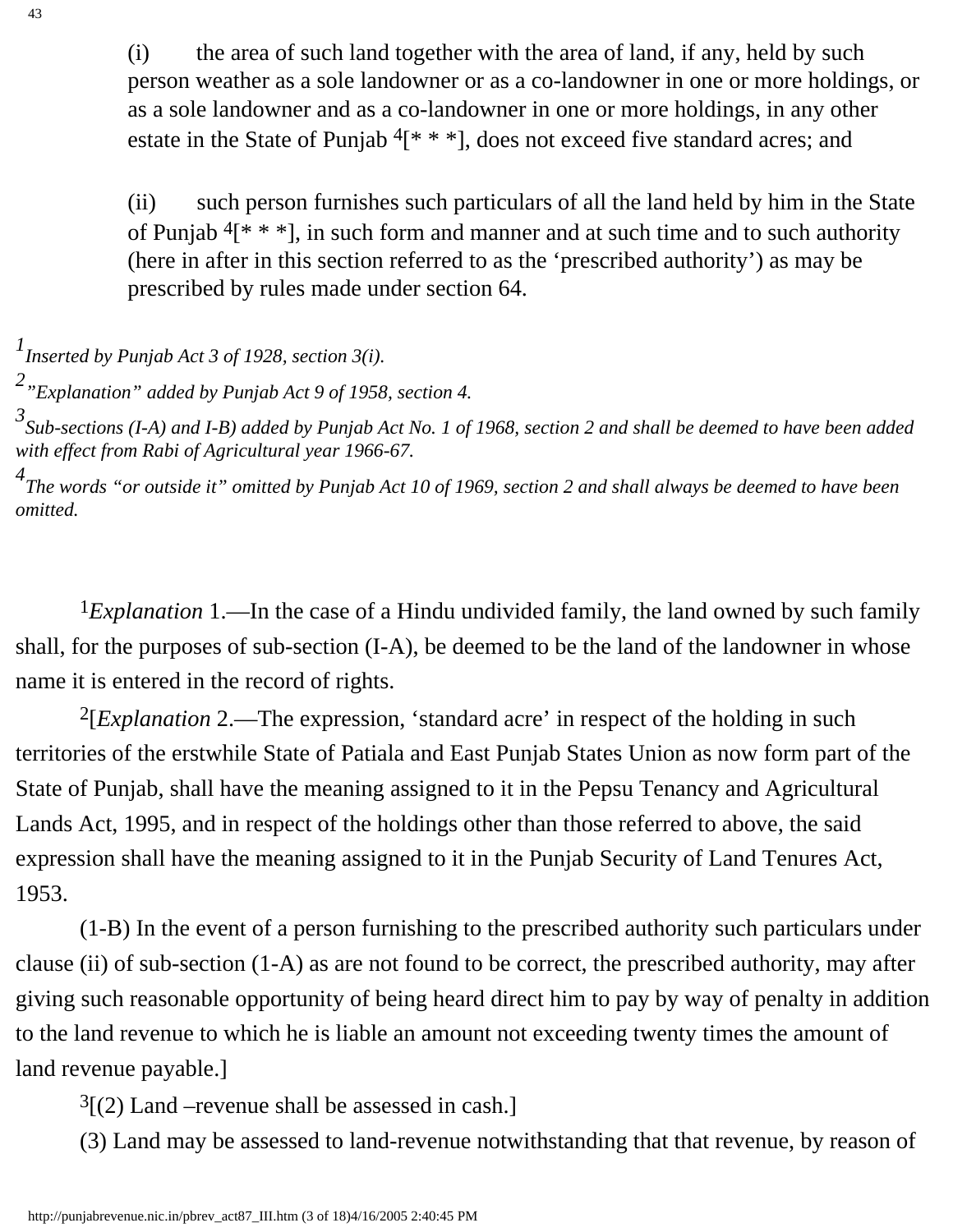(i) the area of such land together with the area of land, if any, held by such person weather as a sole landowner or as a co-landowner in one or more holdings, or as a sole landowner and as a co-landowner in one or more holdings, in any other estate in the State of Punjab [4][* * *], does not exceed five standard acres; and

(ii) such person furnishes such particulars of all the land held by him in the State of Punjab [4][* * *], in such form and manner and at such time and to such authority (here in after in this section referred to as the 'prescribed authority') as may be prescribed by rules made under section 64.

[1] *Inserted by Punjab Act 3 of 1928, section 3(i).*

[2] *"Explanation" added by Punjab Act 9 of 1958, section 4.*

[3] *Sub-sections (I-A) and I-B) added by Punjab Act No. 1 of 1968, section 2 and shall be deemed to have been added with effect from Rabi of Agricultural year 1966-67.*

[4] *The words "or outside it" omitted by Punjab Act 10 of 1969, section 2 and shall always be deemed to have been omitted.*

[1]*Explanation* 1.—In the case of a Hindu undivided family, the land owned by such family shall, for the purposes of sub-section (I-A), be deemed to be the land of the landowner in whose name it is entered in the record of rights.

[2][*Explanation* 2.—The expression, 'standard acre' in respect of the holding in such territories of the erstwhile State of Patiala and East Punjab States Union as now form part of the State of Punjab, shall have the meaning assigned to it in the Pepsu Tenancy and Agricultural Lands Act, 1995, and in respect of the holdings other than those referred to above, the said expression shall have the meaning assigned to it in the Punjab Security of Land Tenures Act, 1953.

(1-B) In the event of a person furnishing to the prescribed authority such particulars under clause (ii) of sub-section (1-A) as are not found to be correct, the prescribed authority, may after giving such reasonable opportunity of being heard direct him to pay by way of penalty in addition to the land revenue to which he is liable an amount not exceeding twenty times the amount of land revenue payable.]

[3][(2) Land –revenue shall be assessed in cash.]

(3) Land may be assessed to land-revenue notwithstanding that that revenue, by reason of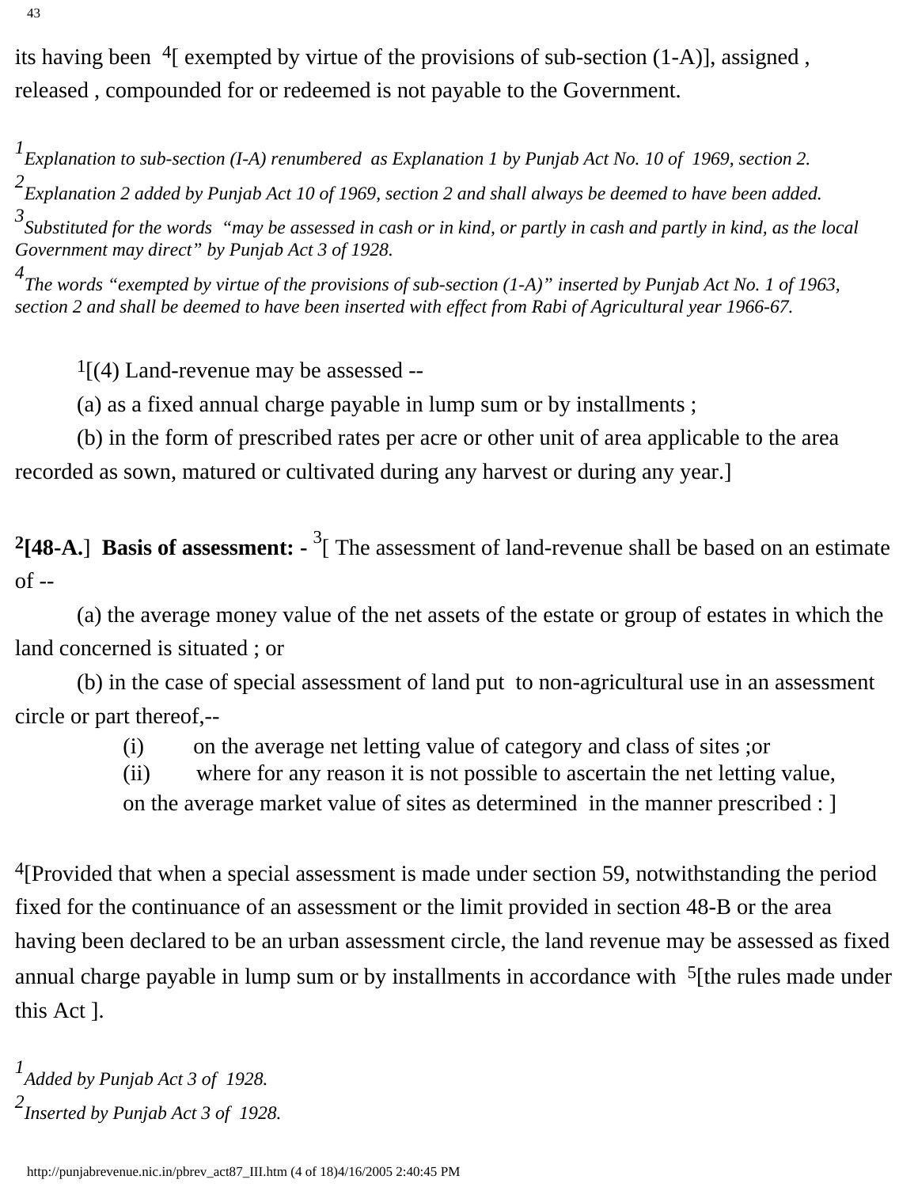its having been [4][ exempted by virtue of the provisions of sub-section (1-A)], assigned , released , compounded for or redeemed is not payable to the Government.

*[1]Explanation to sub-section (I-A) renumbered as Explanation 1 by Punjab Act No. 10 of 1969, section 2.*

*[2]Explanation 2 added by Punjab Act 10 of 1969, section 2 and shall always be deemed to have been added.*

*[3]Substituted for the words "may be assessed in cash or in kind, or partly in cash and partly in kind, as the local Government may direct" by Punjab Act 3 of 1928.*

*[4]The words "exempted by virtue of the provisions of sub-section (1-A)" inserted by Punjab Act No. 1 of 1963, section 2 and shall be deemed to have been inserted with effect from Rabi of Agricultural year 1966-67.*

[1][(4) Land-revenue may be assessed --

(a) as a fixed annual charge payable in lump sum or by installments ;

(b) in the form of prescribed rates per acre or other unit of area applicable to the area recorded as sown, matured or cultivated during any harvest or during any year.]

[2]**[48-A.]** **Basis of assessment: -** [3][ The assessment of land-revenue shall be based on an estimate of --

(a) the average money value of the net assets of the estate or group of estates in which the land concerned is situated ; or

(b) in the case of special assessment of land put to non-agricultural use in an assessment circle or part thereof,--

(i) on the average net letting value of category and class of sites ;or

(ii) where for any reason it is not possible to ascertain the net letting value, on the average market value of sites as determined in the manner prescribed : ]

[4][Provided that when a special assessment is made under section 59, notwithstanding the period fixed for the continuance of an assessment or the limit provided in section 48-B or the area having been declared to be an urban assessment circle, the land revenue may be assessed as fixed annual charge payable in lump sum or by installments in accordance with [5][the rules made under this Act ].

*[1]Added by Punjab Act 3 of 1928.*

*[2]Inserted by Punjab Act 3 of 1928.*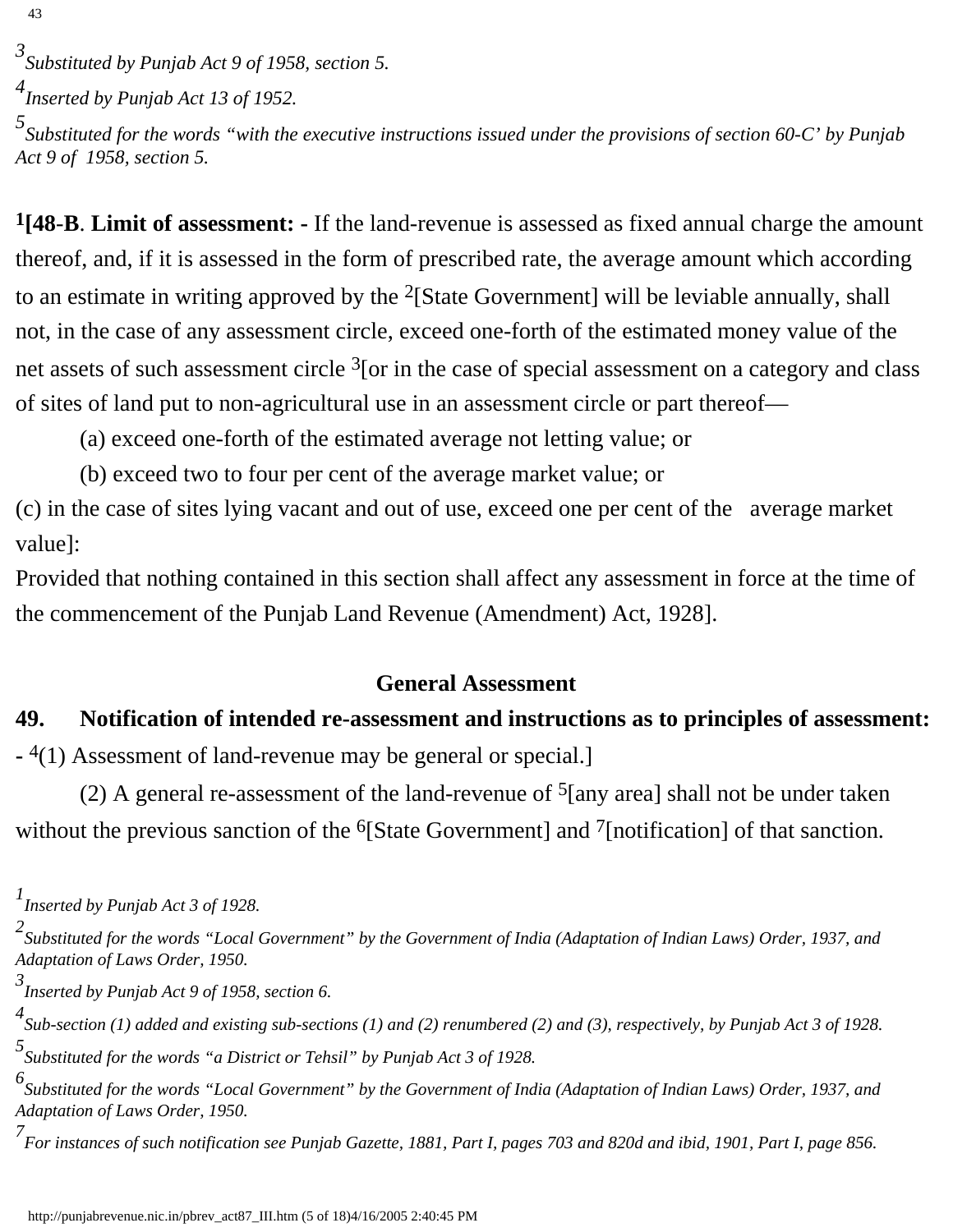[3] *Substituted by Punjab Act 9 of 1958, section 5.*

[4] *Inserted by Punjab Act 13 of 1952.*

[5] *Substituted for the words "with the executive instructions issued under the provisions of section 60-C' by Punjab Act 9 of 1958, section 5.*

[1][**48-B**. **Limit of assessment: -** If the land-revenue is assessed as fixed annual charge the amount thereof, and, if it is assessed in the form of prescribed rate, the average amount which according to an estimate in writing approved by the [2][State Government] will be leviable annually, shall not, in the case of any assessment circle, exceed one-forth of the estimated money value of the net assets of such assessment circle [3][or in the case of special assessment on a category and class of sites of land put to non-agricultural use in an assessment circle or part thereof—

(a) exceed one-forth of the estimated average not letting value; or

(b) exceed two to four per cent of the average market value; or

(c) in the case of sites lying vacant and out of use, exceed one per cent of the average market value]:

Provided that nothing contained in this section shall affect any assessment in force at the time of the commencement of the Punjab Land Revenue (Amendment) Act, 1928].

## General Assessment

**49. Notification of intended re-assessment and instructions as to principles of assessment: -** [4](1) Assessment of land-revenue may be general or special.]

(2) A general re-assessment of the land-revenue of [5][any area] shall not be under taken without the previous sanction of the [6][State Government] and [7][notification] of that sanction.

[1] *Inserted by Punjab Act 3 of 1928.*

[2] *Substituted for the words "Local Government" by the Government of India (Adaptation of Indian Laws) Order, 1937, and Adaptation of Laws Order, 1950.*

[3] *Inserted by Punjab Act 9 of 1958, section 6.*

[4] *Sub-section (1) added and existing sub-sections (1) and (2) renumbered (2) and (3), respectively, by Punjab Act 3 of 1928.*

[5] *Substituted for the words "a District or Tehsil" by Punjab Act 3 of 1928.*

[6] *Substituted for the words "Local Government" by the Government of India (Adaptation of Indian Laws) Order, 1937, and Adaptation of Laws Order, 1950.*

[7] *For instances of such notification see Punjab Gazette, 1881, Part I, pages 703 and 820d and ibid, 1901, Part I, page 856.*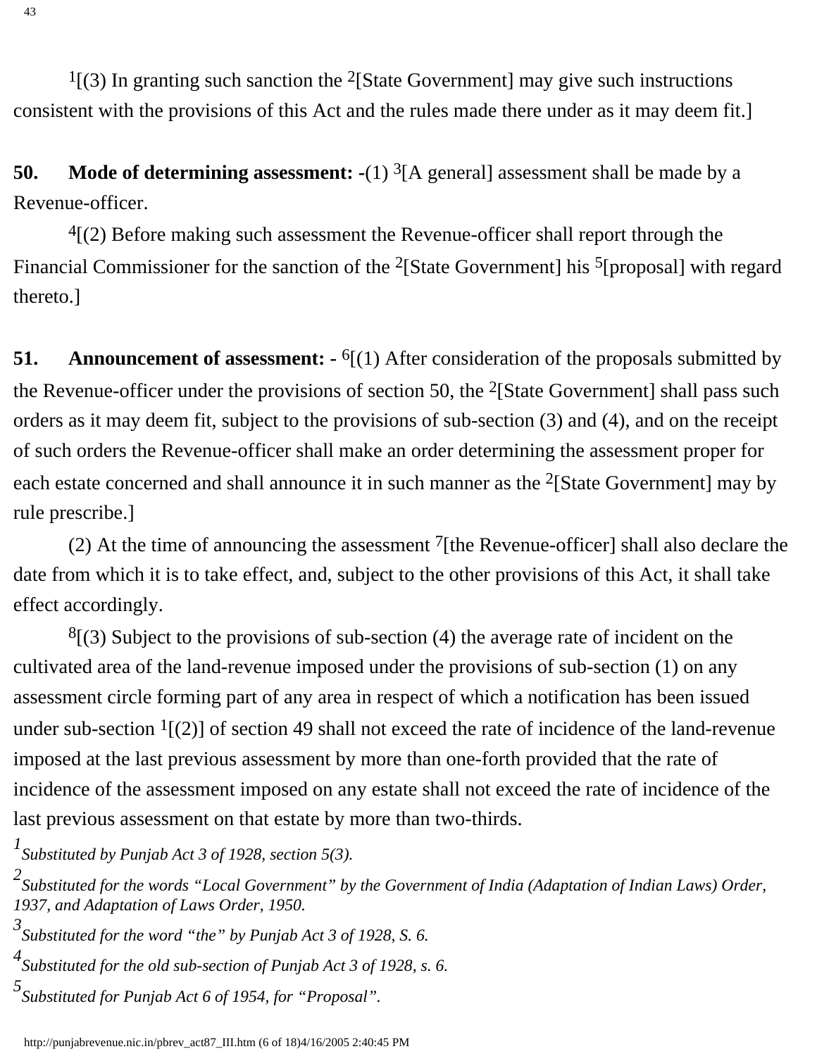[1][(3) In granting such sanction the [2][State Government] may give such instructions consistent with the provisions of this Act and the rules made there under as it may deem fit.]

**50. Mode of determining assessment: -**(1) [3][A general] assessment shall be made by a Revenue-officer.

[4][(2) Before making such assessment the Revenue-officer shall report through the Financial Commissioner for the sanction of the [2][State Government] his [5][proposal] with regard thereto.]

**51. Announcement of assessment: -** [6][(1) After consideration of the proposals submitted by the Revenue-officer under the provisions of section 50, the [2][State Government] shall pass such orders as it may deem fit, subject to the provisions of sub-section (3) and (4), and on the receipt of such orders the Revenue-officer shall make an order determining the assessment proper for each estate concerned and shall announce it in such manner as the [2][State Government] may by rule prescribe.]

(2) At the time of announcing the assessment [7][the Revenue-officer] shall also declare the date from which it is to take effect, and, subject to the other provisions of this Act, it shall take effect accordingly.

[8][(3) Subject to the provisions of sub-section (4) the average rate of incident on the cultivated area of the land-revenue imposed under the provisions of sub-section (1) on any assessment circle forming part of any area in respect of which a notification has been issued under sub-section [1][(2)] of section 49 shall not exceed the rate of incidence of the land-revenue imposed at the last previous assessment by more than one-forth provided that the rate of incidence of the assessment imposed on any estate shall not exceed the rate of incidence of the last previous assessment on that estate by more than two-thirds.

*[1] Substituted by Punjab Act 3 of 1928, section 5(3).*

*[2] Substituted for the words "Local Government" by the Government of India (Adaptation of Indian Laws) Order, 1937, and Adaptation of Laws Order, 1950.*

*[3] Substituted for the word "the" by Punjab Act 3 of 1928, S. 6.*

*[4] Substituted for the old sub-section of Punjab Act 3 of 1928, s. 6.*

*[5] Substituted for Punjab Act 6 of 1954, for "Proposal".*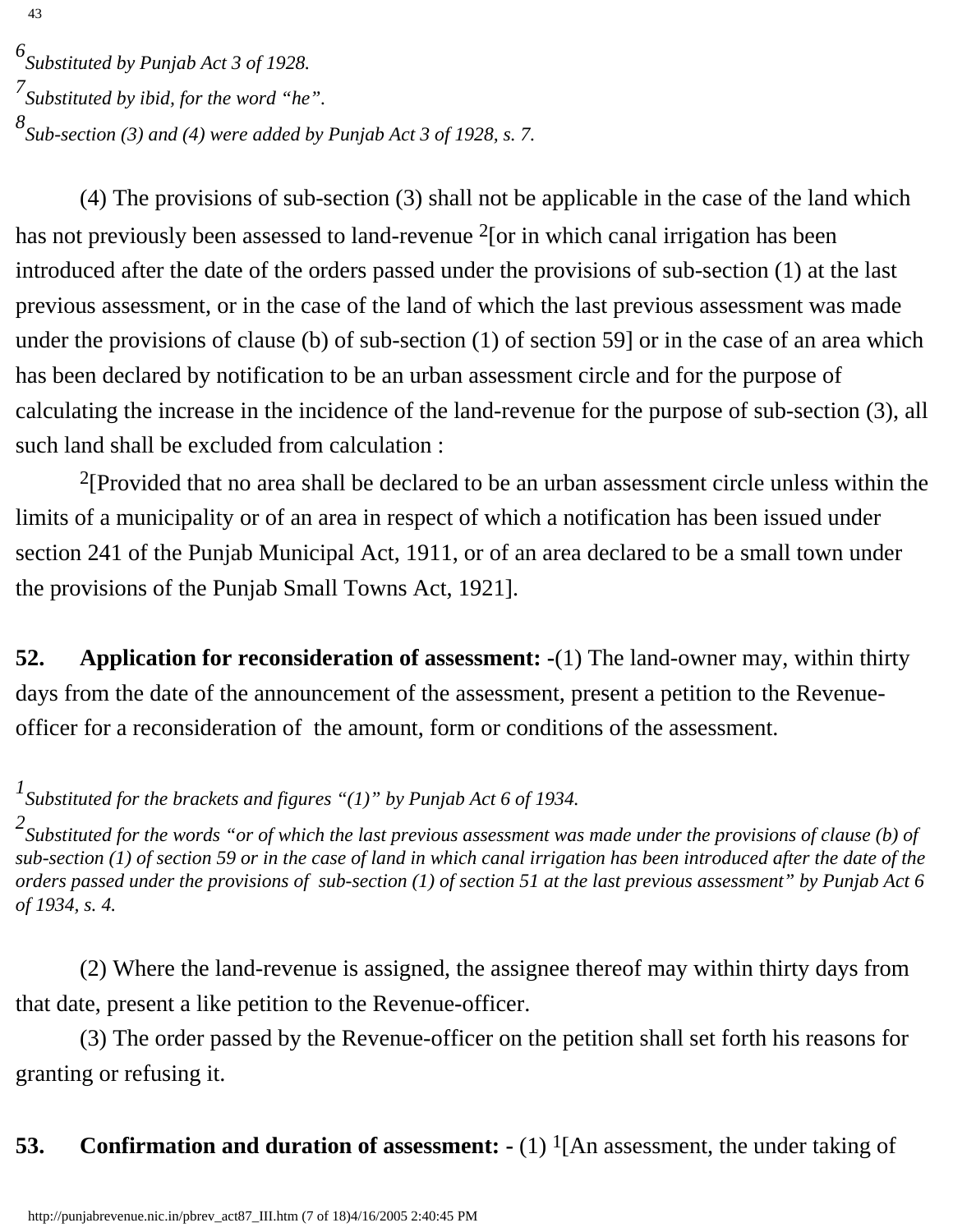[6] *Substituted by Punjab Act 3 of 1928.*

[7] *Substituted by ibid, for the word "he".*

[8] *Sub-section (3) and (4) were added by Punjab Act 3 of 1928, s. 7.*

(4) The provisions of sub-section (3) shall not be applicable in the case of the land which has not previously been assessed to land-revenue [2][or in which canal irrigation has been introduced after the date of the orders passed under the provisions of sub-section (1) at the last previous assessment, or in the case of the land of which the last previous assessment was made under the provisions of clause (b) of sub-section (1) of section 59] or in the case of an area which has been declared by notification to be an urban assessment circle and for the purpose of calculating the increase in the incidence of the land-revenue for the purpose of sub-section (3), all such land shall be excluded from calculation :

[2][Provided that no area shall be declared to be an urban assessment circle unless within the limits of a municipality or of an area in respect of which a notification has been issued under section 241 of the Punjab Municipal Act, 1911, or of an area declared to be a small town under the provisions of the Punjab Small Towns Act, 1921].

**52. Application for reconsideration of assessment: -**(1) The land-owner may, within thirty days from the date of the announcement of the assessment, present a petition to the Revenue-officer for a reconsideration of the amount, form or conditions of the assessment.

[1] *Substituted for the brackets and figures "(1)" by Punjab Act 6 of 1934.*

[2] *Substituted for the words "or of which the last previous assessment was made under the provisions of clause (b) of sub-section (1) of section 59 or in the case of land in which canal irrigation has been introduced after the date of the orders passed under the provisions of sub-section (1) of section 51 at the last previous assessment" by Punjab Act 6 of 1934, s. 4.*

(2) Where the land-revenue is assigned, the assignee thereof may within thirty days from that date, present a like petition to the Revenue-officer.

(3) The order passed by the Revenue-officer on the petition shall set forth his reasons for granting or refusing it.

**53. Confirmation and duration of assessment: -** (1) [1][An assessment, the under taking of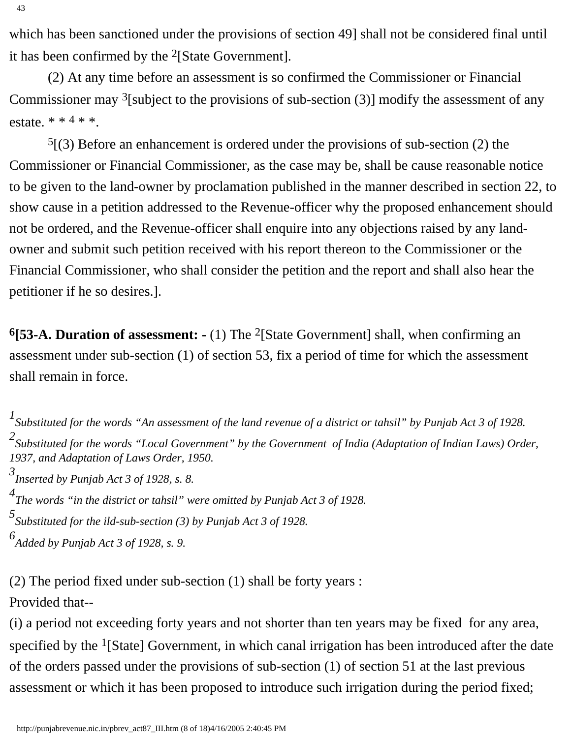which has been sanctioned under the provisions of section 49] shall not be considered final until it has been confirmed by the [2][State Government].

(2) At any time before an assessment is so confirmed the Commissioner or Financial Commissioner may [3][subject to the provisions of sub-section (3)] modify the assessment of any estate. * * [4] * *.

[5][(3) Before an enhancement is ordered under the provisions of sub-section (2) the Commissioner or Financial Commissioner, as the case may be, shall be cause reasonable notice to be given to the land-owner by proclamation published in the manner described in section 22, to show cause in a petition addressed to the Revenue-officer why the proposed enhancement should not be ordered, and the Revenue-officer shall enquire into any objections raised by any land-owner and submit such petition received with his report thereon to the Commissioner or the Financial Commissioner, who shall consider the petition and the report and shall also hear the petitioner if he so desires.].

**[6][53-A. Duration of assessment: -** (1) The [2][State Government] shall, when confirming an assessment under sub-section (1) of section 53, fix a period of time for which the assessment shall remain in force.

[1] *Substituted for the words "An assessment of the land revenue of a district or tahsil" by Punjab Act 3 of 1928.*

[2] *Substituted for the words "Local Government" by the Government of India (Adaptation of Indian Laws) Order, 1937, and Adaptation of Laws Order, 1950.*

[3] *Inserted by Punjab Act 3 of 1928, s. 8.*

[4] *The words "in the district or tahsil" were omitted by Punjab Act 3 of 1928.*

[5] *Substituted for the ild-sub-section (3) by Punjab Act 3 of 1928.*

[6] *Added by Punjab Act 3 of 1928, s. 9.*

(2) The period fixed under sub-section (1) shall be forty years :

Provided that--

(i) a period not exceeding forty years and not shorter than ten years may be fixed for any area, specified by the [1][State] Government, in which canal irrigation has been introduced after the date of the orders passed under the provisions of sub-section (1) of section 51 at the last previous assessment or which it has been proposed to introduce such irrigation during the period fixed;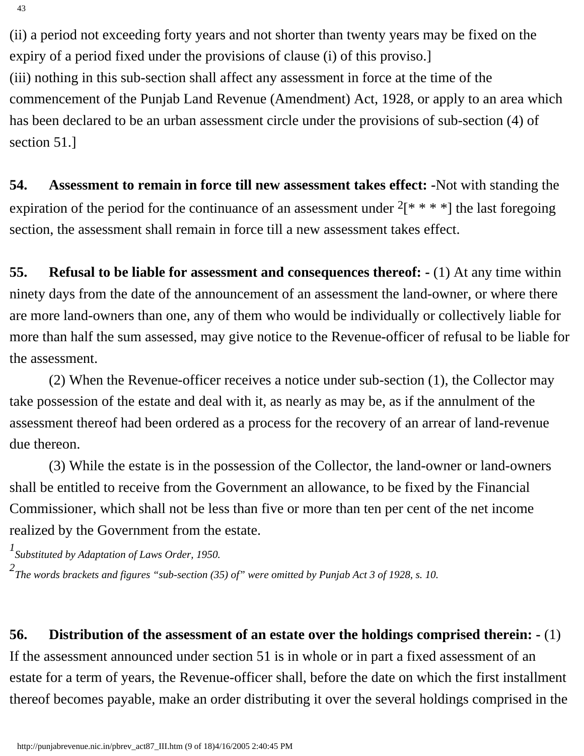(ii) a period not exceeding forty years and not shorter than twenty years may be fixed on the expiry of a period fixed under the provisions of clause (i) of this proviso.]

(iii) nothing in this sub-section shall affect any assessment in force at the time of the commencement of the Punjab Land Revenue (Amendment) Act, 1928, or apply to an area which has been declared to be an urban assessment circle under the provisions of sub-section (4) of section 51.]

**54. Assessment to remain in force till new assessment takes effect: -**Not with standing the expiration of the period for the continuance of an assessment under [2][* * * *] the last foregoing section, the assessment shall remain in force till a new assessment takes effect.

**55. Refusal to be liable for assessment and consequences thereof: -** (1) At any time within ninety days from the date of the announcement of an assessment the land-owner, or where there are more land-owners than one, any of them who would be individually or collectively liable for more than half the sum assessed, may give notice to the Revenue-officer of refusal to be liable for the assessment.

(2) When the Revenue-officer receives a notice under sub-section (1), the Collector may take possession of the estate and deal with it, as nearly as may be, as if the annulment of the assessment thereof had been ordered as a process for the recovery of an arrear of land-revenue due thereon.

(3) While the estate is in the possession of the Collector, the land-owner or land-owners shall be entitled to receive from the Government an allowance, to be fixed by the Financial Commissioner, which shall not be less than five or more than ten per cent of the net income realized by the Government from the estate.

*[1] Substituted by Adaptation of Laws Order, 1950.*

*[2] The words brackets and figures "sub-section (35) of" were omitted by Punjab Act 3 of 1928, s. 10.*

**56. Distribution of the assessment of an estate over the holdings comprised therein: -** (1) If the assessment announced under section 51 is in whole or in part a fixed assessment of an estate for a term of years, the Revenue-officer shall, before the date on which the first installment thereof becomes payable, make an order distributing it over the several holdings comprised in the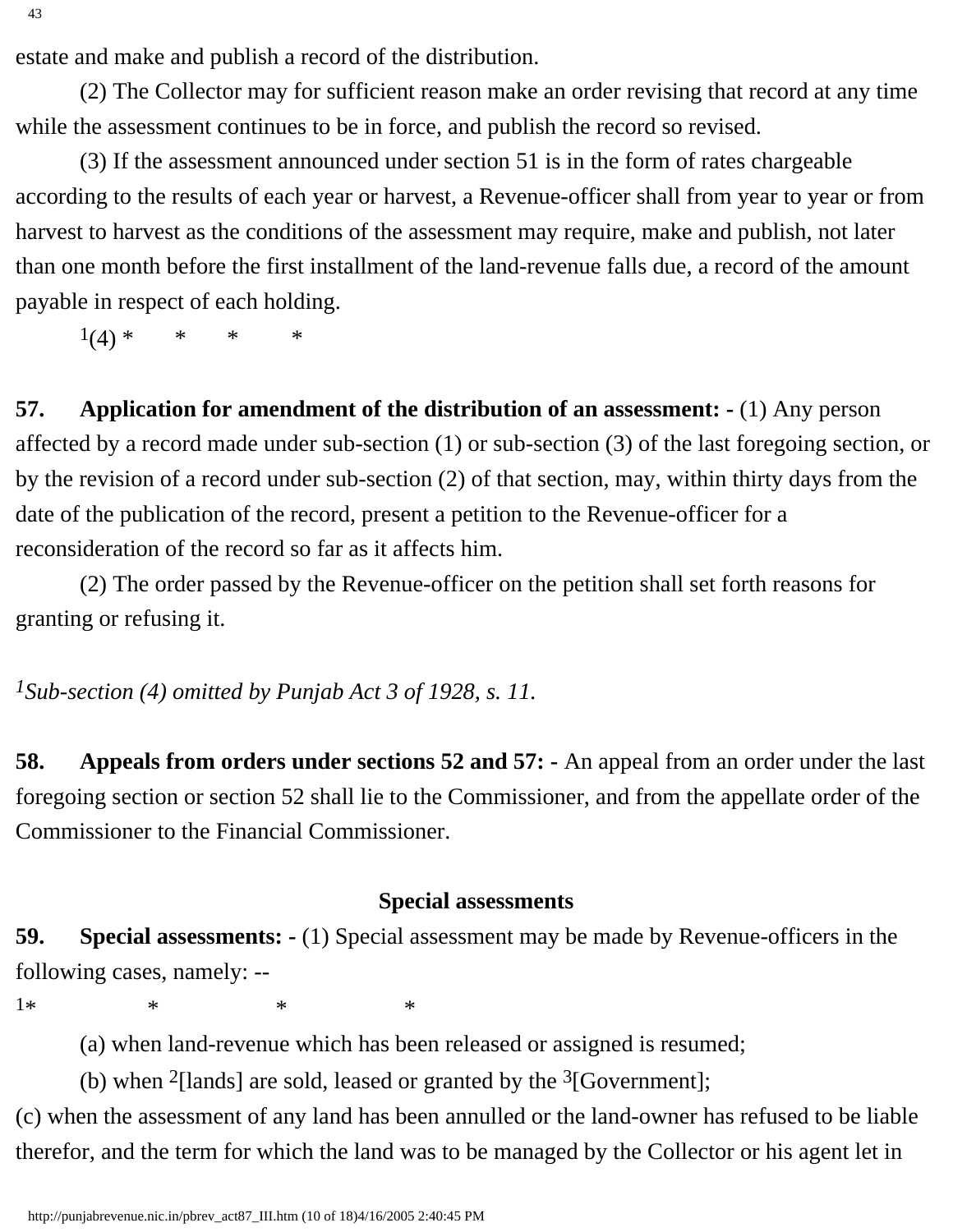estate and make and publish a record of the distribution.

(2) The Collector may for sufficient reason make an order revising that record at any time while the assessment continues to be in force, and publish the record so revised.

(3) If the assessment announced under section 51 is in the form of rates chargeable according to the results of each year or harvest, a Revenue-officer shall from year to year or from harvest to harvest as the conditions of the assessment may require, make and publish, not later than one month before the first installment of the land-revenue falls due, a record of the amount payable in respect of each holding.

[1](4) * * * *

**57. Application for amendment of the distribution of an assessment: -** (1) Any person affected by a record made under sub-section (1) or sub-section (3) of the last foregoing section, or by the revision of a record under sub-section (2) of that section, may, within thirty days from the date of the publication of the record, present a petition to the Revenue-officer for a reconsideration of the record so far as it affects him.

(2) The order passed by the Revenue-officer on the petition shall set forth reasons for granting or refusing it.

*[1]Sub-section (4) omitted by Punjab Act 3 of 1928, s. 11.*

**58. Appeals from orders under sections 52 and 57: -** An appeal from an order under the last foregoing section or section 52 shall lie to the Commissioner, and from the appellate order of the Commissioner to the Financial Commissioner.

### Special assessments

**59. Special assessments: -** (1) Special assessment may be made by Revenue-officers in the following cases, namely: --

[1]* * * *

(a) when land-revenue which has been released or assigned is resumed;

(b) when [2][lands] are sold, leased or granted by the [3][Government];

(c) when the assessment of any land has been annulled or the land-owner has refused to be liable therefor, and the term for which the land was to be managed by the Collector or his agent let in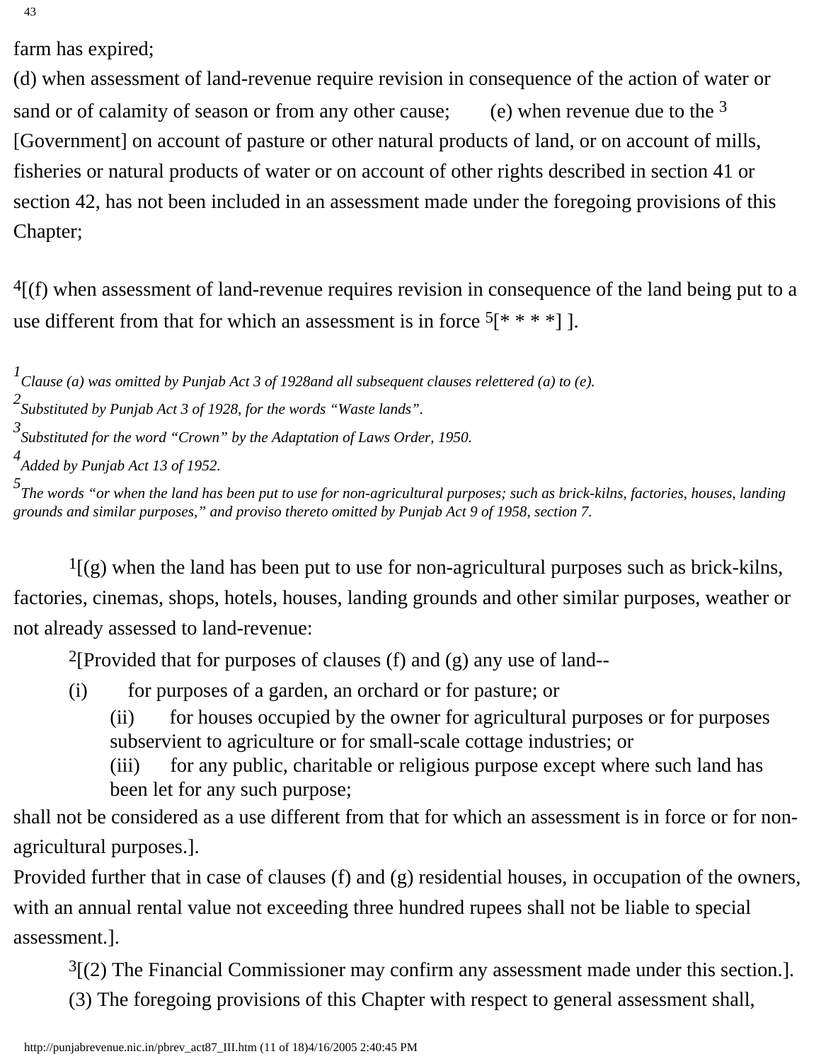farm has expired;

(d) when assessment of land-revenue require revision in consequence of the action of water or sand or of calamity of season or from any other cause; (e) when revenue due to the [3] [Government] on account of pasture or other natural products of land, or on account of mills, fisheries or natural products of water or on account of other rights described in section 41 or section 42, has not been included in an assessment made under the foregoing provisions of this Chapter;

[4][(f) when assessment of land-revenue requires revision in consequence of the land being put to a use different from that for which an assessment is in force [5][* * * *] ].

*[1] Clause (a) was omitted by Punjab Act 3 of 1928and all subsequent clauses relettered (a) to (e).*

*[2] Substituted by Punjab Act 3 of 1928, for the words "Waste lands".*

*[3] Substituted for the word "Crown" by the Adaptation of Laws Order, 1950.*

*[4] Added by Punjab Act 13 of 1952.*

*[5] The words "or when the land has been put to use for non-agricultural purposes; such as brick-kilns, factories, houses, landing grounds and similar purposes," and proviso thereto omitted by Punjab Act 9 of 1958, section 7.*

[1][(g) when the land has been put to use for non-agricultural purposes such as brick-kilns, factories, cinemas, shops, hotels, houses, landing grounds and other similar purposes, weather or not already assessed to land-revenue:

[2][Provided that for purposes of clauses (f) and (g) any use of land--

(i) for purposes of a garden, an orchard or for pasture; or

(ii) for houses occupied by the owner for agricultural purposes or for purposes subservient to agriculture or for small-scale cottage industries; or

(iii) for any public, charitable or religious purpose except where such land has been let for any such purpose;

shall not be considered as a use different from that for which an assessment is in force or for non-agricultural purposes.].

Provided further that in case of clauses (f) and (g) residential houses, in occupation of the owners, with an annual rental value not exceeding three hundred rupees shall not be liable to special assessment.].

[3][(2) The Financial Commissioner may confirm any assessment made under this section.].

(3) The foregoing provisions of this Chapter with respect to general assessment shall,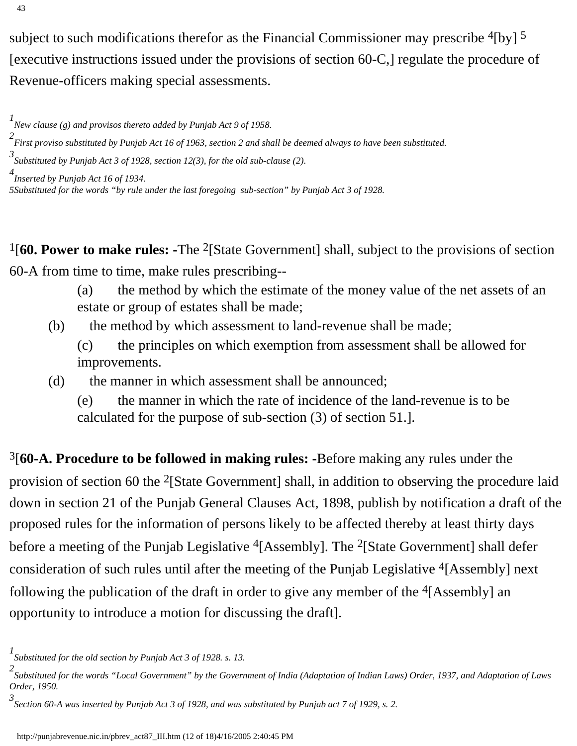subject to such modifications therefor as the Financial Commissioner may prescribe [4][by] [5][executive instructions issued under the provisions of section 60-C,] regulate the procedure of Revenue-officers making special assessments.

*[1] New clause (g) and provisos thereto added by Punjab Act 9 of 1958.*

*[2] First proviso substituted by Punjab Act 16 of 1963, section 2 and shall be deemed always to have been substituted.*

*[3] Substituted by Punjab Act 3 of 1928, section 12(3), for the old sub-clause (2).*

*[4] Inserted by Punjab Act 16 of 1934.*

*[5] Substituted for the words "by rule under the last foregoing sub-section" by Punjab Act 3 of 1928.*

[1][**60. Power to make rules:** -The [2][State Government] shall, subject to the provisions of section 60-A from time to time, make rules prescribing--

(a) the method by which the estimate of the money value of the net assets of an estate or group of estates shall be made;

(b) the method by which assessment to land-revenue shall be made;

(c) the principles on which exemption from assessment shall be allowed for improvements.

(d) the manner in which assessment shall be announced;

(e) the manner in which the rate of incidence of the land-revenue is to be calculated for the purpose of sub-section (3) of section 51.].

[3][**60-A. Procedure to be followed in making rules:** -Before making any rules under the provision of section 60 the [2][State Government] shall, in addition to observing the procedure laid down in section 21 of the Punjab General Clauses Act, 1898, publish by notification a draft of the proposed rules for the information of persons likely to be affected thereby at least thirty days before a meeting of the Punjab Legislative [4][Assembly]. The [2][State Government] shall defer consideration of such rules until after the meeting of the Punjab Legislative [4][Assembly] next following the publication of the draft in order to give any member of the [4][Assembly] an opportunity to introduce a motion for discussing the draft].

*[1] Substituted for the old section by Punjab Act 3 of 1928. s. 13.*

*[2] Substituted for the words "Local Government" by the Government of India (Adaptation of Indian Laws) Order, 1937, and Adaptation of Laws Order, 1950.*

*[3] Section 60-A was inserted by Punjab Act 3 of 1928, and was substituted by Punjab act 7 of 1929, s. 2.*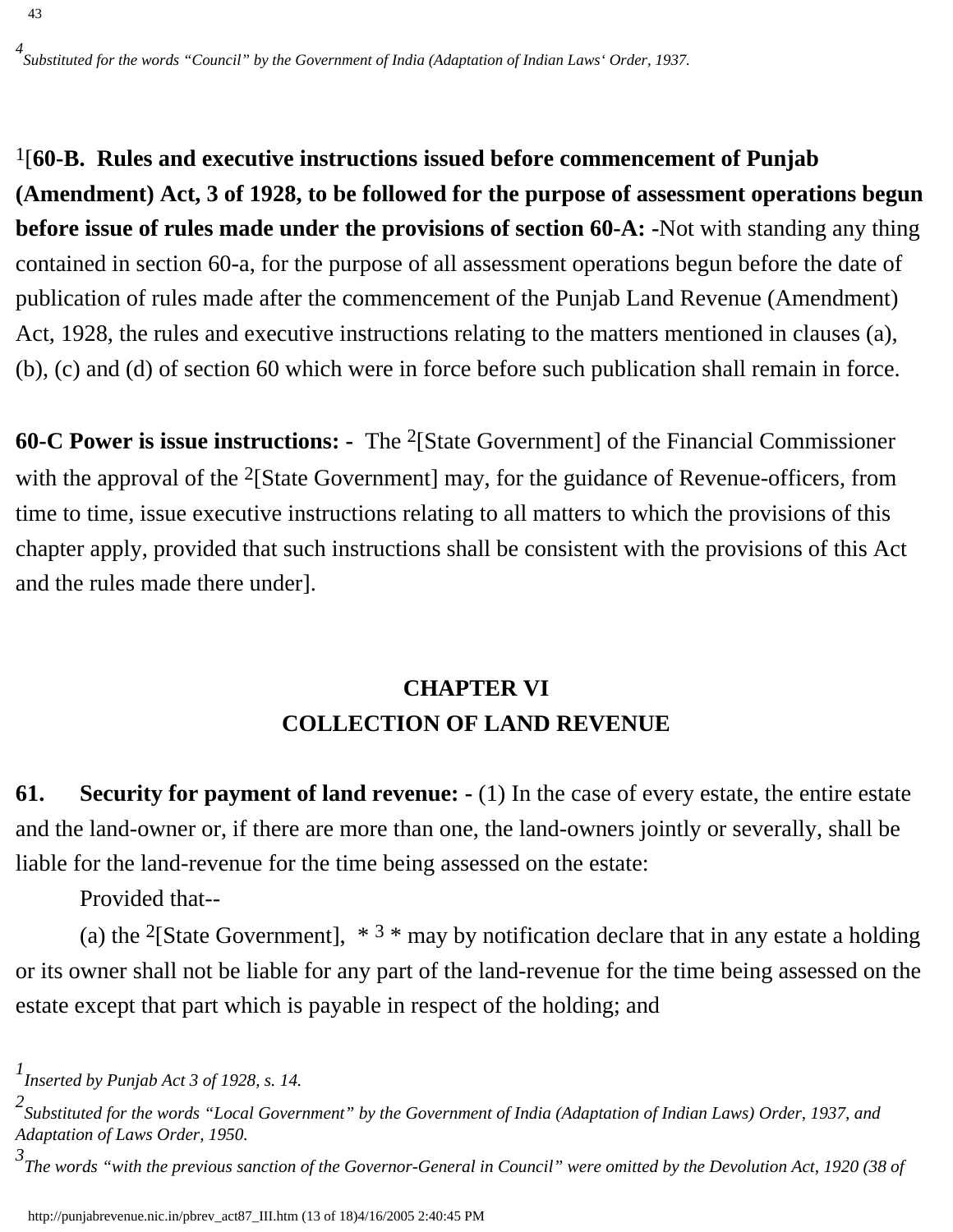[4] *Substituted for the words "Council" by the Government of India (Adaptation of Indian Laws' Order, 1937.*

[1][**60-B. Rules and executive instructions issued before commencement of Punjab (Amendment) Act, 3 of 1928, to be followed for the purpose of assessment operations begun before issue of rules made under the provisions of section 60-A:** -Not with standing any thing contained in section 60-a, for the purpose of all assessment operations begun before the date of publication of rules made after the commencement of the Punjab Land Revenue (Amendment) Act, 1928, the rules and executive instructions relating to the matters mentioned in clauses (a), (b), (c) and (d) of section 60 which were in force before such publication shall remain in force.

**60-C Power is issue instructions: -** The [2][State Government] of the Financial Commissioner with the approval of the [2][State Government] may, for the guidance of Revenue-officers, from time to time, issue executive instructions relating to all matters to which the provisions of this chapter apply, provided that such instructions shall be consistent with the provisions of this Act and the rules made there under].

## CHAPTER VI
## COLLECTION OF LAND REVENUE

**61. Security for payment of land revenue: -** (1) In the case of every estate, the entire estate and the land-owner or, if there are more than one, the land-owners jointly or severally, shall be liable for the land-revenue for the time being assessed on the estate:

Provided that--

(a) the [2][State Government], * [3] * may by notification declare that in any estate a holding or its owner shall not be liable for any part of the land-revenue for the time being assessed on the estate except that part which is payable in respect of the holding; and

[1] *Inserted by Punjab Act 3 of 1928, s. 14.*

[2] *Substituted for the words "Local Government" by the Government of India (Adaptation of Indian Laws) Order, 1937, and Adaptation of Laws Order, 1950.*

[3] *The words "with the previous sanction of the Governor-General in Council" were omitted by the Devolution Act, 1920 (38 of*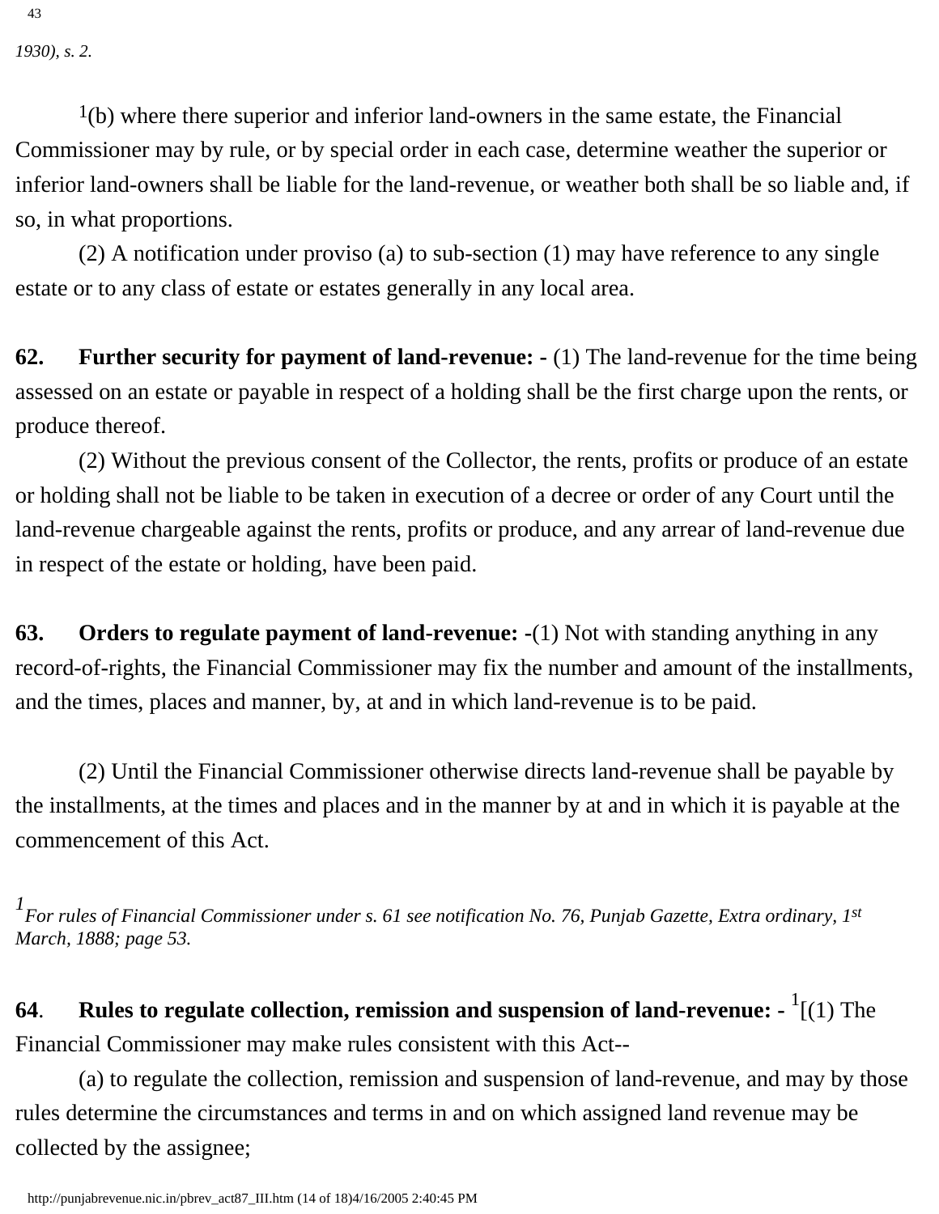*1930), s. 2.*

[1](b) where there superior and inferior land-owners in the same estate, the Financial Commissioner may by rule, or by special order in each case, determine weather the superior or inferior land-owners shall be liable for the land-revenue, or weather both shall be so liable and, if so, in what proportions.

(2) A notification under proviso (a) to sub-section (1) may have reference to any single estate or to any class of estate or estates generally in any local area.

**62. Further security for payment of land-revenue: -** (1) The land-revenue for the time being assessed on an estate or payable in respect of a holding shall be the first charge upon the rents, or produce thereof.

(2) Without the previous consent of the Collector, the rents, profits or produce of an estate or holding shall not be liable to be taken in execution of a decree or order of any Court until the land-revenue chargeable against the rents, profits or produce, and any arrear of land-revenue due in respect of the estate or holding, have been paid.

**63. Orders to regulate payment of land-revenue: -**(1) Not with standing anything in any record-of-rights, the Financial Commissioner may fix the number and amount of the installments, and the times, places and manner, by, at and in which land-revenue is to be paid.

(2) Until the Financial Commissioner otherwise directs land-revenue shall be payable by the installments, at the times and places and in the manner by at and in which it is payable at the commencement of this Act.

*[1]For rules of Financial Commissioner under s. 61 see notification No. 76, Punjab Gazette, Extra ordinary, 1st March, 1888; page 53.*

**64. Rules to regulate collection, remission and suspension of land-revenue: -** [1][(1) The Financial Commissioner may make rules consistent with this Act--

(a) to regulate the collection, remission and suspension of land-revenue, and may by those rules determine the circumstances and terms in and on which assigned land revenue may be collected by the assignee;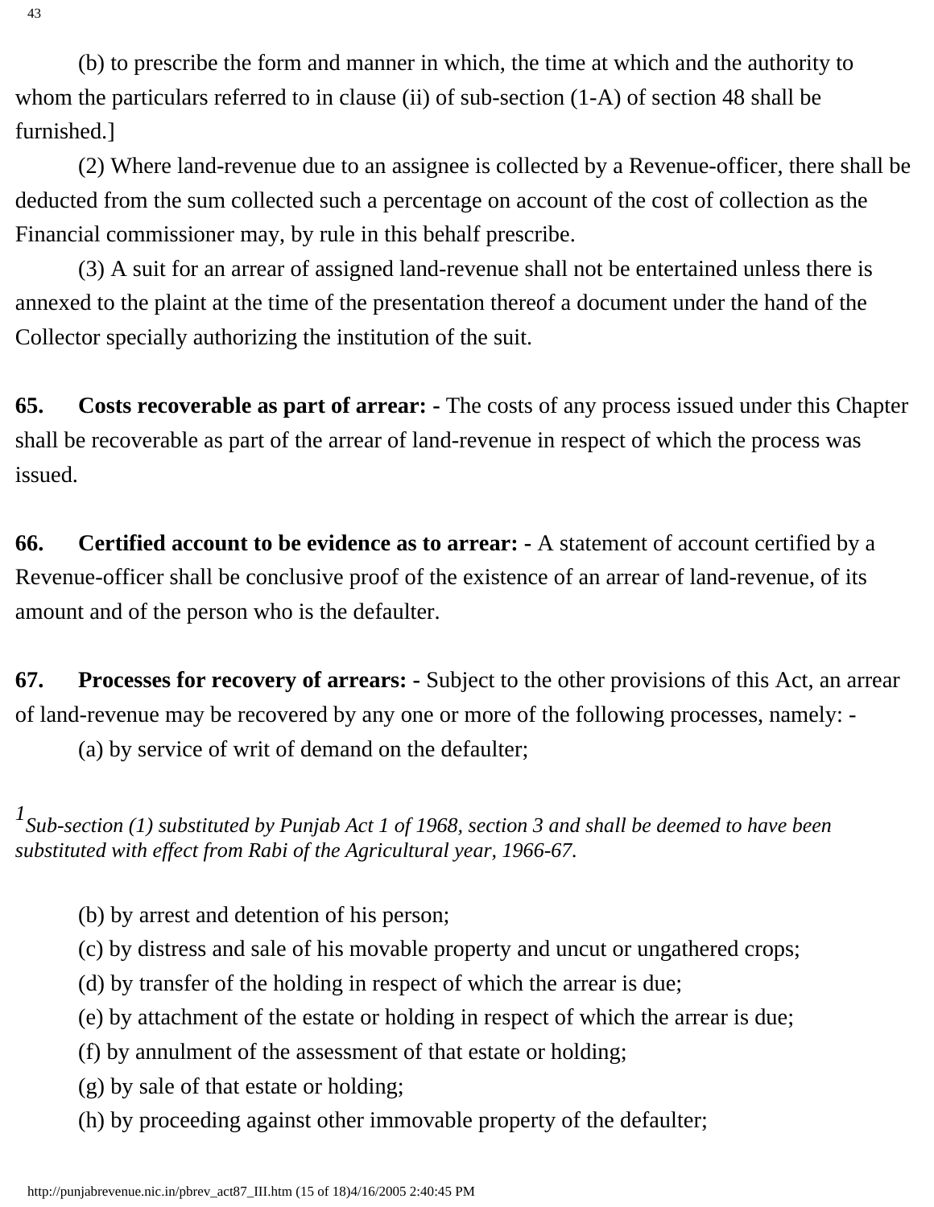(b) to prescribe the form and manner in which, the time at which and the authority to whom the particulars referred to in clause (ii) of sub-section (1-A) of section 48 shall be furnished.]

(2) Where land-revenue due to an assignee is collected by a Revenue-officer, there shall be deducted from the sum collected such a percentage on account of the cost of collection as the Financial commissioner may, by rule in this behalf prescribe.

(3) A suit for an arrear of assigned land-revenue shall not be entertained unless there is annexed to the plaint at the time of the presentation thereof a document under the hand of the Collector specially authorizing the institution of the suit.

**65. Costs recoverable as part of arrear: -** The costs of any process issued under this Chapter shall be recoverable as part of the arrear of land-revenue in respect of which the process was issued.

**66. Certified account to be evidence as to arrear: -** A statement of account certified by a Revenue-officer shall be conclusive proof of the existence of an arrear of land-revenue, of its amount and of the person who is the defaulter.

**67. Processes for recovery of arrears: -** Subject to the other provisions of this Act, an arrear of land-revenue may be recovered by any one or more of the following processes, namely: -

(a) by service of writ of demand on the defaulter;

*[1] Sub-section (1) substituted by Punjab Act 1 of 1968, section 3 and shall be deemed to have been substituted with effect from Rabi of the Agricultural year, 1966-67.*

(b) by arrest and detention of his person;

(c) by distress and sale of his movable property and uncut or ungathered crops;

(d) by transfer of the holding in respect of which the arrear is due;

(e) by attachment of the estate or holding in respect of which the arrear is due;

(f) by annulment of the assessment of that estate or holding;

(g) by sale of that estate or holding;

(h) by proceeding against other immovable property of the defaulter;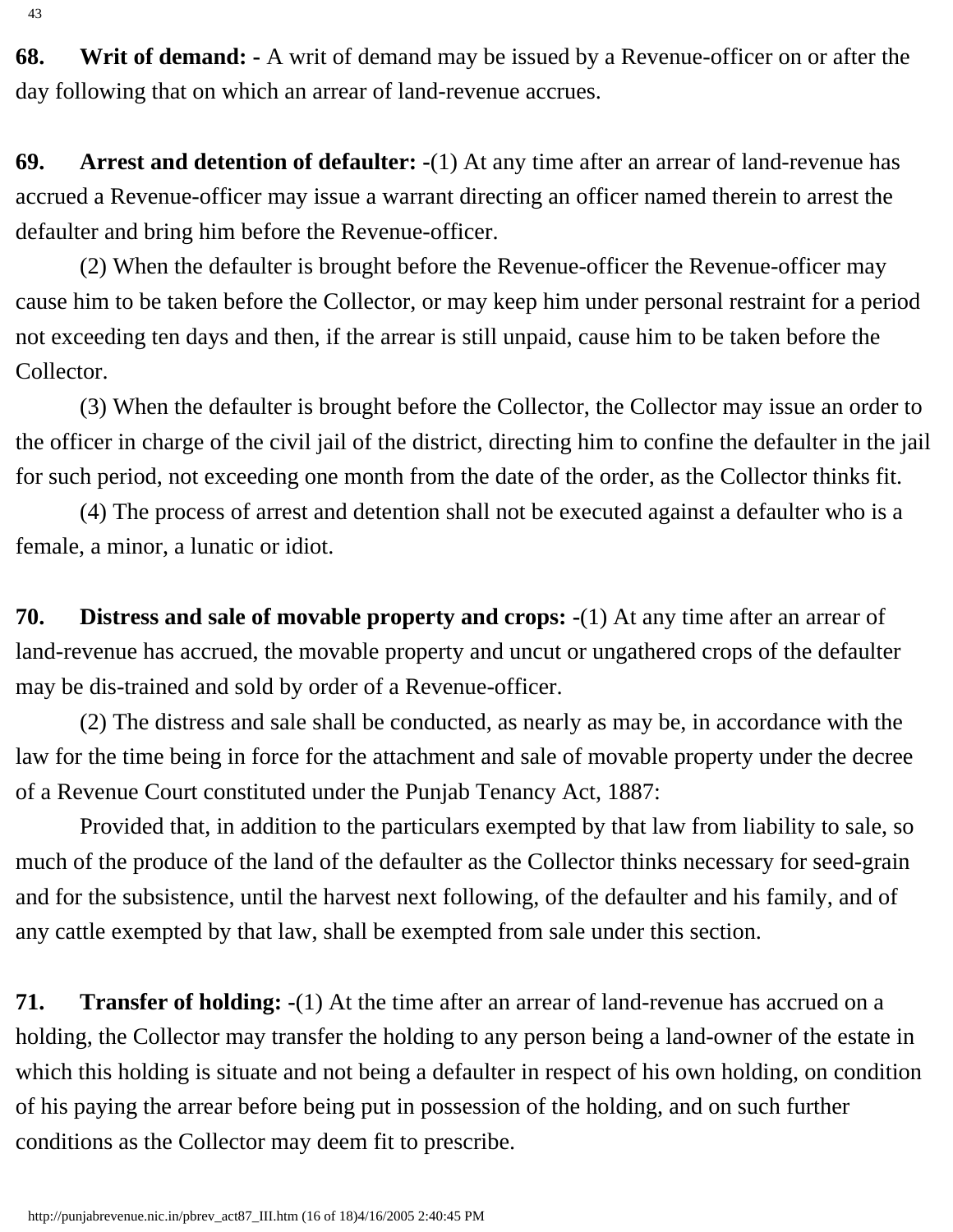**68. Writ of demand: -** A writ of demand may be issued by a Revenue-officer on or after the day following that on which an arrear of land-revenue accrues.

**69. Arrest and detention of defaulter: -**(1) At any time after an arrear of land-revenue has accrued a Revenue-officer may issue a warrant directing an officer named therein to arrest the defaulter and bring him before the Revenue-officer.

(2) When the defaulter is brought before the Revenue-officer the Revenue-officer may cause him to be taken before the Collector, or may keep him under personal restraint for a period not exceeding ten days and then, if the arrear is still unpaid, cause him to be taken before the Collector.

(3) When the defaulter is brought before the Collector, the Collector may issue an order to the officer in charge of the civil jail of the district, directing him to confine the defaulter in the jail for such period, not exceeding one month from the date of the order, as the Collector thinks fit.

(4) The process of arrest and detention shall not be executed against a defaulter who is a female, a minor, a lunatic or idiot.

**70. Distress and sale of movable property and crops: -**(1) At any time after an arrear of land-revenue has accrued, the movable property and uncut or ungathered crops of the defaulter may be dis-trained and sold by order of a Revenue-officer.

(2) The distress and sale shall be conducted, as nearly as may be, in accordance with the law for the time being in force for the attachment and sale of movable property under the decree of a Revenue Court constituted under the Punjab Tenancy Act, 1887:

Provided that, in addition to the particulars exempted by that law from liability to sale, so much of the produce of the land of the defaulter as the Collector thinks necessary for seed-grain and for the subsistence, until the harvest next following, of the defaulter and his family, and of any cattle exempted by that law, shall be exempted from sale under this section.

**71. Transfer of holding: -**(1) At the time after an arrear of land-revenue has accrued on a holding, the Collector may transfer the holding to any person being a land-owner of the estate in which this holding is situate and not being a defaulter in respect of his own holding, on condition of his paying the arrear before being put in possession of the holding, and on such further conditions as the Collector may deem fit to prescribe.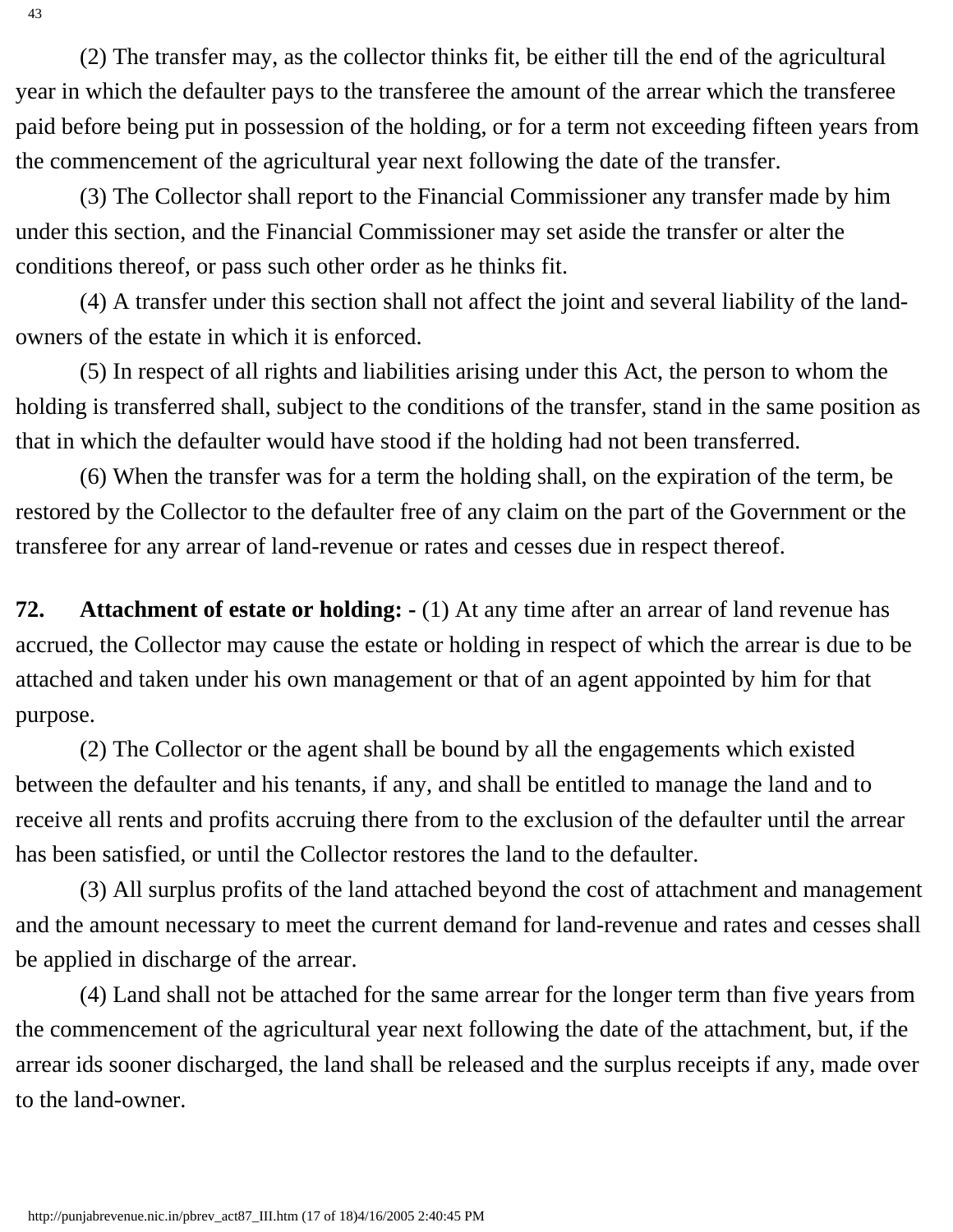(2) The transfer may, as the collector thinks fit, be either till the end of the agricultural year in which the defaulter pays to the transferee the amount of the arrear which the transferee paid before being put in possession of the holding, or for a term not exceeding fifteen years from the commencement of the agricultural year next following the date of the transfer.

(3) The Collector shall report to the Financial Commissioner any transfer made by him under this section, and the Financial Commissioner may set aside the transfer or alter the conditions thereof, or pass such other order as he thinks fit.

(4) A transfer under this section shall not affect the joint and several liability of the land-owners of the estate in which it is enforced.

(5) In respect of all rights and liabilities arising under this Act, the person to whom the holding is transferred shall, subject to the conditions of the transfer, stand in the same position as that in which the defaulter would have stood if the holding had not been transferred.

(6) When the transfer was for a term the holding shall, on the expiration of the term, be restored by the Collector to the defaulter free of any claim on the part of the Government or the transferee for any arrear of land-revenue or rates and cesses due in respect thereof.

**72. Attachment of estate or holding: -** (1) At any time after an arrear of land revenue has accrued, the Collector may cause the estate or holding in respect of which the arrear is due to be attached and taken under his own management or that of an agent appointed by him for that purpose.

(2) The Collector or the agent shall be bound by all the engagements which existed between the defaulter and his tenants, if any, and shall be entitled to manage the land and to receive all rents and profits accruing there from to the exclusion of the defaulter until the arrear has been satisfied, or until the Collector restores the land to the defaulter.

(3) All surplus profits of the land attached beyond the cost of attachment and management and the amount necessary to meet the current demand for land-revenue and rates and cesses shall be applied in discharge of the arrear.

(4) Land shall not be attached for the same arrear for the longer term than five years from the commencement of the agricultural year next following the date of the attachment, but, if the arrear ids sooner discharged, the land shall be released and the surplus receipts if any, made over to the land-owner.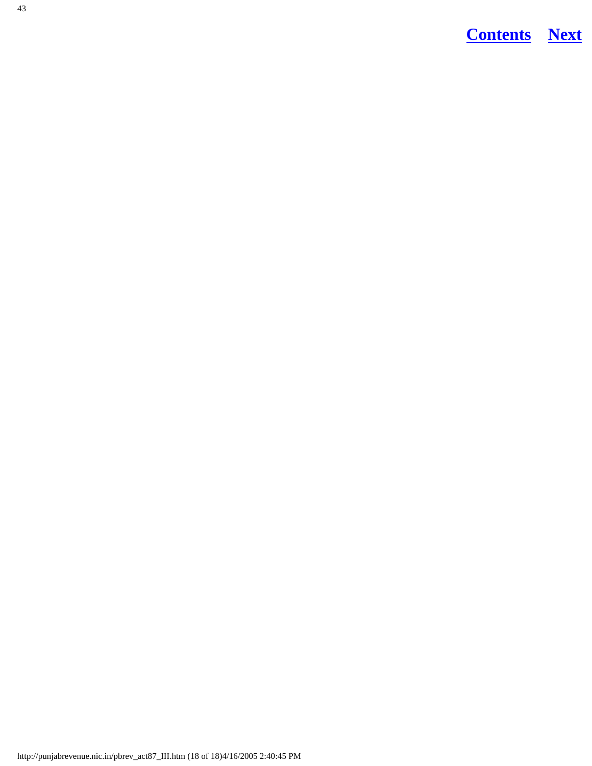43

**Contents** **Next**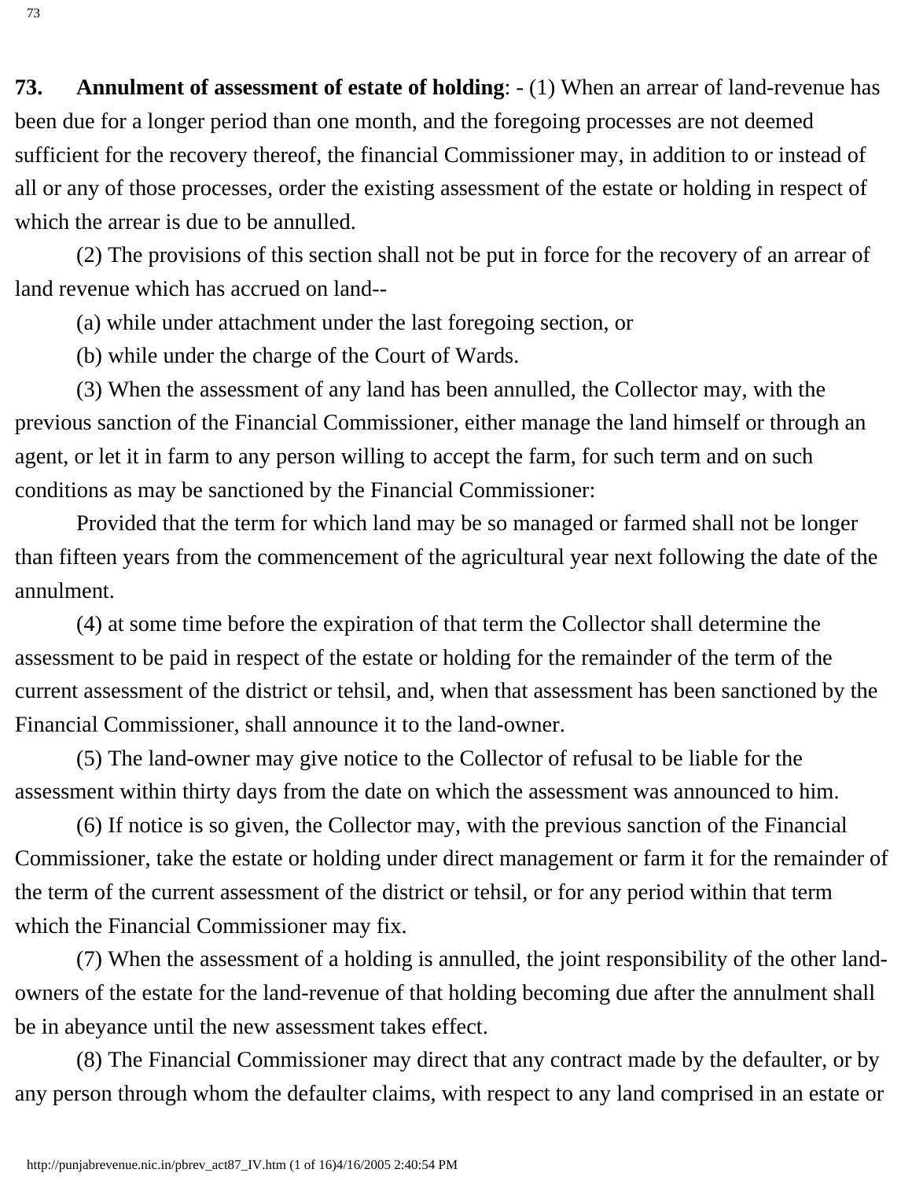**73. Annulment of assessment of estate of holding**: - (1) When an arrear of land-revenue has been due for a longer period than one month, and the foregoing processes are not deemed sufficient for the recovery thereof, the financial Commissioner may, in addition to or instead of all or any of those processes, order the existing assessment of the estate or holding in respect of which the arrear is due to be annulled.

(2) The provisions of this section shall not be put in force for the recovery of an arrear of land revenue which has accrued on land--

(a) while under attachment under the last foregoing section, or

(b) while under the charge of the Court of Wards.

(3) When the assessment of any land has been annulled, the Collector may, with the previous sanction of the Financial Commissioner, either manage the land himself or through an agent, or let it in farm to any person willing to accept the farm, for such term and on such conditions as may be sanctioned by the Financial Commissioner:

Provided that the term for which land may be so managed or farmed shall not be longer than fifteen years from the commencement of the agricultural year next following the date of the annulment.

(4) at some time before the expiration of that term the Collector shall determine the assessment to be paid in respect of the estate or holding for the remainder of the term of the current assessment of the district or tehsil, and, when that assessment has been sanctioned by the Financial Commissioner, shall announce it to the land-owner.

(5) The land-owner may give notice to the Collector of refusal to be liable for the assessment within thirty days from the date on which the assessment was announced to him.

(6) If notice is so given, the Collector may, with the previous sanction of the Financial Commissioner, take the estate or holding under direct management or farm it for the remainder of the term of the current assessment of the district or tehsil, or for any period within that term which the Financial Commissioner may fix.

(7) When the assessment of a holding is annulled, the joint responsibility of the other land-owners of the estate for the land-revenue of that holding becoming due after the annulment shall be in abeyance until the new assessment takes effect.

(8) The Financial Commissioner may direct that any contract made by the defaulter, or by any person through whom the defaulter claims, with respect to any land comprised in an estate or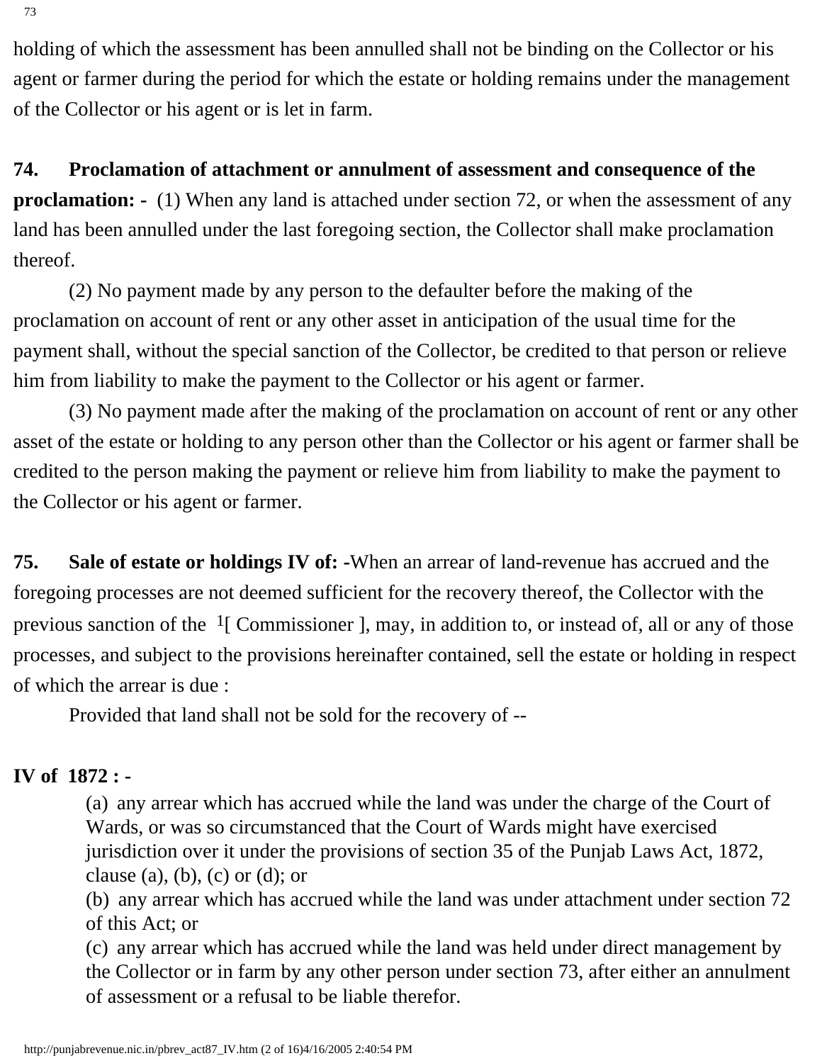holding of which the assessment has been annulled shall not be binding on the Collector or his agent or farmer during the period for which the estate or holding remains under the management of the Collector or his agent or is let in farm.

**74. Proclamation of attachment or annulment of assessment and consequence of the proclamation: -** (1) When any land is attached under section 72, or when the assessment of any land has been annulled under the last foregoing section, the Collector shall make proclamation thereof.

(2) No payment made by any person to the defaulter before the making of the proclamation on account of rent or any other asset in anticipation of the usual time for the payment shall, without the special sanction of the Collector, be credited to that person or relieve him from liability to make the payment to the Collector or his agent or farmer.

(3) No payment made after the making of the proclamation on account of rent or any other asset of the estate or holding to any person other than the Collector or his agent or farmer shall be credited to the person making the payment or relieve him from liability to make the payment to the Collector or his agent or farmer.

**75. Sale of estate or holdings IV of: -**When an arrear of land-revenue has accrued and the foregoing processes are not deemed sufficient for the recovery thereof, the Collector with the previous sanction of the [1][ Commissioner ], may, in addition to, or instead of, all or any of those processes, and subject to the provisions hereinafter contained, sell the estate or holding in respect of which the arrear is due :

Provided that land shall not be sold for the recovery of --

**IV of 1872 : -**

(a) any arrear which has accrued while the land was under the charge of the Court of Wards, or was so circumstanced that the Court of Wards might have exercised jurisdiction over it under the provisions of section 35 of the Punjab Laws Act, 1872, clause (a), (b), (c) or (d); or

(b) any arrear which has accrued while the land was under attachment under section 72 of this Act; or

(c) any arrear which has accrued while the land was held under direct management by the Collector or in farm by any other person under section 73, after either an annulment of assessment or a refusal to be liable therefor.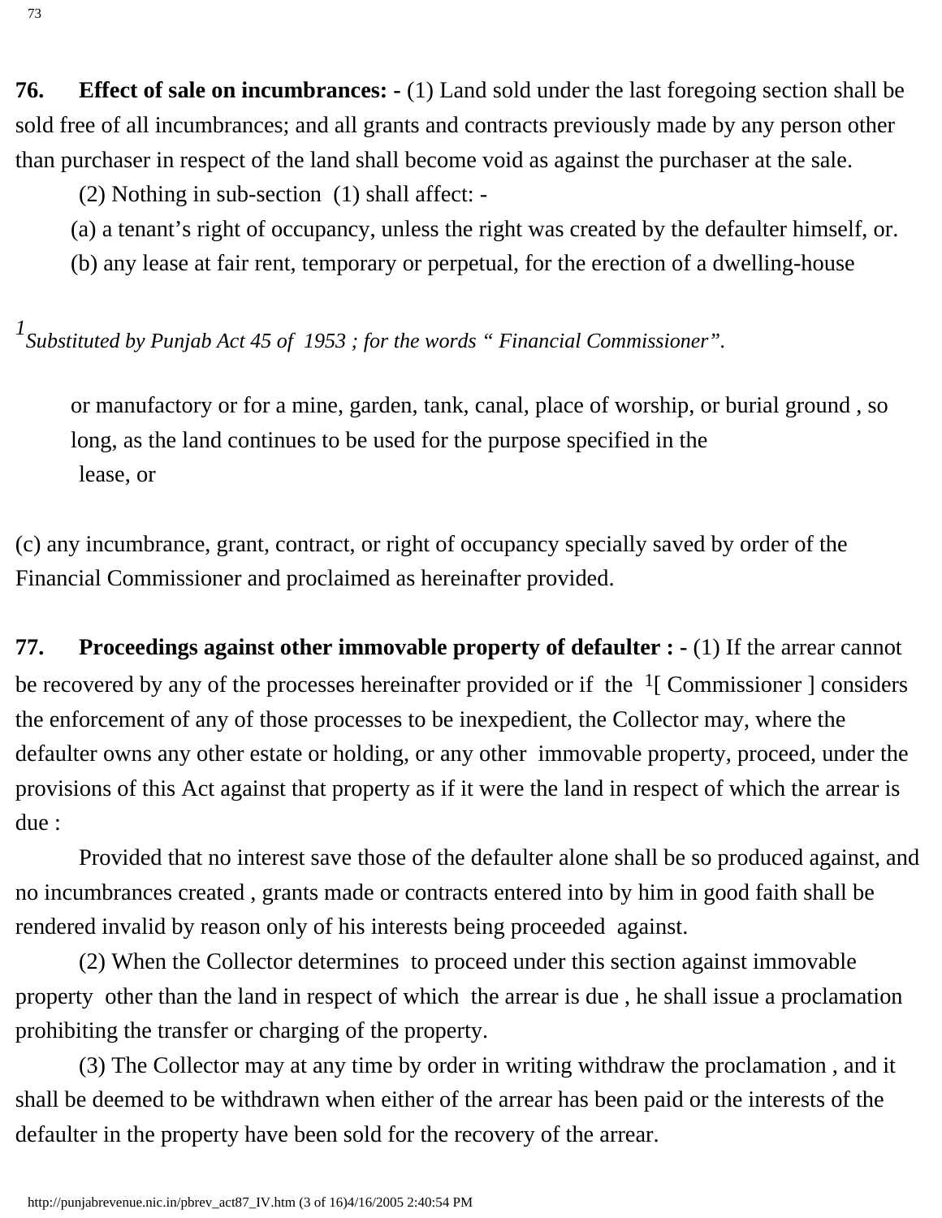**76. Effect of sale on incumbrances: -** (1) Land sold under the last foregoing section shall be sold free of all incumbrances; and all grants and contracts previously made by any person other than purchaser in respect of the land shall become void as against the purchaser at the sale.

(2) Nothing in sub-section (1) shall affect: -

(a) a tenant's right of occupancy, unless the right was created by the defaulter himself, or.

(b) any lease at fair rent, temporary or perpetual, for the erection of a dwelling-house or manufactory or for a mine, garden, tank, canal, place of worship, or burial ground , so long, as the land continues to be used for the purpose specified in the lease, or

(c) any incumbrance, grant, contract, or right of occupancy specially saved by order of the Financial Commissioner and proclaimed as hereinafter provided.

**77. Proceedings against other immovable property of defaulter : -** (1) If the arrear cannot be recovered by any of the processes hereinafter provided or if the [1][ Commissioner ] considers the enforcement of any of those processes to be inexpedient, the Collector may, where the defaulter owns any other estate or holding, or any other immovable property, proceed, under the provisions of this Act against that property as if it were the land in respect of which the arrear is due :

Provided that no interest save those of the defaulter alone shall be so produced against, and no incumbrances created , grants made or contracts entered into by him in good faith shall be rendered invalid by reason only of his interests being proceeded against.

(2) When the Collector determines to proceed under this section against immovable property other than the land in respect of which the arrear is due , he shall issue a proclamation prohibiting the transfer or charging of the property.

(3) The Collector may at any time by order in writing withdraw the proclamation , and it shall be deemed to be withdrawn when either of the arrear has been paid or the interests of the defaulter in the property have been sold for the recovery of the arrear.

---

[1] *Substituted by Punjab Act 45 of 1953 ; for the words " Financial Commissioner".*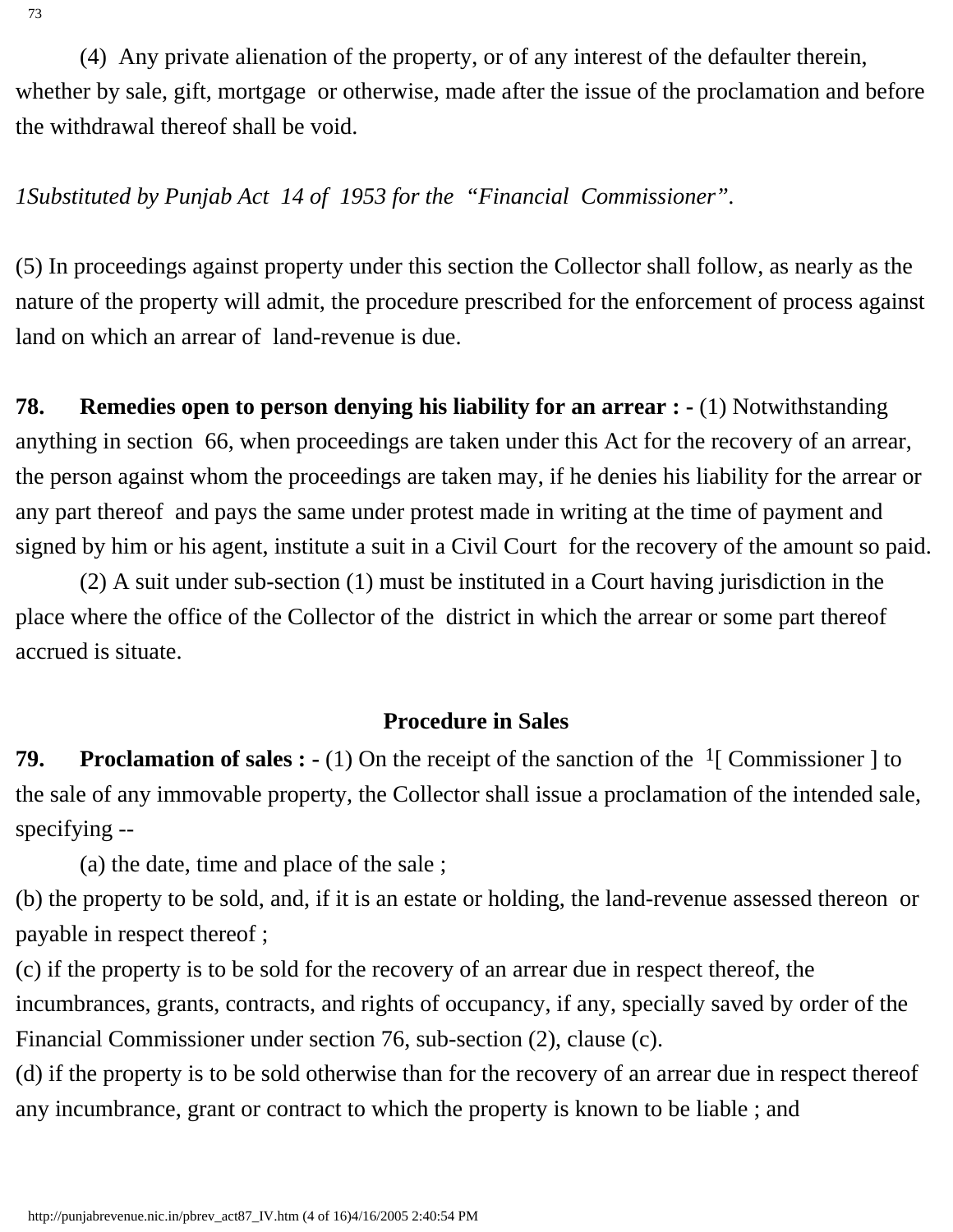(4) Any private alienation of the property, or of any interest of the defaulter therein, whether by sale, gift, mortgage or otherwise, made after the issue of the proclamation and before the withdrawal thereof shall be void.

*1Substituted by Punjab Act 14 of 1953 for the "Financial Commissioner".*

(5) In proceedings against property under this section the Collector shall follow, as nearly as the nature of the property will admit, the procedure prescribed for the enforcement of process against land on which an arrear of land-revenue is due.

**78. Remedies open to person denying his liability for an arrear : -** (1) Notwithstanding anything in section 66, when proceedings are taken under this Act for the recovery of an arrear, the person against whom the proceedings are taken may, if he denies his liability for the arrear or any part thereof and pays the same under protest made in writing at the time of payment and signed by him or his agent, institute a suit in a Civil Court for the recovery of the amount so paid.

(2) A suit under sub-section (1) must be instituted in a Court having jurisdiction in the place where the office of the Collector of the district in which the arrear or some part thereof accrued is situate.

### Procedure in Sales

**79. Proclamation of sales : -** (1) On the receipt of the sanction of the [1][ Commissioner ] to the sale of any immovable property, the Collector shall issue a proclamation of the intended sale, specifying --

(a) the date, time and place of the sale ;

(b) the property to be sold, and, if it is an estate or holding, the land-revenue assessed thereon or payable in respect thereof ;

(c) if the property is to be sold for the recovery of an arrear due in respect thereof, the incumbrances, grants, contracts, and rights of occupancy, if any, specially saved by order of the Financial Commissioner under section 76, sub-section (2), clause (c).

(d) if the property is to be sold otherwise than for the recovery of an arrear due in respect thereof any incumbrance, grant or contract to which the property is known to be liable ; and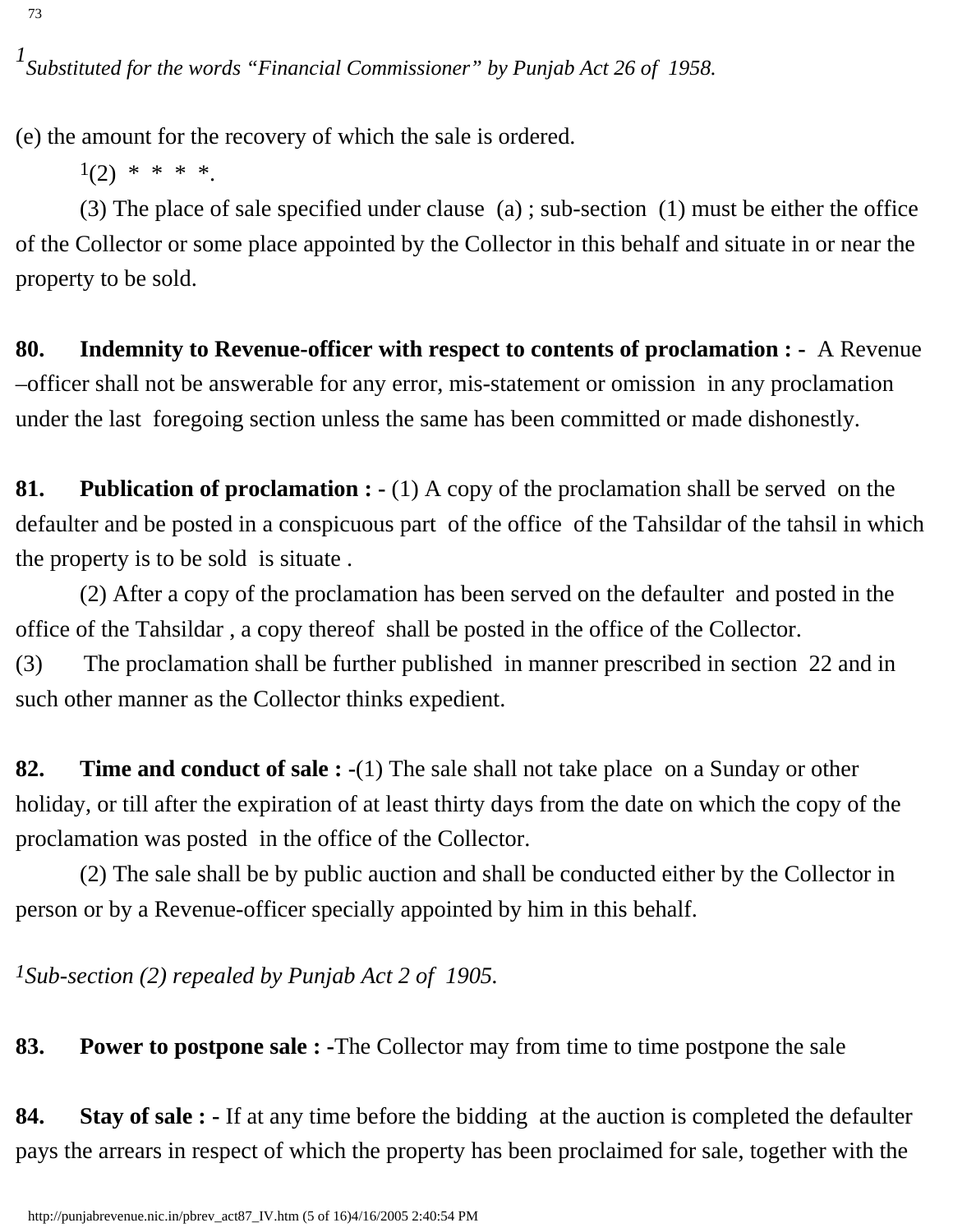[1] *Substituted for the words "Financial Commissioner" by Punjab Act 26 of 1958.*

(e) the amount for the recovery of which the sale is ordered.

[1](2) * * * *.

(3) The place of sale specified under clause (a) ; sub-section (1) must be either the office of the Collector or some place appointed by the Collector in this behalf and situate in or near the property to be sold.

**80. Indemnity to Revenue-officer with respect to contents of proclamation : -** A Revenue –officer shall not be answerable for any error, mis-statement or omission in any proclamation under the last foregoing section unless the same has been committed or made dishonestly.

**81. Publication of proclamation : -** (1) A copy of the proclamation shall be served on the defaulter and be posted in a conspicuous part of the office of the Tahsildar of the tahsil in which the property is to be sold is situate .

(2) After a copy of the proclamation has been served on the defaulter and posted in the office of the Tahsildar , a copy thereof shall be posted in the office of the Collector.

(3) The proclamation shall be further published in manner prescribed in section 22 and in such other manner as the Collector thinks expedient.

**82. Time and conduct of sale : -**(1) The sale shall not take place on a Sunday or other holiday, or till after the expiration of at least thirty days from the date on which the copy of the proclamation was posted in the office of the Collector.

(2) The sale shall be by public auction and shall be conducted either by the Collector in person or by a Revenue-officer specially appointed by him in this behalf.

[1] *Sub-section (2) repealed by Punjab Act 2 of 1905.*

**83. Power to postpone sale : -**The Collector may from time to time postpone the sale

**84. Stay of sale : -** If at any time before the bidding at the auction is completed the defaulter pays the arrears in respect of which the property has been proclaimed for sale, together with the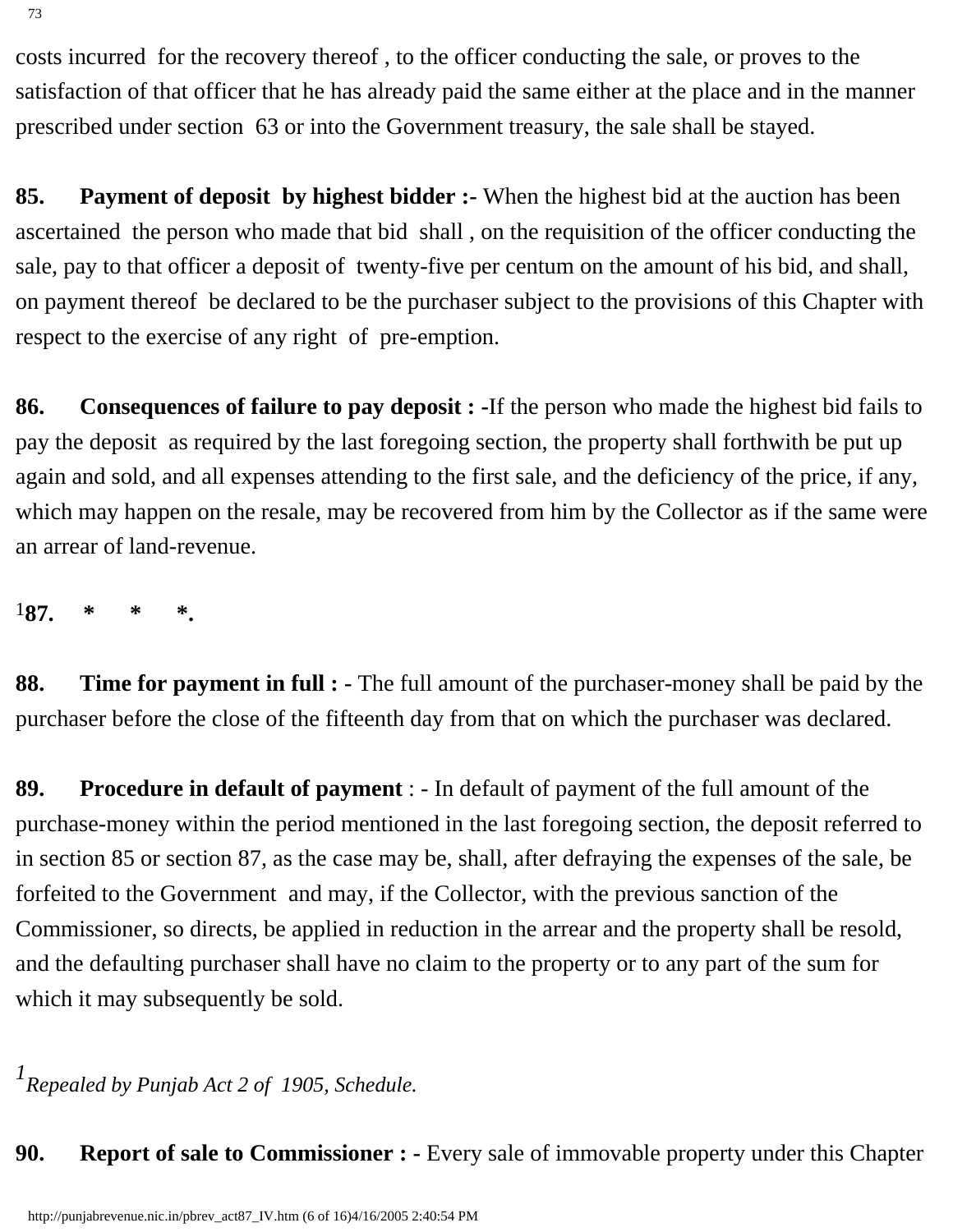costs incurred for the recovery thereof , to the officer conducting the sale, or proves to the satisfaction of that officer that he has already paid the same either at the place and in the manner prescribed under section 63 or into the Government treasury, the sale shall be stayed.

**85. Payment of deposit by highest bidder :-** When the highest bid at the auction has been ascertained the person who made that bid shall , on the requisition of the officer conducting the sale, pay to that officer a deposit of twenty-five per centum on the amount of his bid, and shall, on payment thereof be declared to be the purchaser subject to the provisions of this Chapter with respect to the exercise of any right of pre-emption.

**86. Consequences of failure to pay deposit : -**If the person who made the highest bid fails to pay the deposit as required by the last foregoing section, the property shall forthwith be put up again and sold, and all expenses attending to the first sale, and the deficiency of the price, if any, which may happen on the resale, may be recovered from him by the Collector as if the same were an arrear of land-revenue.

[1]**87. * * *.**

**88. Time for payment in full : -** The full amount of the purchaser-money shall be paid by the purchaser before the close of the fifteenth day from that on which the purchaser was declared.

**89. Procedure in default of payment** : - In default of payment of the full amount of the purchase-money within the period mentioned in the last foregoing section, the deposit referred to in section 85 or section 87, as the case may be, shall, after defraying the expenses of the sale, be forfeited to the Government and may, if the Collector, with the previous sanction of the Commissioner, so directs, be applied in reduction in the arrear and the property shall be resold, and the defaulting purchaser shall have no claim to the property or to any part of the sum for which it may subsequently be sold.

[1]*Repealed by Punjab Act 2 of 1905, Schedule.*

**90. Report of sale to Commissioner : -** Every sale of immovable property under this Chapter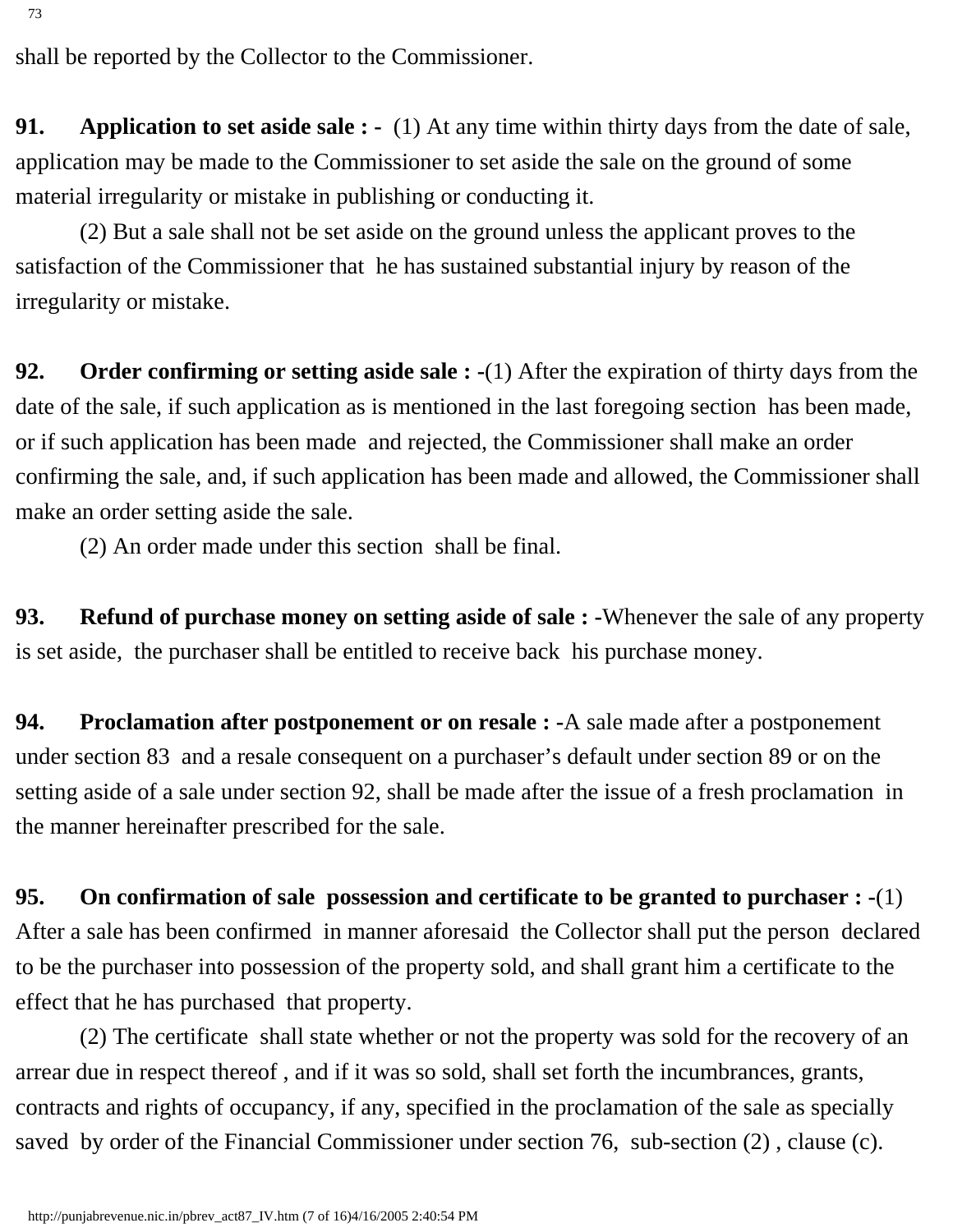shall be reported by the Collector to the Commissioner.

**91. Application to set aside sale : -** (1) At any time within thirty days from the date of sale, application may be made to the Commissioner to set aside the sale on the ground of some material irregularity or mistake in publishing or conducting it.

(2) But a sale shall not be set aside on the ground unless the applicant proves to the satisfaction of the Commissioner that he has sustained substantial injury by reason of the irregularity or mistake.

**92. Order confirming or setting aside sale : -**(1) After the expiration of thirty days from the date of the sale, if such application as is mentioned in the last foregoing section has been made, or if such application has been made and rejected, the Commissioner shall make an order confirming the sale, and, if such application has been made and allowed, the Commissioner shall make an order setting aside the sale.

(2) An order made under this section shall be final.

**93. Refund of purchase money on setting aside of sale : -**Whenever the sale of any property is set aside, the purchaser shall be entitled to receive back his purchase money.

**94. Proclamation after postponement or on resale : -**A sale made after a postponement under section 83 and a resale consequent on a purchaser's default under section 89 or on the setting aside of a sale under section 92, shall be made after the issue of a fresh proclamation in the manner hereinafter prescribed for the sale.

**95. On confirmation of sale possession and certificate to be granted to purchaser : -**(1) After a sale has been confirmed in manner aforesaid the Collector shall put the person declared to be the purchaser into possession of the property sold, and shall grant him a certificate to the effect that he has purchased that property.

(2) The certificate shall state whether or not the property was sold for the recovery of an arrear due in respect thereof , and if it was so sold, shall set forth the incumbrances, grants, contracts and rights of occupancy, if any, specified in the proclamation of the sale as specially saved by order of the Financial Commissioner under section 76, sub-section (2) , clause (c).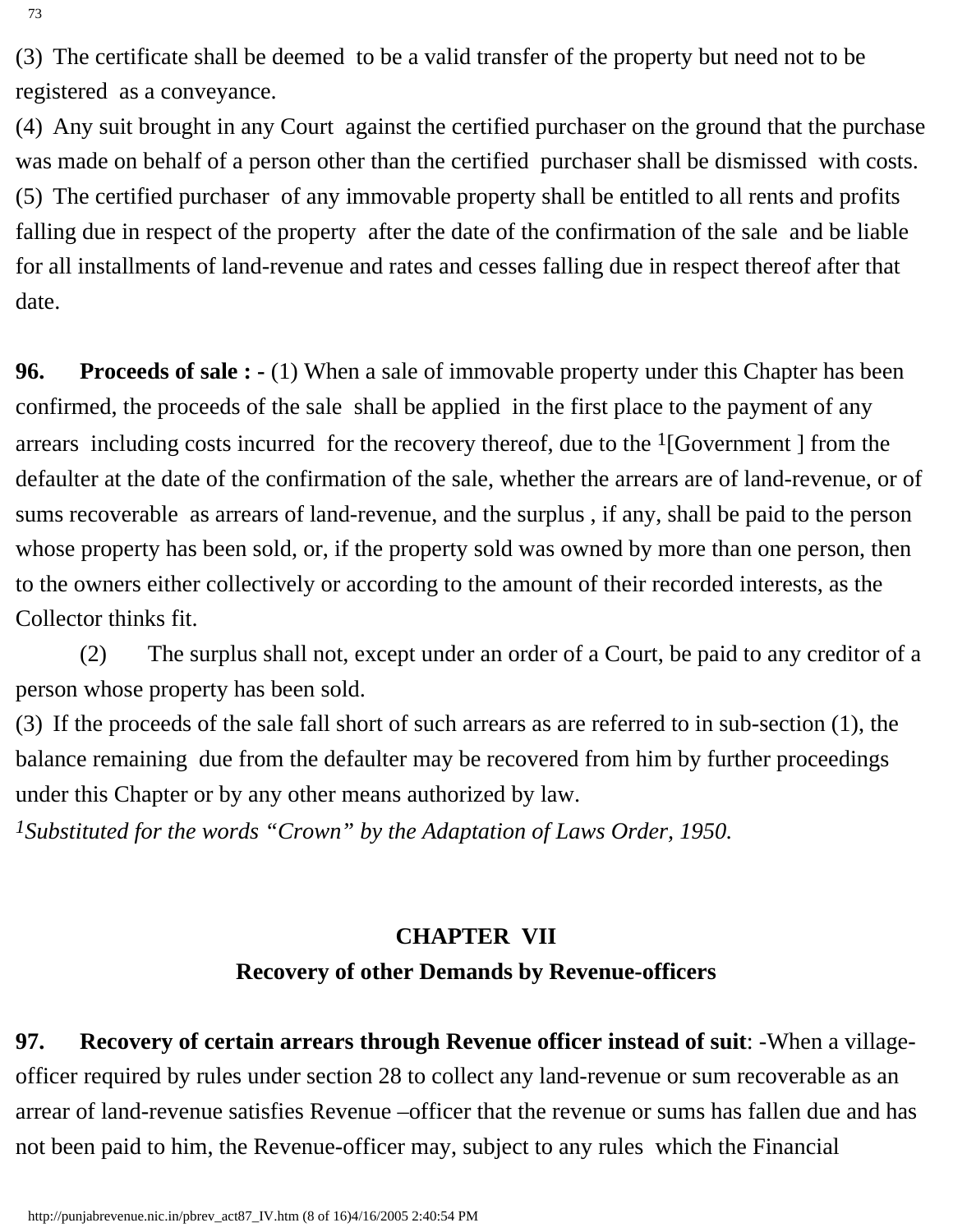(3) The certificate shall be deemed to be a valid transfer of the property but need not to be registered as a conveyance.

(4) Any suit brought in any Court against the certified purchaser on the ground that the purchase was made on behalf of a person other than the certified purchaser shall be dismissed with costs.

(5) The certified purchaser of any immovable property shall be entitled to all rents and profits falling due in respect of the property after the date of the confirmation of the sale and be liable for all installments of land-revenue and rates and cesses falling due in respect thereof after that date.

**96. Proceeds of sale : -** (1) When a sale of immovable property under this Chapter has been confirmed, the proceeds of the sale shall be applied in the first place to the payment of any arrears including costs incurred for the recovery thereof, due to the [1][Government ] from the defaulter at the date of the confirmation of the sale, whether the arrears are of land-revenue, or of sums recoverable as arrears of land-revenue, and the surplus , if any, shall be paid to the person whose property has been sold, or, if the property sold was owned by more than one person, then to the owners either collectively or according to the amount of their recorded interests, as the Collector thinks fit.

(2) The surplus shall not, except under an order of a Court, be paid to any creditor of a person whose property has been sold.

(3) If the proceeds of the sale fall short of such arrears as are referred to in sub-section (1), the balance remaining due from the defaulter may be recovered from him by further proceedings under this Chapter or by any other means authorized by law.

[1]*Substituted for the words "Crown" by the Adaptation of Laws Order, 1950.*

## CHAPTER VII
### Recovery of other Demands by Revenue-officers

**97. Recovery of certain arrears through Revenue officer instead of suit**: -When a village-officer required by rules under section 28 to collect any land-revenue or sum recoverable as an arrear of land-revenue satisfies Revenue –officer that the revenue or sums has fallen due and has not been paid to him, the Revenue-officer may, subject to any rules which the Financial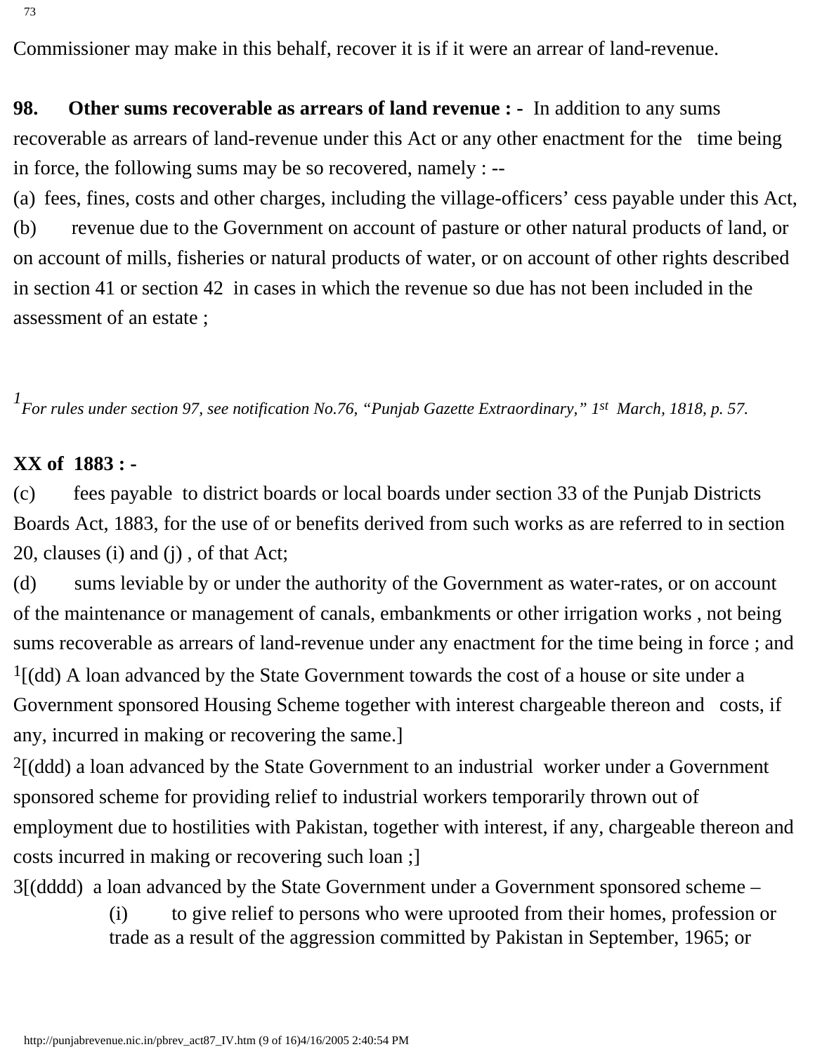Commissioner may make in this behalf, recover it is if it were an arrear of land-revenue.

**98. Other sums recoverable as arrears of land revenue : -** In addition to any sums recoverable as arrears of land-revenue under this Act or any other enactment for the time being in force, the following sums may be so recovered, namely : --

(a) fees, fines, costs and other charges, including the village-officers' cess payable under this Act,

(b) revenue due to the Government on account of pasture or other natural products of land, or on account of mills, fisheries or natural products of water, or on account of other rights described in section 41 or section 42 in cases in which the revenue so due has not been included in the assessment of an estate ;

[1]*For rules under section 97, see notification No.76, "Punjab Gazette Extraordinary," 1st March, 1818, p. 57.*

**XX of 1883 : -**

(c) fees payable to district boards or local boards under section 33 of the Punjab Districts Boards Act, 1883, for the use of or benefits derived from such works as are referred to in section 20, clauses (i) and (j) , of that Act;

(d) sums leviable by or under the authority of the Government as water-rates, or on account of the maintenance or management of canals, embankments or other irrigation works , not being sums recoverable as arrears of land-revenue under any enactment for the time being in force ; and

[1][(dd) A loan advanced by the State Government towards the cost of a house or site under a Government sponsored Housing Scheme together with interest chargeable thereon and costs, if any, incurred in making or recovering the same.]

[2][(ddd) a loan advanced by the State Government to an industrial worker under a Government sponsored scheme for providing relief to industrial workers temporarily thrown out of employment due to hostilities with Pakistan, together with interest, if any, chargeable thereon and costs incurred in making or recovering such loan ;]

3[(dddd) a loan advanced by the State Government under a Government sponsored scheme –

(i) to give relief to persons who were uprooted from their homes, profession or trade as a result of the aggression committed by Pakistan in September, 1965; or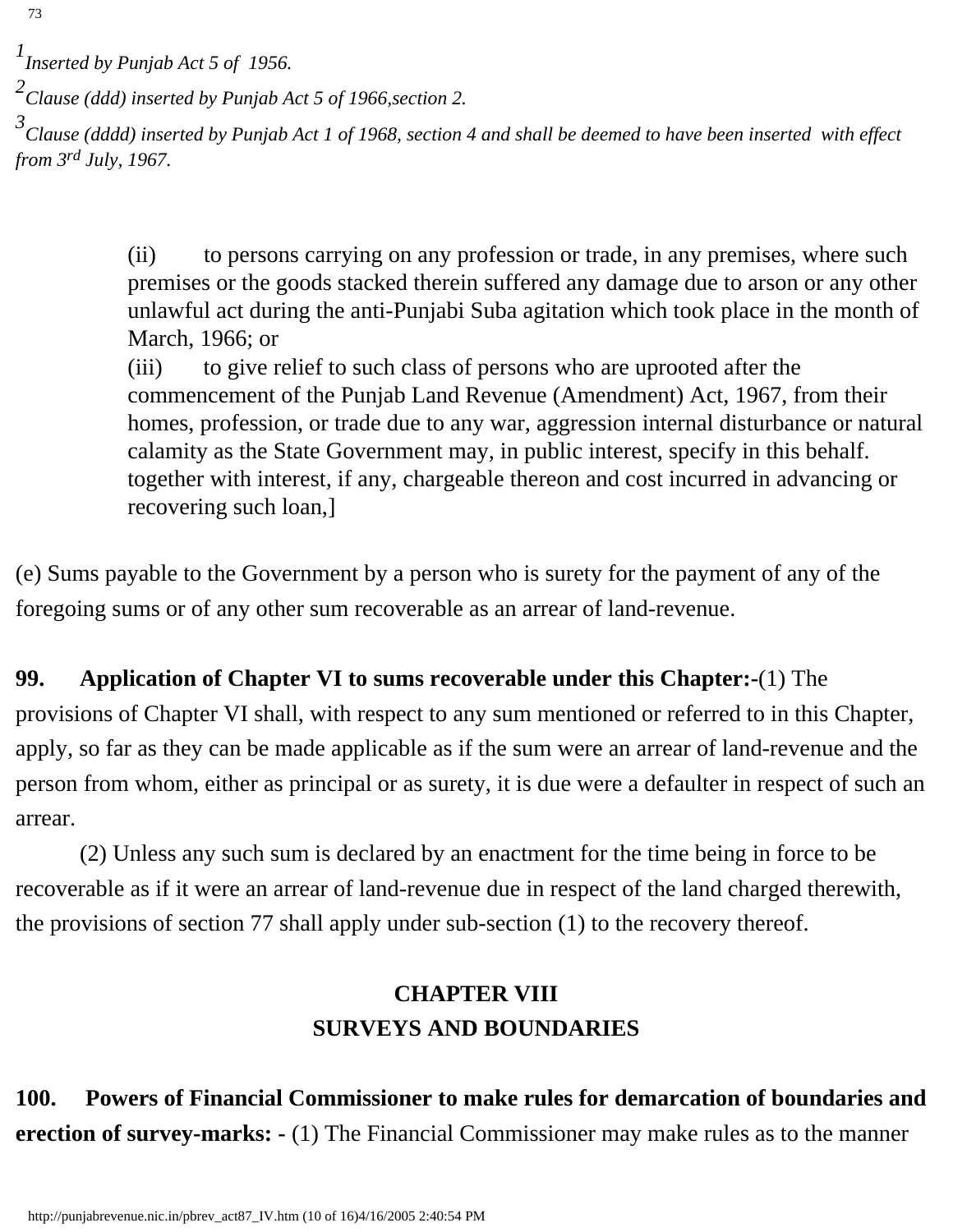[1] *Inserted by Punjab Act 5 of 1956.*

[2] *Clause (ddd) inserted by Punjab Act 5 of 1966,section 2.*

[3] *Clause (dddd) inserted by Punjab Act 1 of 1968, section 4 and shall be deemed to have been inserted with effect from 3rd July, 1967.*

> (ii) to persons carrying on any profession or trade, in any premises, where such premises or the goods stacked therein suffered any damage due to arson or any other unlawful act during the anti-Punjabi Suba agitation which took place in the month of March, 1966; or
>
> (iii) to give relief to such class of persons who are uprooted after the commencement of the Punjab Land Revenue (Amendment) Act, 1967, from their homes, profession, or trade due to any war, aggression internal disturbance or natural calamity as the State Government may, in public interest, specify in this behalf. together with interest, if any, chargeable thereon and cost incurred in advancing or recovering such loan,]

(e) Sums payable to the Government by a person who is surety for the payment of any of the foregoing sums or of any other sum recoverable as an arrear of land-revenue.

**99. Application of Chapter VI to sums recoverable under this Chapter:-**(1) The provisions of Chapter VI shall, with respect to any sum mentioned or referred to in this Chapter, apply, so far as they can be made applicable as if the sum were an arrear of land-revenue and the person from whom, either as principal or as surety, it is due were a defaulter in respect of such an arrear.

(2) Unless any such sum is declared by an enactment for the time being in force to be recoverable as if it were an arrear of land-revenue due in respect of the land charged therewith, the provisions of section 77 shall apply under sub-section (1) to the recovery thereof.

## CHAPTER VIII
## SURVEYS AND BOUNDARIES

**100. Powers of Financial Commissioner to make rules for demarcation of boundaries and erection of survey-marks: -** (1) The Financial Commissioner may make rules as to the manner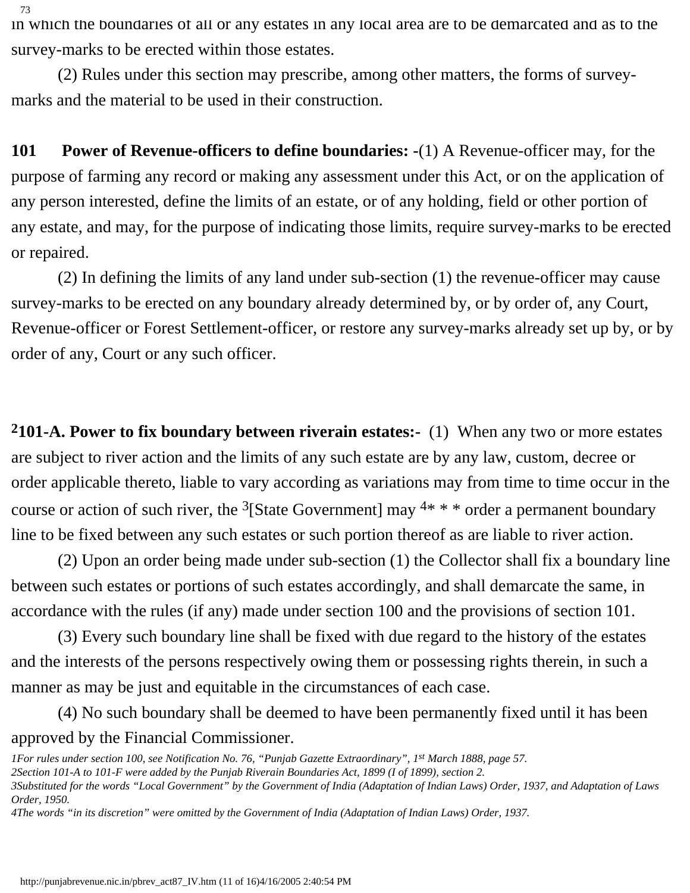in which the boundaries of all or any estates in any local area are to be demarcated and as to the survey-marks to be erected within those estates.

(2) Rules under this section may prescribe, among other matters, the forms of survey-marks and the material to be used in their construction.

**101 Power of Revenue-officers to define boundaries: -**(1) A Revenue-officer may, for the purpose of farming any record or making any assessment under this Act, or on the application of any person interested, define the limits of an estate, or of any holding, field or other portion of any estate, and may, for the purpose of indicating those limits, require survey-marks to be erected or repaired.

(2) In defining the limits of any land under sub-section (1) the revenue-officer may cause survey-marks to be erected on any boundary already determined by, or by order of, any Court, Revenue-officer or Forest Settlement-officer, or restore any survey-marks already set up by, or by order of any, Court or any such officer.

[2]**101-A. Power to fix boundary between riverain estates:-** (1) When any two or more estates are subject to river action and the limits of any such estate are by any law, custom, decree or order applicable thereto, liable to vary according as variations may from time to time occur in the course or action of such river, the [3][State Government] may [4]* * * order a permanent boundary line to be fixed between any such estates or such portion thereof as are liable to river action.

(2) Upon an order being made under sub-section (1) the Collector shall fix a boundary line between such estates or portions of such estates accordingly, and shall demarcate the same, in accordance with the rules (if any) made under section 100 and the provisions of section 101.

(3) Every such boundary line shall be fixed with due regard to the history of the estates and the interests of the persons respectively owing them or possessing rights therein, in such a manner as may be just and equitable in the circumstances of each case.

(4) No such boundary shall be deemed to have been permanently fixed until it has been approved by the Financial Commissioner.

*1For rules under section 100, see Notification No. 76, "Punjab Gazette Extraordinary", 1st March 1888, page 57.*
*2Section 101-A to 101-F were added by the Punjab Riverain Boundaries Act, 1899 (I of 1899), section 2.*
*3Substituted for the words "Local Government" by the Government of India (Adaptation of Indian Laws) Order, 1937, and Adaptation of Laws Order, 1950.*
*4The words "in its discretion" were omitted by the Government of India (Adaptation of Indian Laws) Order, 1937.*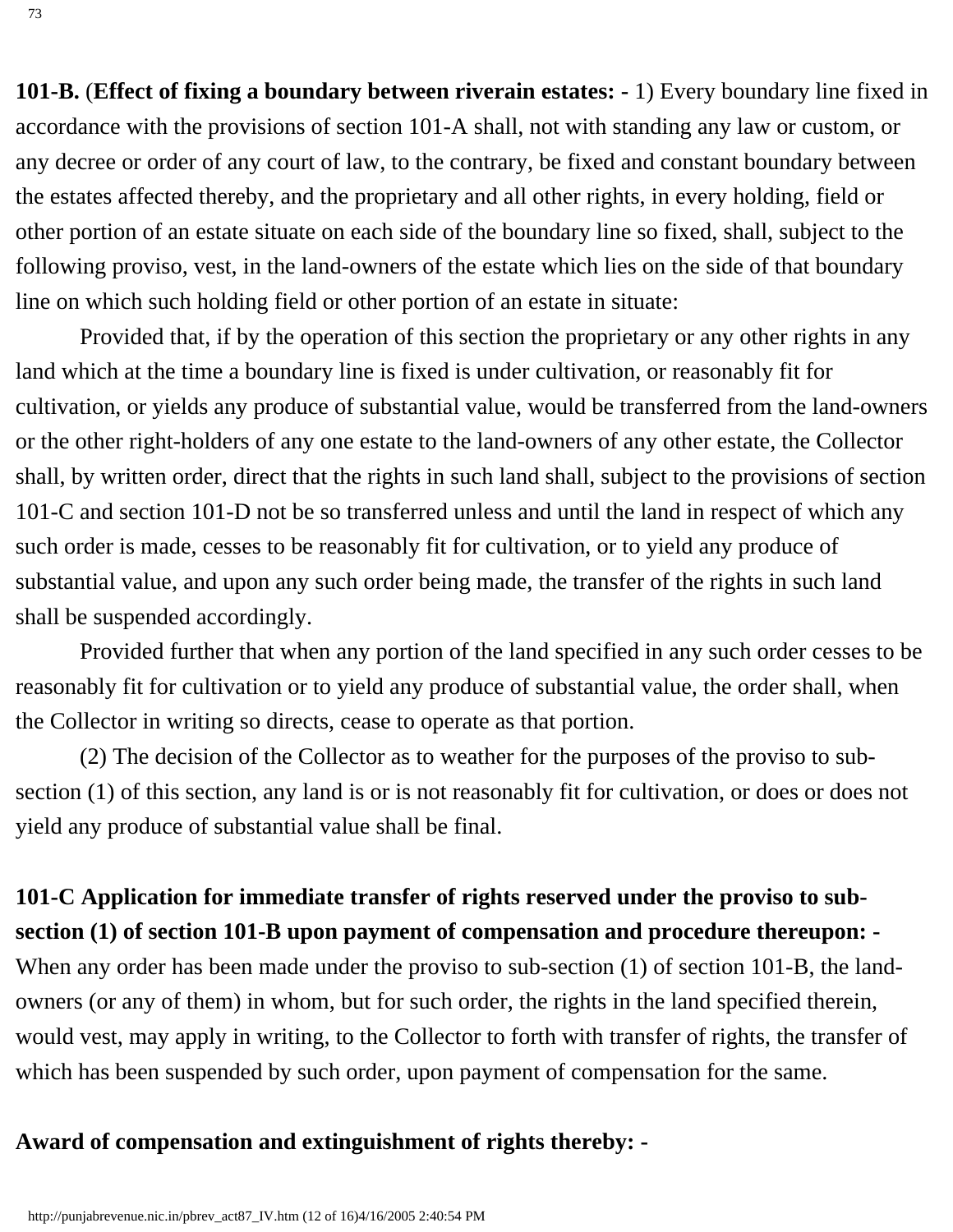**101-B.** (**Effect of fixing a boundary between riverain estates: -** 1) Every boundary line fixed in accordance with the provisions of section 101-A shall, not with standing any law or custom, or any decree or order of any court of law, to the contrary, be fixed and constant boundary between the estates affected thereby, and the proprietary and all other rights, in every holding, field or other portion of an estate situate on each side of the boundary line so fixed, shall, subject to the following proviso, vest, in the land-owners of the estate which lies on the side of that boundary line on which such holding field or other portion of an estate in situate:

Provided that, if by the operation of this section the proprietary or any other rights in any land which at the time a boundary line is fixed is under cultivation, or reasonably fit for cultivation, or yields any produce of substantial value, would be transferred from the land-owners or the other right-holders of any one estate to the land-owners of any other estate, the Collector shall, by written order, direct that the rights in such land shall, subject to the provisions of section 101-C and section 101-D not be so transferred unless and until the land in respect of which any such order is made, cesses to be reasonably fit for cultivation, or to yield any produce of substantial value, and upon any such order being made, the transfer of the rights in such land shall be suspended accordingly.

Provided further that when any portion of the land specified in any such order cesses to be reasonably fit for cultivation or to yield any produce of substantial value, the order shall, when the Collector in writing so directs, cease to operate as that portion.

(2) The decision of the Collector as to weather for the purposes of the proviso to sub-section (1) of this section, any land is or is not reasonably fit for cultivation, or does or does not yield any produce of substantial value shall be final.

**101-C Application for immediate transfer of rights reserved under the proviso to sub-section (1) of section 101-B upon payment of compensation and procedure thereupon: -** When any order has been made under the proviso to sub-section (1) of section 101-B, the land-owners (or any of them) in whom, but for such order, the rights in the land specified therein, would vest, may apply in writing, to the Collector to forth with transfer of rights, the transfer of which has been suspended by such order, upon payment of compensation for the same.

**Award of compensation and extinguishment of rights thereby: -**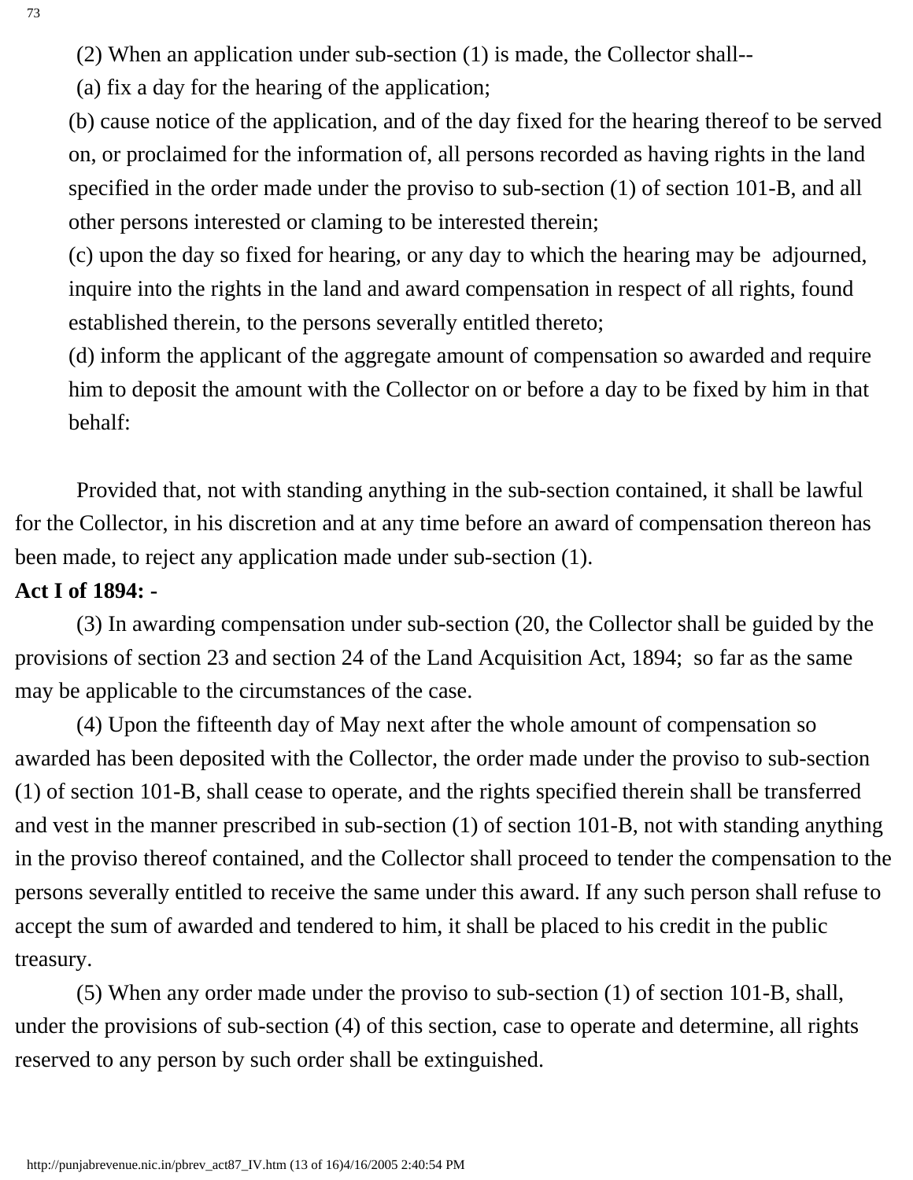(2) When an application under sub-section (1) is made, the Collector shall--

(a) fix a day for the hearing of the application;

(b) cause notice of the application, and of the day fixed for the hearing thereof to be served on, or proclaimed for the information of, all persons recorded as having rights in the land specified in the order made under the proviso to sub-section (1) of section 101-B, and all other persons interested or claming to be interested therein;

(c) upon the day so fixed for hearing, or any day to which the hearing may be adjourned, inquire into the rights in the land and award compensation in respect of all rights, found established therein, to the persons severally entitled thereto;

(d) inform the applicant of the aggregate amount of compensation so awarded and require him to deposit the amount with the Collector on or before a day to be fixed by him in that behalf:

Provided that, not with standing anything in the sub-section contained, it shall be lawful for the Collector, in his discretion and at any time before an award of compensation thereon has been made, to reject any application made under sub-section (1).

**Act I of 1894: -**

(3) In awarding compensation under sub-section (20, the Collector shall be guided by the provisions of section 23 and section 24 of the Land Acquisition Act, 1894; so far as the same may be applicable to the circumstances of the case.

(4) Upon the fifteenth day of May next after the whole amount of compensation so awarded has been deposited with the Collector, the order made under the proviso to sub-section (1) of section 101-B, shall cease to operate, and the rights specified therein shall be transferred and vest in the manner prescribed in sub-section (1) of section 101-B, not with standing anything in the proviso thereof contained, and the Collector shall proceed to tender the compensation to the persons severally entitled to receive the same under this award. If any such person shall refuse to accept the sum of awarded and tendered to him, it shall be placed to his credit in the public treasury.

(5) When any order made under the proviso to sub-section (1) of section 101-B, shall, under the provisions of sub-section (4) of this section, case to operate and determine, all rights reserved to any person by such order shall be extinguished.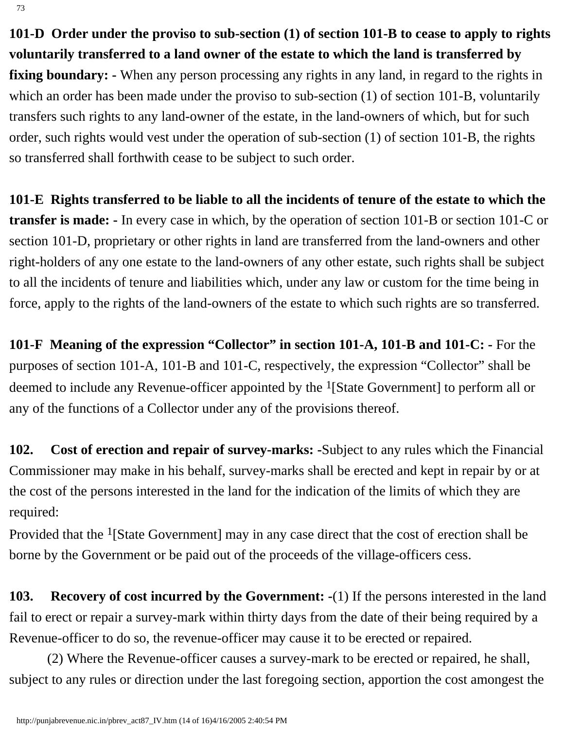**101-D Order under the proviso to sub-section (1) of section 101-B to cease to apply to rights voluntarily transferred to a land owner of the estate to which the land is transferred by fixing boundary: -** When any person processing any rights in any land, in regard to the rights in which an order has been made under the proviso to sub-section (1) of section 101-B, voluntarily transfers such rights to any land-owner of the estate, in the land-owners of which, but for such order, such rights would vest under the operation of sub-section (1) of section 101-B, the rights so transferred shall forthwith cease to be subject to such order.

**101-E Rights transferred to be liable to all the incidents of tenure of the estate to which the transfer is made: -** In every case in which, by the operation of section 101-B or section 101-C or section 101-D, proprietary or other rights in land are transferred from the land-owners and other right-holders of any one estate to the land-owners of any other estate, such rights shall be subject to all the incidents of tenure and liabilities which, under any law or custom for the time being in force, apply to the rights of the land-owners of the estate to which such rights are so transferred.

**101-F Meaning of the expression "Collector" in section 101-A, 101-B and 101-C: -** For the purposes of section 101-A, 101-B and 101-C, respectively, the expression "Collector" shall be deemed to include any Revenue-officer appointed by the [1][State Government] to perform all or any of the functions of a Collector under any of the provisions thereof.

**102. Cost of erection and repair of survey-marks: -**Subject to any rules which the Financial Commissioner may make in his behalf, survey-marks shall be erected and kept in repair by or at the cost of the persons interested in the land for the indication of the limits of which they are required:

Provided that the [1][State Government] may in any case direct that the cost of erection shall be borne by the Government or be paid out of the proceeds of the village-officers cess.

**103. Recovery of cost incurred by the Government: -**(1) If the persons interested in the land fail to erect or repair a survey-mark within thirty days from the date of their being required by a Revenue-officer to do so, the revenue-officer may cause it to be erected or repaired.

(2) Where the Revenue-officer causes a survey-mark to be erected or repaired, he shall, subject to any rules or direction under the last foregoing section, apportion the cost amongest the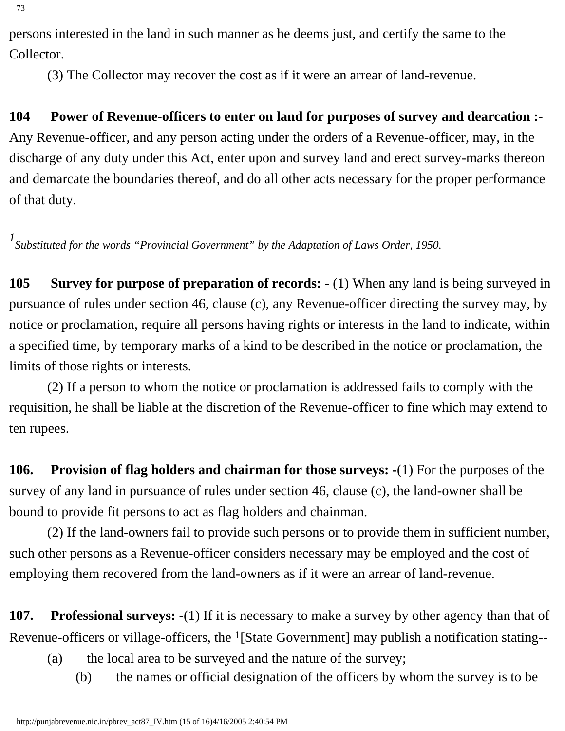persons interested in the land in such manner as he deems just, and certify the same to the Collector.

(3) The Collector may recover the cost as if it were an arrear of land-revenue.

**104 Power of Revenue-officers to enter on land for purposes of survey and dearcation :-** Any Revenue-officer, and any person acting under the orders of a Revenue-officer, may, in the discharge of any duty under this Act, enter upon and survey land and erect survey-marks thereon and demarcate the boundaries thereof, and do all other acts necessary for the proper performance of that duty.

[1]*Substituted for the words "Provincial Government" by the Adaptation of Laws Order, 1950.*

**105 Survey for purpose of preparation of records: -** (1) When any land is being surveyed in pursuance of rules under section 46, clause (c), any Revenue-officer directing the survey may, by notice or proclamation, require all persons having rights or interests in the land to indicate, within a specified time, by temporary marks of a kind to be described in the notice or proclamation, the limits of those rights or interests.

(2) If a person to whom the notice or proclamation is addressed fails to comply with the requisition, he shall be liable at the discretion of the Revenue-officer to fine which may extend to ten rupees.

**106. Provision of flag holders and chairman for those surveys: -**(1) For the purposes of the survey of any land in pursuance of rules under section 46, clause (c), the land-owner shall be bound to provide fit persons to act as flag holders and chainman.

(2) If the land-owners fail to provide such persons or to provide them in sufficient number, such other persons as a Revenue-officer considers necessary may be employed and the cost of employing them recovered from the land-owners as if it were an arrear of land-revenue.

**107. Professional surveys: -**(1) If it is necessary to make a survey by other agency than that of Revenue-officers or village-officers, the [1][State Government] may publish a notification stating--

(a) the local area to be surveyed and the nature of the survey;

(b) the names or official designation of the officers by whom the survey is to be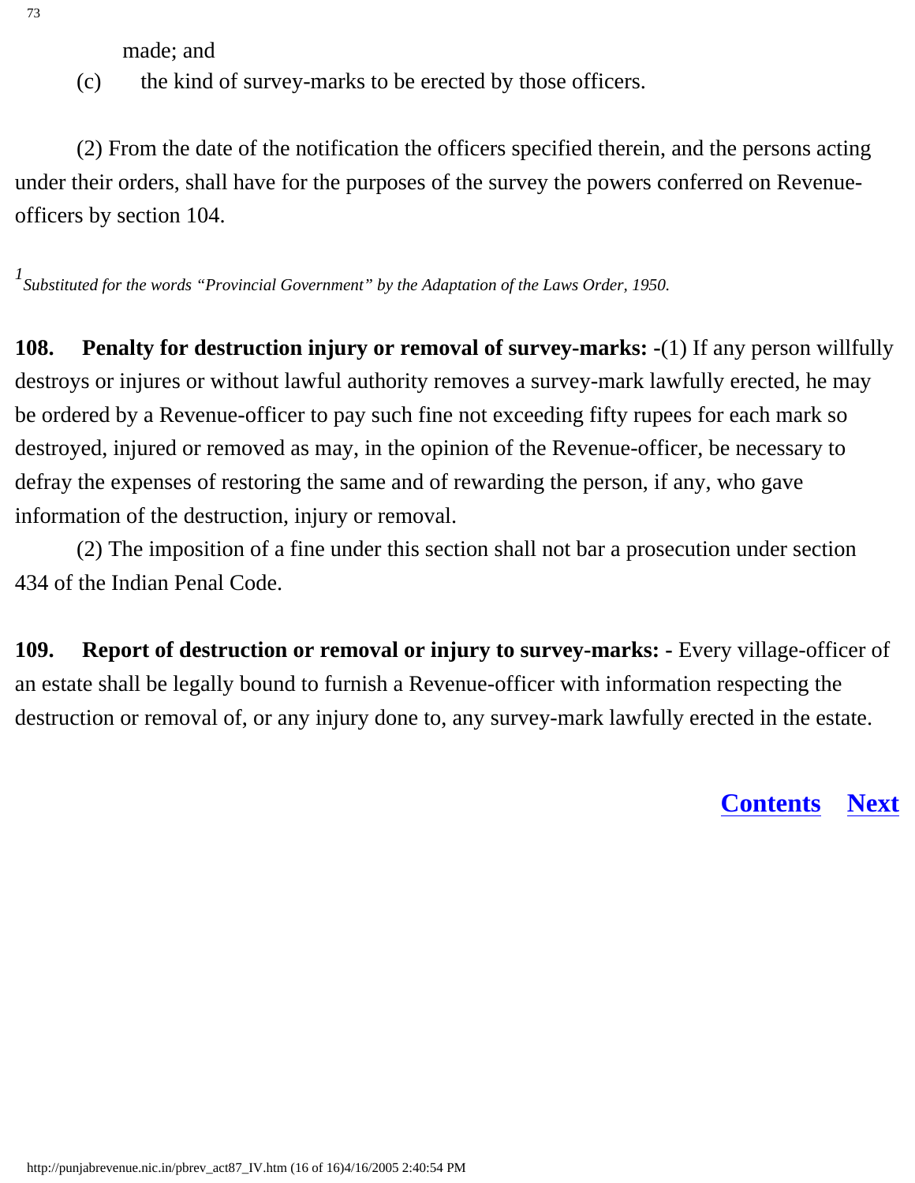made; and

(c) the kind of survey-marks to be erected by those officers.

(2) From the date of the notification the officers specified therein, and the persons acting under their orders, shall have for the purposes of the survey the powers conferred on Revenue-officers by section 104.

[1] *Substituted for the words "Provincial Government" by the Adaptation of the Laws Order, 1950.*

**108. Penalty for destruction injury or removal of survey-marks: -**(1) If any person willfully destroys or injures or without lawful authority removes a survey-mark lawfully erected, he may be ordered by a Revenue-officer to pay such fine not exceeding fifty rupees for each mark so destroyed, injured or removed as may, in the opinion of the Revenue-officer, be necessary to defray the expenses of restoring the same and of rewarding the person, if any, who gave information of the destruction, injury or removal.

(2) The imposition of a fine under this section shall not bar a prosecution under section 434 of the Indian Penal Code.

**109. Report of destruction or removal or injury to survey-marks: -** Every village-officer of an estate shall be legally bound to furnish a Revenue-officer with information respecting the destruction or removal of, or any injury done to, any survey-mark lawfully erected in the estate.

**Contents** **Next**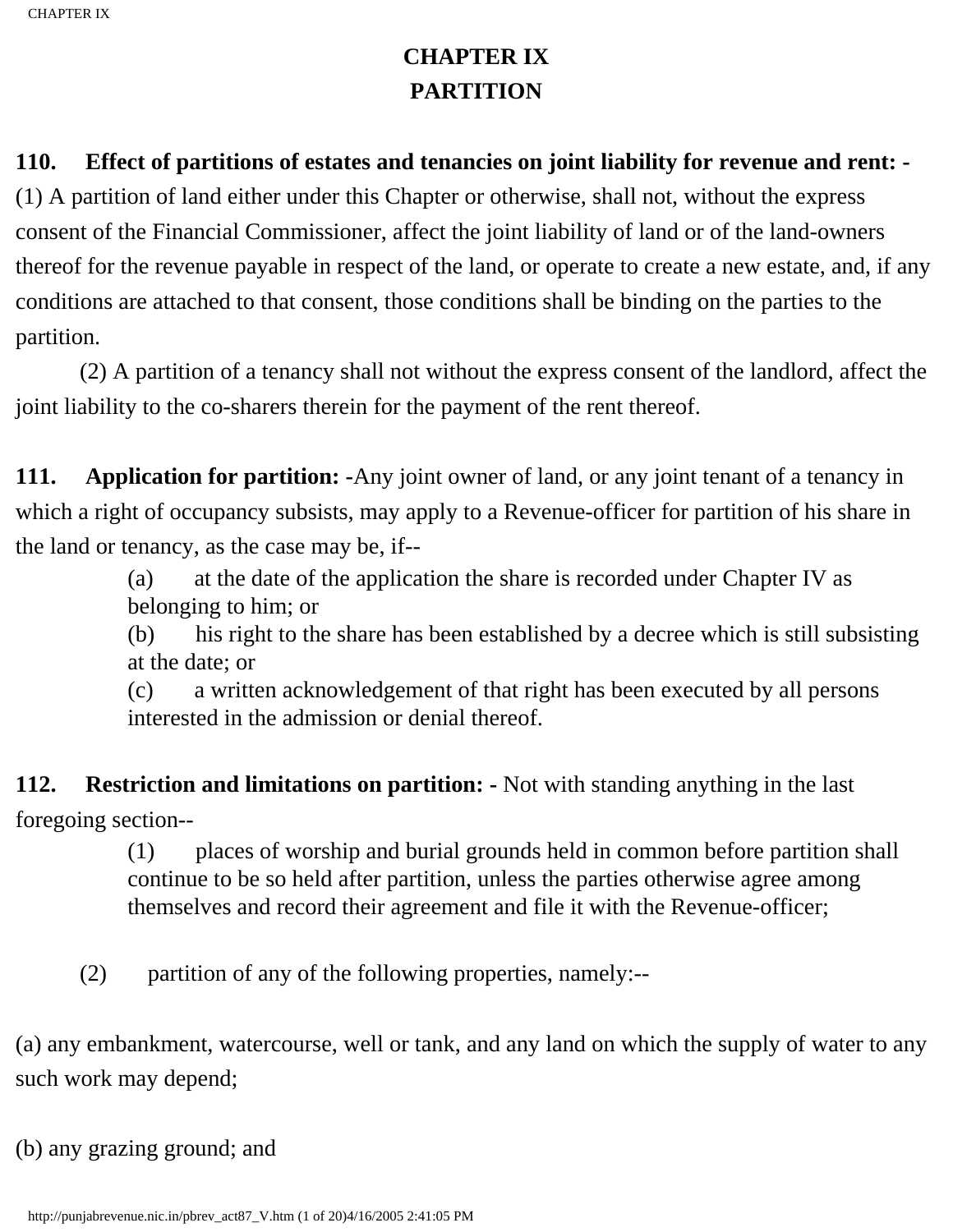# CHAPTER IX

# PARTITION

**110. Effect of partitions of estates and tenancies on joint liability for revenue and rent: -** (1) A partition of land either under this Chapter or otherwise, shall not, without the express consent of the Financial Commissioner, affect the joint liability of land or of the land-owners thereof for the revenue payable in respect of the land, or operate to create a new estate, and, if any conditions are attached to that consent, those conditions shall be binding on the parties to the partition.

(2) A partition of a tenancy shall not without the express consent of the landlord, affect the joint liability to the co-sharers therein for the payment of the rent thereof.

**111. Application for partition: -**Any joint owner of land, or any joint tenant of a tenancy in which a right of occupancy subsists, may apply to a Revenue-officer for partition of his share in the land or tenancy, as the case may be, if--

(a) at the date of the application the share is recorded under Chapter IV as belonging to him; or

(b) his right to the share has been established by a decree which is still subsisting at the date; or

(c) a written acknowledgement of that right has been executed by all persons interested in the admission or denial thereof.

**112. Restriction and limitations on partition: -** Not with standing anything in the last foregoing section--

(1) places of worship and burial grounds held in common before partition shall continue to be so held after partition, unless the parties otherwise agree among themselves and record their agreement and file it with the Revenue-officer;

(2) partition of any of the following properties, namely:--

(a) any embankment, watercourse, well or tank, and any land on which the supply of water to any such work may depend;

(b) any grazing ground; and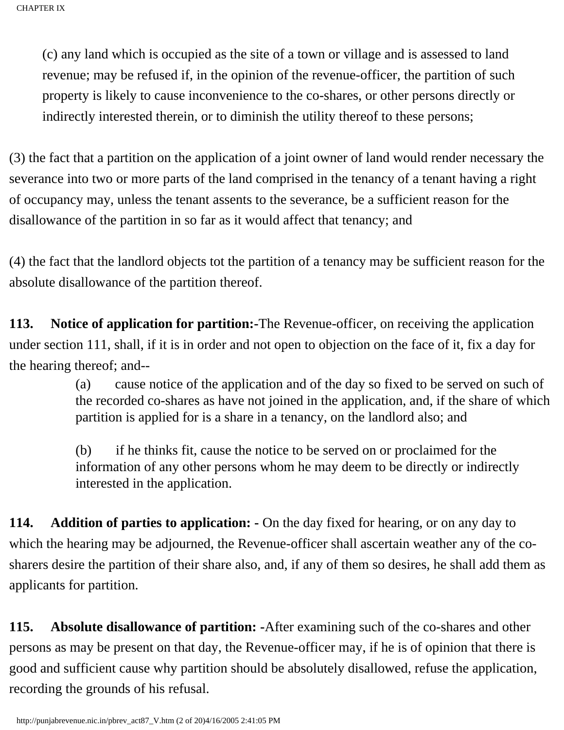(c) any land which is occupied as the site of a town or village and is assessed to land revenue; may be refused if, in the opinion of the revenue-officer, the partition of such property is likely to cause inconvenience to the co-shares, or other persons directly or indirectly interested therein, or to diminish the utility thereof to these persons;

(3) the fact that a partition on the application of a joint owner of land would render necessary the severance into two or more parts of the land comprised in the tenancy of a tenant having a right of occupancy may, unless the tenant assents to the severance, be a sufficient reason for the disallowance of the partition in so far as it would affect that tenancy; and

(4) the fact that the landlord objects tot the partition of a tenancy may be sufficient reason for the absolute disallowance of the partition thereof.

**113. Notice of application for partition:-**The Revenue-officer, on receiving the application under section 111, shall, if it is in order and not open to objection on the face of it, fix a day for the hearing thereof; and--

(a) cause notice of the application and of the day so fixed to be served on such of the recorded co-shares as have not joined in the application, and, if the share of which partition is applied for is a share in a tenancy, on the landlord also; and

(b) if he thinks fit, cause the notice to be served on or proclaimed for the information of any other persons whom he may deem to be directly or indirectly interested in the application.

**114. Addition of parties to application: -** On the day fixed for hearing, or on any day to which the hearing may be adjourned, the Revenue-officer shall ascertain weather any of the co-sharers desire the partition of their share also, and, if any of them so desires, he shall add them as applicants for partition.

**115. Absolute disallowance of partition: -**After examining such of the co-shares and other persons as may be present on that day, the Revenue-officer may, if he is of opinion that there is good and sufficient cause why partition should be absolutely disallowed, refuse the application, recording the grounds of his refusal.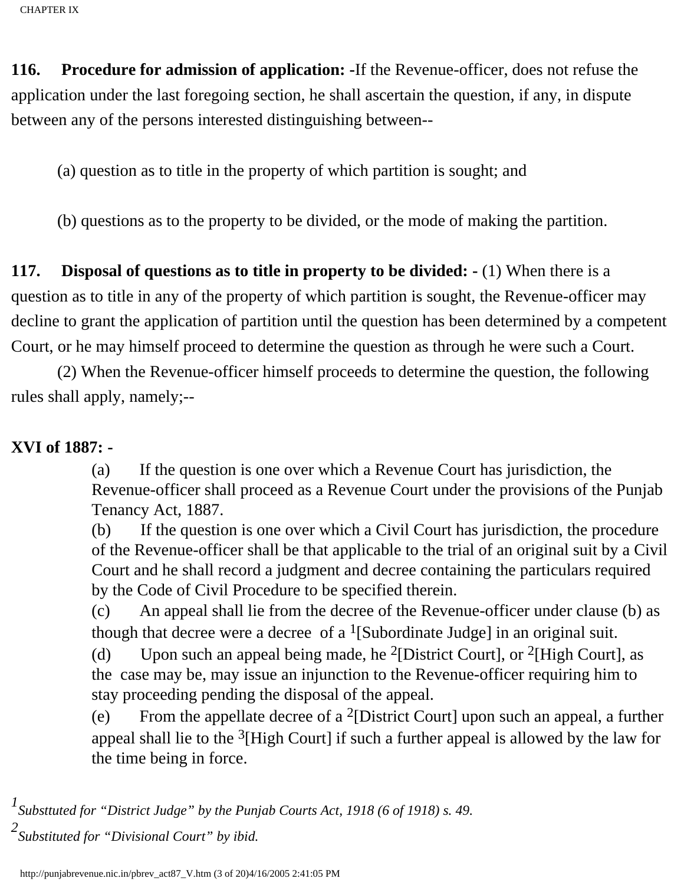**116. Procedure for admission of application: -**If the Revenue-officer, does not refuse the application under the last foregoing section, he shall ascertain the question, if any, in dispute between any of the persons interested distinguishing between--

(a) question as to title in the property of which partition is sought; and

(b) questions as to the property to be divided, or the mode of making the partition.

**117. Disposal of questions as to title in property to be divided: -** (1) When there is a question as to title in any of the property of which partition is sought, the Revenue-officer may decline to grant the application of partition until the question has been determined by a competent Court, or he may himself proceed to determine the question as through he were such a Court.

(2) When the Revenue-officer himself proceeds to determine the question, the following rules shall apply, namely;--

**XVI of 1887: -**

(a) If the question is one over which a Revenue Court has jurisdiction, the Revenue-officer shall proceed as a Revenue Court under the provisions of the Punjab Tenancy Act, 1887.

(b) If the question is one over which a Civil Court has jurisdiction, the procedure of the Revenue-officer shall be that applicable to the trial of an original suit by a Civil Court and he shall record a judgment and decree containing the particulars required by the Code of Civil Procedure to be specified therein.

(c) An appeal shall lie from the decree of the Revenue-officer under clause (b) as though that decree were a decree of a [1][Subordinate Judge] in an original suit.

(d) Upon such an appeal being made, he [2][District Court], or [2][High Court], as the case may be, may issue an injunction to the Revenue-officer requiring him to stay proceeding pending the disposal of the appeal.

(e) From the appellate decree of a [2][District Court] upon such an appeal, a further appeal shall lie to the [3][High Court] if such a further appeal is allowed by the law for the time being in force.

[1] *Substtuted for "District Judge" by the Punjab Courts Act, 1918 (6 of 1918) s. 49.*

[2] *Substituted for "Divisional Court" by ibid.*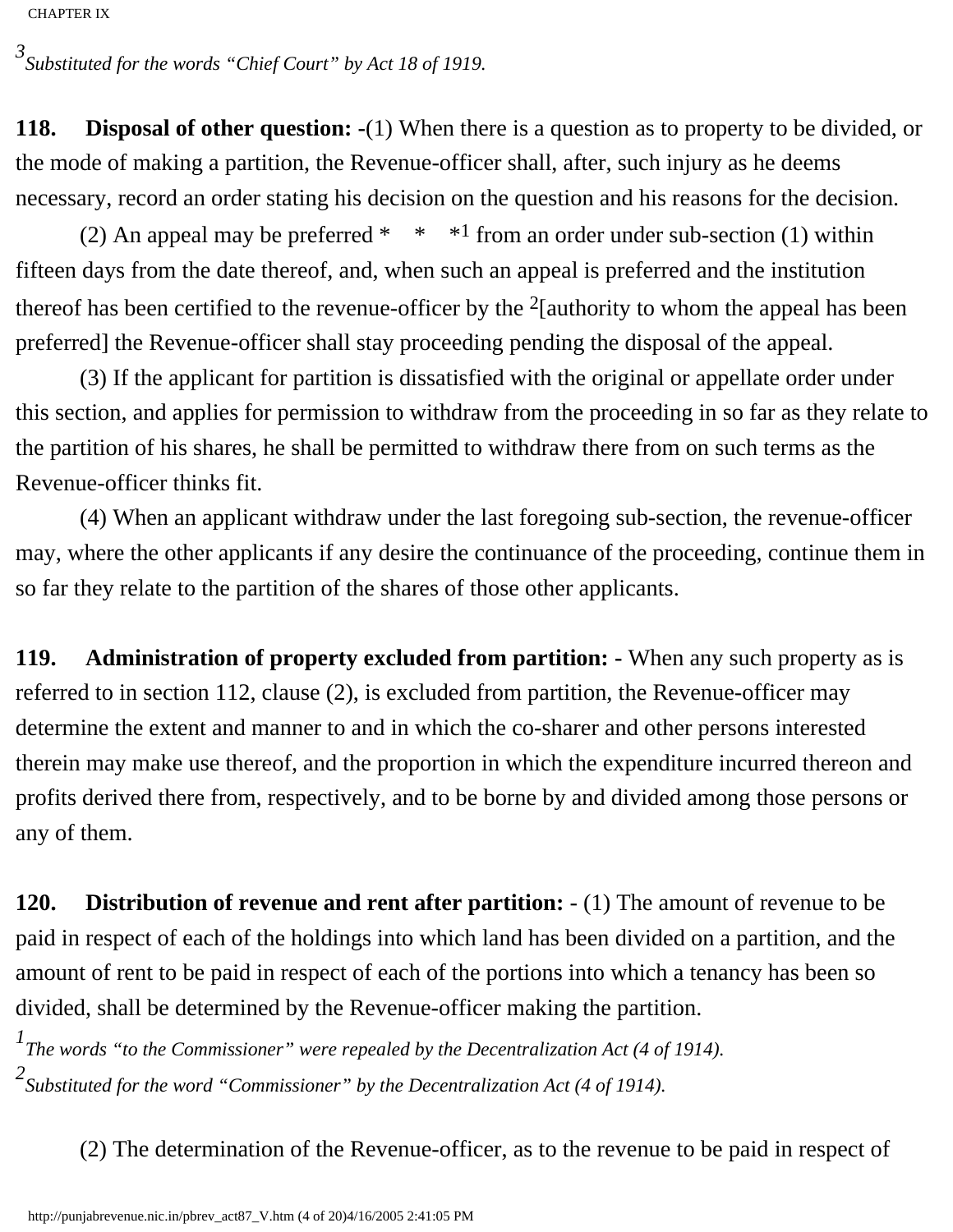[3] *Substituted for the words "Chief Court" by Act 18 of 1919.*

**118. Disposal of other question: -**(1) When there is a question as to property to be divided, or the mode of making a partition, the Revenue-officer shall, after, such injury as he deems necessary, record an order stating his decision on the question and his reasons for the decision.

(2) An appeal may be preferred * * *[1] from an order under sub-section (1) within fifteen days from the date thereof, and, when such an appeal is preferred and the institution thereof has been certified to the revenue-officer by the [2][authority to whom the appeal has been preferred] the Revenue-officer shall stay proceeding pending the disposal of the appeal.

(3) If the applicant for partition is dissatisfied with the original or appellate order under this section, and applies for permission to withdraw from the proceeding in so far as they relate to the partition of his shares, he shall be permitted to withdraw there from on such terms as the Revenue-officer thinks fit.

(4) When an applicant withdraw under the last foregoing sub-section, the revenue-officer may, where the other applicants if any desire the continuance of the proceeding, continue them in so far they relate to the partition of the shares of those other applicants.

**119. Administration of property excluded from partition: -** When any such property as is referred to in section 112, clause (2), is excluded from partition, the Revenue-officer may determine the extent and manner to and in which the co-sharer and other persons interested therein may make use thereof, and the proportion in which the expenditure incurred thereon and profits derived there from, respectively, and to be borne by and divided among those persons or any of them.

**120. Distribution of revenue and rent after partition: -** (1) The amount of revenue to be paid in respect of each of the holdings into which land has been divided on a partition, and the amount of rent to be paid in respect of each of the portions into which a tenancy has been so divided, shall be determined by the Revenue-officer making the partition.

[1] *The words "to the Commissioner" were repealed by the Decentralization Act (4 of 1914).*

[2] *Substituted for the word "Commissioner" by the Decentralization Act (4 of 1914).*

(2) The determination of the Revenue-officer, as to the revenue to be paid in respect of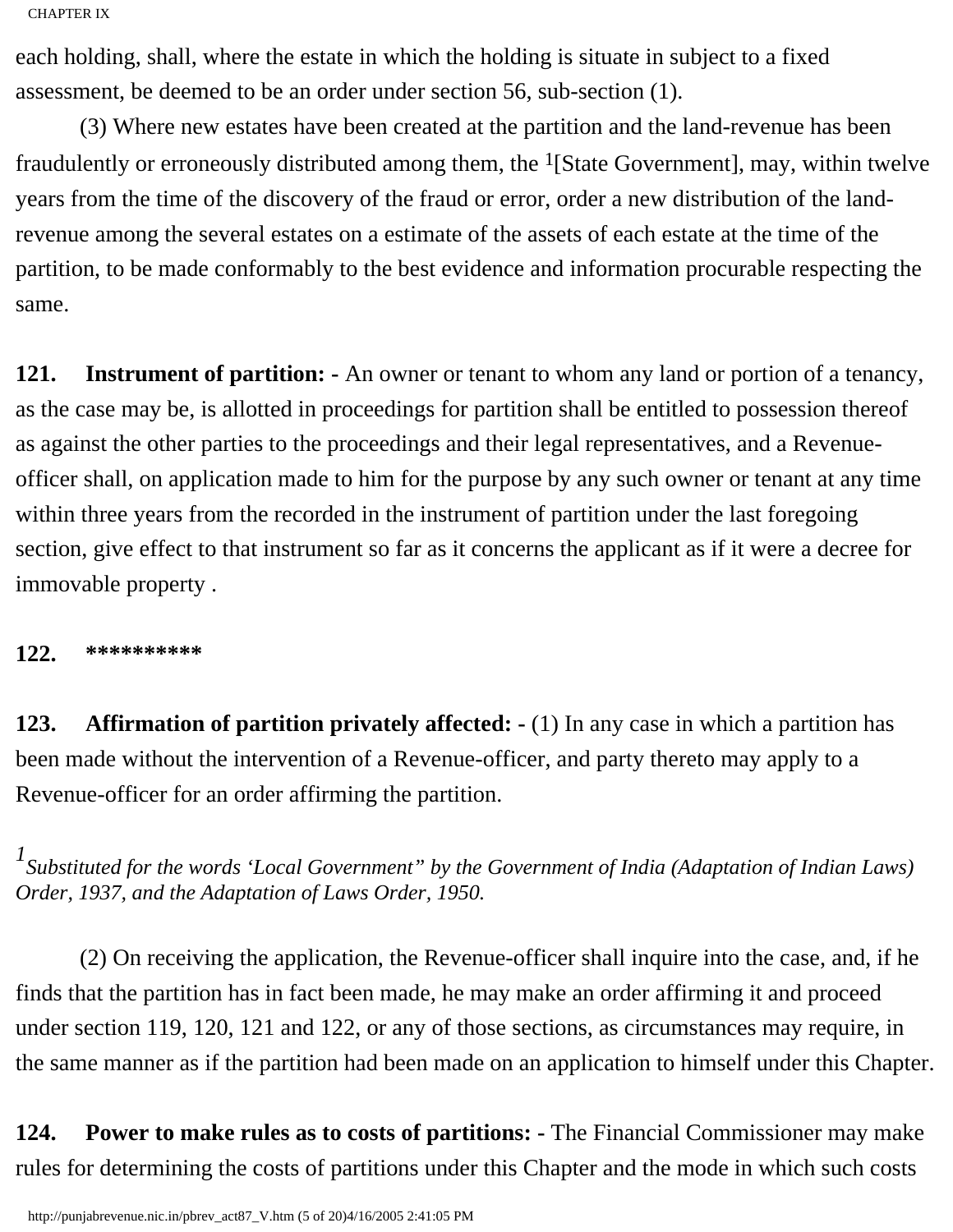each holding, shall, where the estate in which the holding is situate in subject to a fixed assessment, be deemed to be an order under section 56, sub-section (1).

(3) Where new estates have been created at the partition and the land-revenue has been fraudulently or erroneously distributed among them, the [1][State Government], may, within twelve years from the time of the discovery of the fraud or error, order a new distribution of the land-revenue among the several estates on a estimate of the assets of each estate at the time of the partition, to be made conformably to the best evidence and information procurable respecting the same.

**121. Instrument of partition: -** An owner or tenant to whom any land or portion of a tenancy, as the case may be, is allotted in proceedings for partition shall be entitled to possession thereof as against the other parties to the proceedings and their legal representatives, and a Revenue-officer shall, on application made to him for the purpose by any such owner or tenant at any time within three years from the recorded in the instrument of partition under the last foregoing section, give effect to that instrument so far as it concerns the applicant as if it were a decree for immovable property .

**122. \*\*\*\*\*\*\*\*\*\***

**123. Affirmation of partition privately affected: -** (1) In any case in which a partition has been made without the intervention of a Revenue-officer, and party thereto may apply to a Revenue-officer for an order affirming the partition.

*[1] Substituted for the words 'Local Government" by the Government of India (Adaptation of Indian Laws) Order, 1937, and the Adaptation of Laws Order, 1950.*

(2) On receiving the application, the Revenue-officer shall inquire into the case, and, if he finds that the partition has in fact been made, he may make an order affirming it and proceed under section 119, 120, 121 and 122, or any of those sections, as circumstances may require, in the same manner as if the partition had been made on an application to himself under this Chapter.

**124. Power to make rules as to costs of partitions: -** The Financial Commissioner may make rules for determining the costs of partitions under this Chapter and the mode in which such costs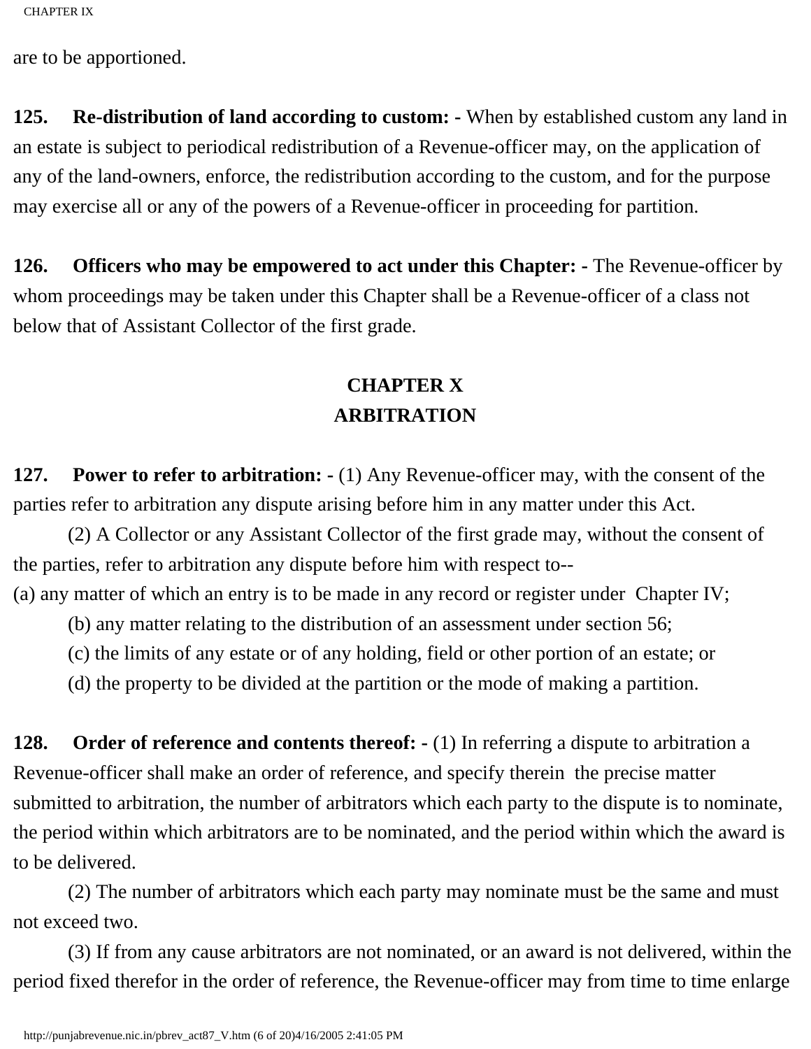are to be apportioned.

**125. Re-distribution of land according to custom: -** When by established custom any land in an estate is subject to periodical redistribution of a Revenue-officer may, on the application of any of the land-owners, enforce, the redistribution according to the custom, and for the purpose may exercise all or any of the powers of a Revenue-officer in proceeding for partition.

**126. Officers who may be empowered to act under this Chapter: -** The Revenue-officer by whom proceedings may be taken under this Chapter shall be a Revenue-officer of a class not below that of Assistant Collector of the first grade.

## CHAPTER X
## ARBITRATION

**127. Power to refer to arbitration: -** (1) Any Revenue-officer may, with the consent of the parties refer to arbitration any dispute arising before him in any matter under this Act.

(2) A Collector or any Assistant Collector of the first grade may, without the consent of the parties, refer to arbitration any dispute before him with respect to--

(a) any matter of which an entry is to be made in any record or register under Chapter IV;

(b) any matter relating to the distribution of an assessment under section 56;

(c) the limits of any estate or of any holding, field or other portion of an estate; or

(d) the property to be divided at the partition or the mode of making a partition.

**128. Order of reference and contents thereof: -** (1) In referring a dispute to arbitration a Revenue-officer shall make an order of reference, and specify therein the precise matter submitted to arbitration, the number of arbitrators which each party to the dispute is to nominate, the period within which arbitrators are to be nominated, and the period within which the award is to be delivered.

(2) The number of arbitrators which each party may nominate must be the same and must not exceed two.

(3) If from any cause arbitrators are not nominated, or an award is not delivered, within the period fixed therefor in the order of reference, the Revenue-officer may from time to time enlarge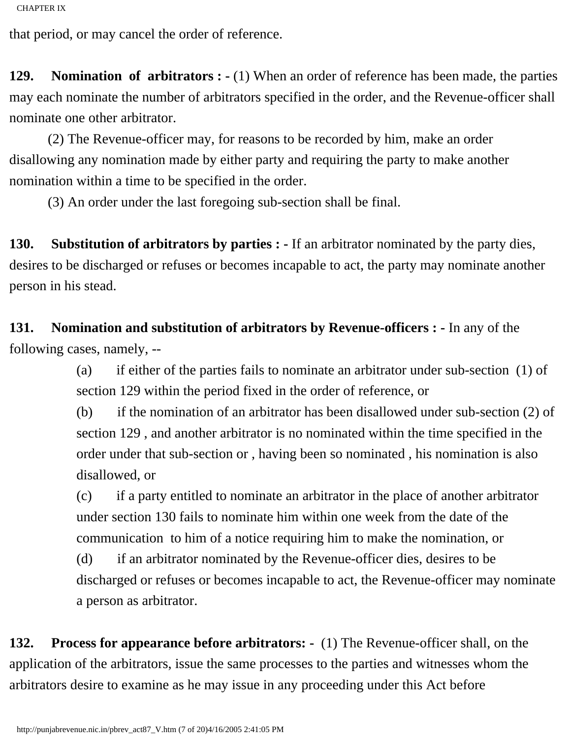that period, or may cancel the order of reference.

**129. Nomination of arbitrators : -** (1) When an order of reference has been made, the parties may each nominate the number of arbitrators specified in the order, and the Revenue-officer shall nominate one other arbitrator.

(2) The Revenue-officer may, for reasons to be recorded by him, make an order disallowing any nomination made by either party and requiring the party to make another nomination within a time to be specified in the order.

(3) An order under the last foregoing sub-section shall be final.

**130. Substitution of arbitrators by parties : -** If an arbitrator nominated by the party dies, desires to be discharged or refuses or becomes incapable to act, the party may nominate another person in his stead.

**131. Nomination and substitution of arbitrators by Revenue-officers : -** In any of the following cases, namely, --

(a) if either of the parties fails to nominate an arbitrator under sub-section (1) of section 129 within the period fixed in the order of reference, or

(b) if the nomination of an arbitrator has been disallowed under sub-section (2) of section 129 , and another arbitrator is no nominated within the time specified in the order under that sub-section or , having been so nominated , his nomination is also disallowed, or

(c) if a party entitled to nominate an arbitrator in the place of another arbitrator under section 130 fails to nominate him within one week from the date of the communication to him of a notice requiring him to make the nomination, or

(d) if an arbitrator nominated by the Revenue-officer dies, desires to be discharged or refuses or becomes incapable to act, the Revenue-officer may nominate a person as arbitrator.

**132. Process for appearance before arbitrators: -** (1) The Revenue-officer shall, on the application of the arbitrators, issue the same processes to the parties and witnesses whom the arbitrators desire to examine as he may issue in any proceeding under this Act before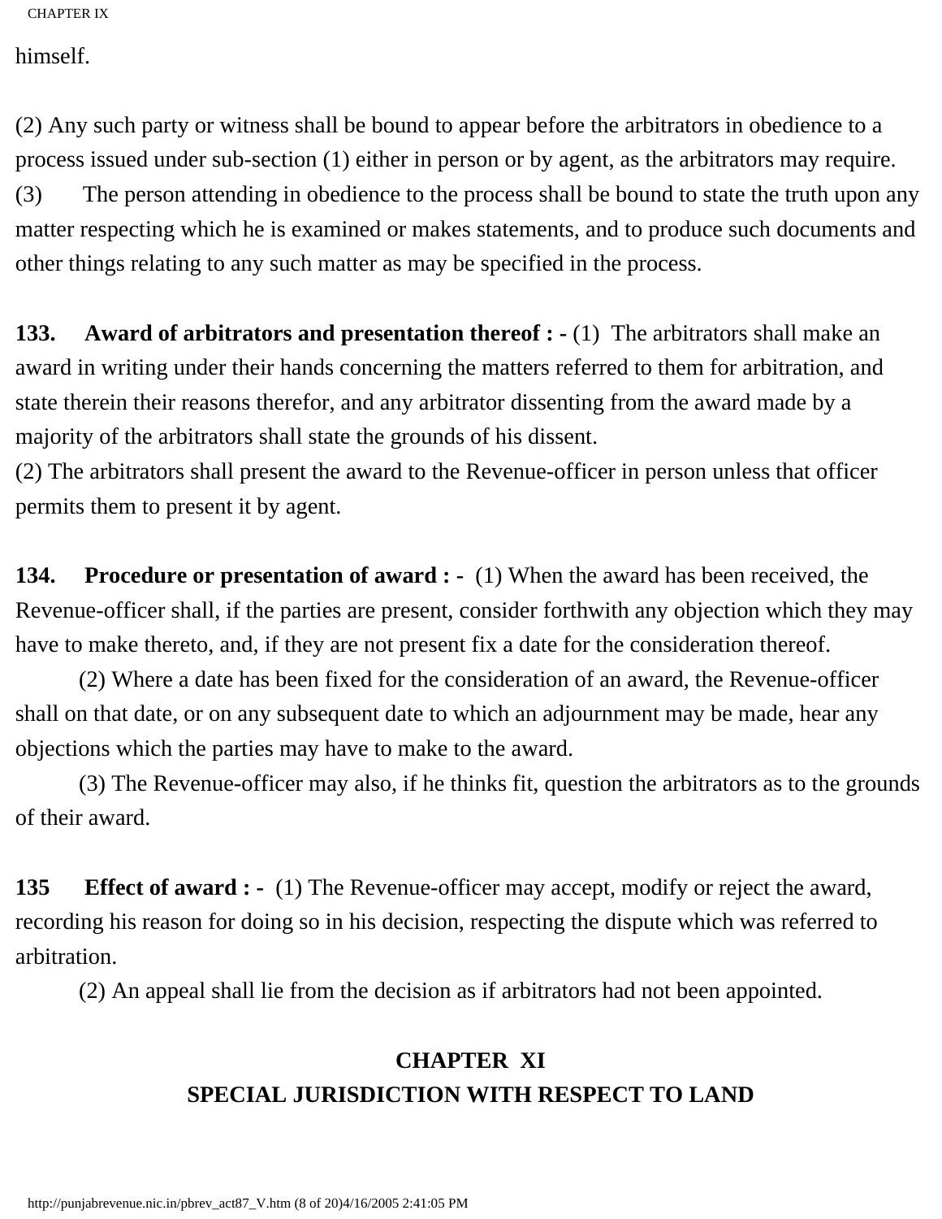himself.

(2) Any such party or witness shall be bound to appear before the arbitrators in obedience to a process issued under sub-section (1) either in person or by agent, as the arbitrators may require.
(3) The person attending in obedience to the process shall be bound to state the truth upon any matter respecting which he is examined or makes statements, and to produce such documents and other things relating to any such matter as may be specified in the process.

**133. Award of arbitrators and presentation thereof : -** (1) The arbitrators shall make an award in writing under their hands concerning the matters referred to them for arbitration, and state therein their reasons therefor, and any arbitrator dissenting from the award made by a majority of the arbitrators shall state the grounds of his dissent.
(2) The arbitrators shall present the award to the Revenue-officer in person unless that officer permits them to present it by agent.

**134. Procedure or presentation of award : -** (1) When the award has been received, the Revenue-officer shall, if the parties are present, consider forthwith any objection which they may have to make thereto, and, if they are not present fix a date for the consideration thereof.

(2) Where a date has been fixed for the consideration of an award, the Revenue-officer shall on that date, or on any subsequent date to which an adjournment may be made, hear any objections which the parties may have to make to the award.

(3) The Revenue-officer may also, if he thinks fit, question the arbitrators as to the grounds of their award.

**135 Effect of award : -** (1) The Revenue-officer may accept, modify or reject the award, recording his reason for doing so in his decision, respecting the dispute which was referred to arbitration.

(2) An appeal shall lie from the decision as if arbitrators had not been appointed.

## CHAPTER XI
## SPECIAL JURISDICTION WITH RESPECT TO LAND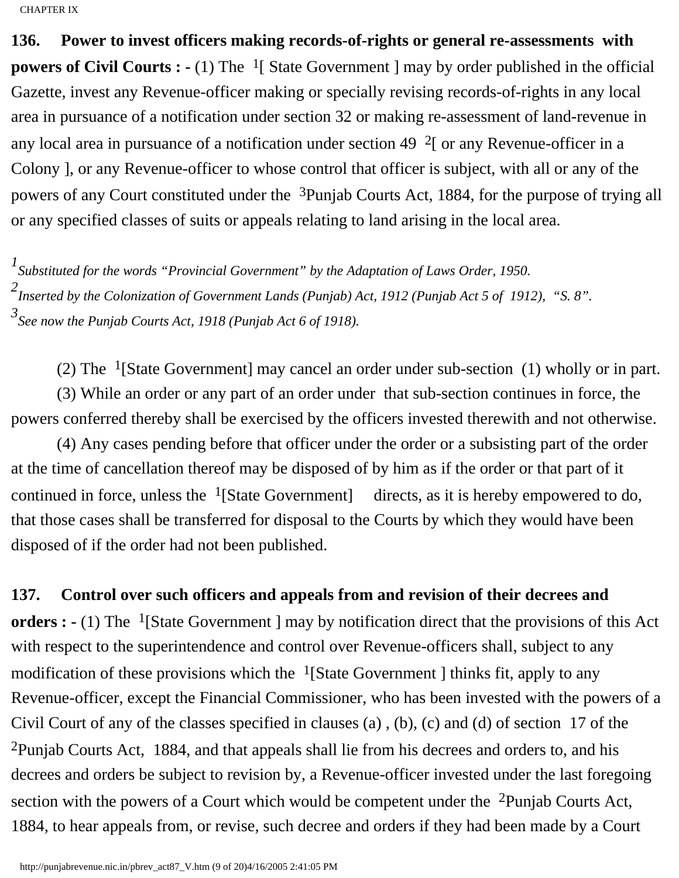**136. Power to invest officers making records-of-rights or general re-assessments with powers of Civil Courts : -** (1) The [1][ State Government ] may by order published in the official Gazette, invest any Revenue-officer making or specially revising records-of-rights in any local area in pursuance of a notification under section 32 or making re-assessment of land-revenue in any local area in pursuance of a notification under section 49 [2][ or any Revenue-officer in a Colony ], or any Revenue-officer to whose control that officer is subject, with all or any of the powers of any Court constituted under the [3]Punjab Courts Act, 1884, for the purpose of trying all or any specified classes of suits or appeals relating to land arising in the local area.

*[1] Substituted for the words "Provincial Government" by the Adaptation of Laws Order, 1950.*
*[2] Inserted by the Colonization of Government Lands (Punjab) Act, 1912 (Punjab Act 5 of 1912), "S. 8".*
*[3] See now the Punjab Courts Act, 1918 (Punjab Act 6 of 1918).*

(2) The [1][State Government] may cancel an order under sub-section (1) wholly or in part.

(3) While an order or any part of an order under that sub-section continues in force, the powers conferred thereby shall be exercised by the officers invested therewith and not otherwise.

(4) Any cases pending before that officer under the order or a subsisting part of the order at the time of cancellation thereof may be disposed of by him as if the order or that part of it continued in force, unless the [1][State Government] directs, as it is hereby empowered to do, that those cases shall be transferred for disposal to the Courts by which they would have been disposed of if the order had not been published.

**137. Control over such officers and appeals from and revision of their decrees and orders : -** (1) The [1][State Government ] may by notification direct that the provisions of this Act with respect to the superintendence and control over Revenue-officers shall, subject to any modification of these provisions which the [1][State Government ] thinks fit, apply to any Revenue-officer, except the Financial Commissioner, who has been invested with the powers of a Civil Court of any of the classes specified in clauses (a) , (b), (c) and (d) of section 17 of the [2]Punjab Courts Act, 1884, and that appeals shall lie from his decrees and orders to, and his decrees and orders be subject to revision by, a Revenue-officer invested under the last foregoing section with the powers of a Court which would be competent under the [2]Punjab Courts Act, 1884, to hear appeals from, or revise, such decree and orders if they had been made by a Court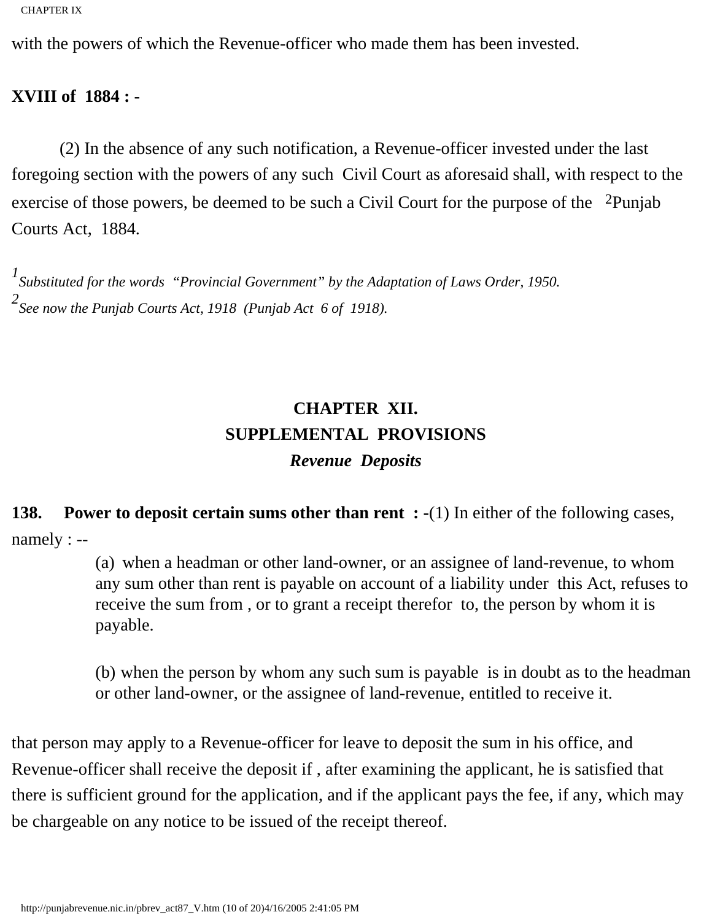with the powers of which the Revenue-officer who made them has been invested.

**XVIII of 1884 : -**

(2) In the absence of any such notification, a Revenue-officer invested under the last foregoing section with the powers of any such Civil Court as aforesaid shall, with respect to the exercise of those powers, be deemed to be such a Civil Court for the purpose of the [2]Punjab Courts Act, 1884.

[1]*Substituted for the words "Provincial Government" by the Adaptation of Laws Order, 1950.*
[2]*See now the Punjab Courts Act, 1918 (Punjab Act 6 of 1918).*

## CHAPTER XII.
## SUPPLEMENTAL PROVISIONS
### *Revenue Deposits*

**138. Power to deposit certain sums other than rent : -**(1) In either of the following cases, namely : --

(a) when a headman or other land-owner, or an assignee of land-revenue, to whom any sum other than rent is payable on account of a liability under this Act, refuses to receive the sum from , or to grant a receipt therefor to, the person by whom it is payable.

(b) when the person by whom any such sum is payable is in doubt as to the headman or other land-owner, or the assignee of land-revenue, entitled to receive it.

that person may apply to a Revenue-officer for leave to deposit the sum in his office, and Revenue-officer shall receive the deposit if , after examining the applicant, he is satisfied that there is sufficient ground for the application, and if the applicant pays the fee, if any, which may be chargeable on any notice to be issued of the receipt thereof.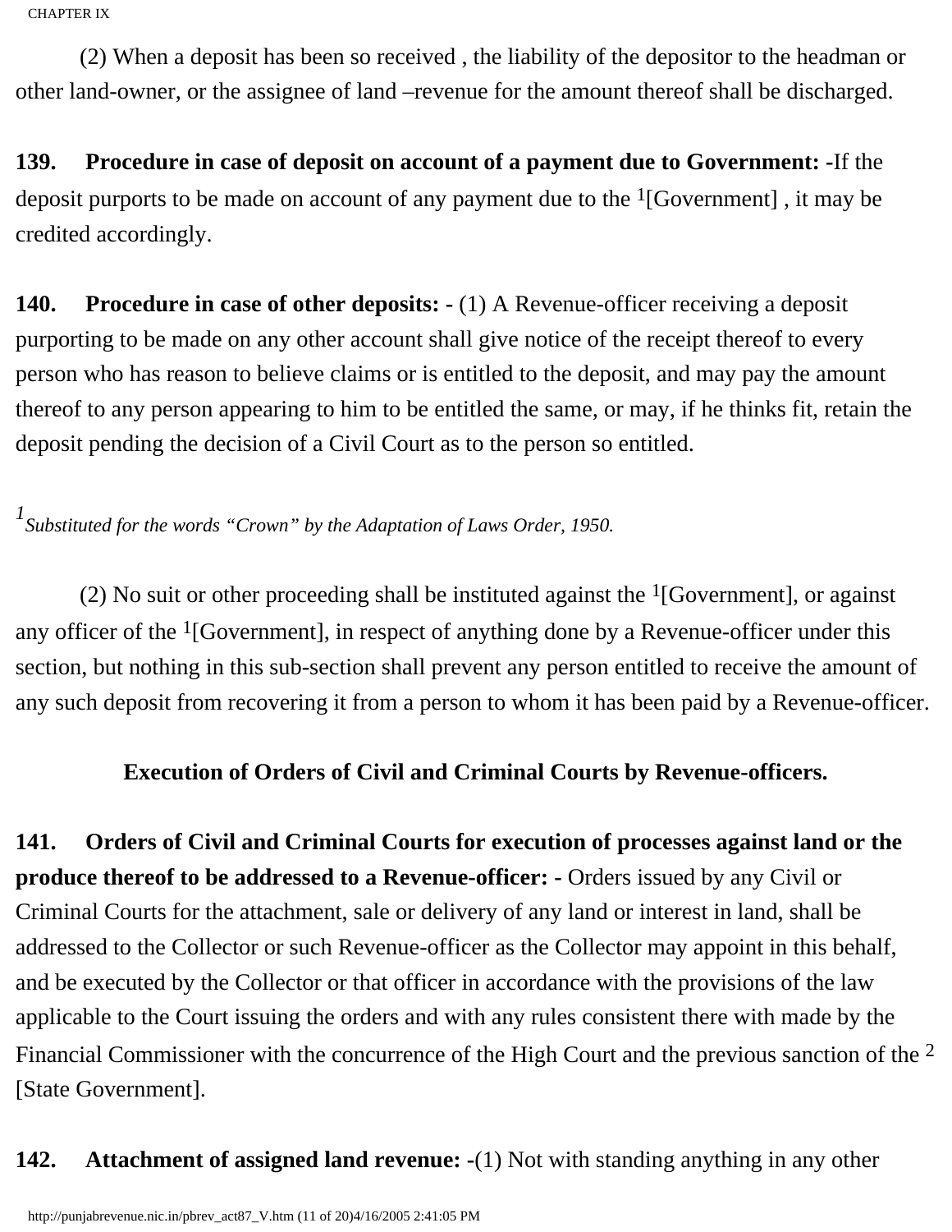(2) When a deposit has been so received , the liability of the depositor to the headman or other land-owner, or the assignee of land –revenue for the amount thereof shall be discharged.

**139. Procedure in case of deposit on account of a payment due to Government: -**If the deposit purports to be made on account of any payment due to the [1][Government] , it may be credited accordingly.

**140. Procedure in case of other deposits: -** (1) A Revenue-officer receiving a deposit purporting to be made on any other account shall give notice of the receipt thereof to every person who has reason to believe claims or is entitled to the deposit, and may pay the amount thereof to any person appearing to him to be entitled the same, or may, if he thinks fit, retain the deposit pending the decision of a Civil Court as to the person so entitled.

*[1] Substituted for the words "Crown" by the Adaptation of Laws Order, 1950.*

(2) No suit or other proceeding shall be instituted against the [1][Government], or against any officer of the [1][Government], in respect of anything done by a Revenue-officer under this section, but nothing in this sub-section shall prevent any person entitled to receive the amount of any such deposit from recovering it from a person to whom it has been paid by a Revenue-officer.

**Execution of Orders of Civil and Criminal Courts by Revenue-officers.**

**141. Orders of Civil and Criminal Courts for execution of processes against land or the produce thereof to be addressed to a Revenue-officer: -** Orders issued by any Civil or Criminal Courts for the attachment, sale or delivery of any land or interest in land, shall be addressed to the Collector or such Revenue-officer as the Collector may appoint in this behalf, and be executed by the Collector or that officer in accordance with the provisions of the law applicable to the Court issuing the orders and with any rules consistent there with made by the Financial Commissioner with the concurrence of the High Court and the previous sanction of the [2][State Government].

**142. Attachment of assigned land revenue: -**(1) Not with standing anything in any other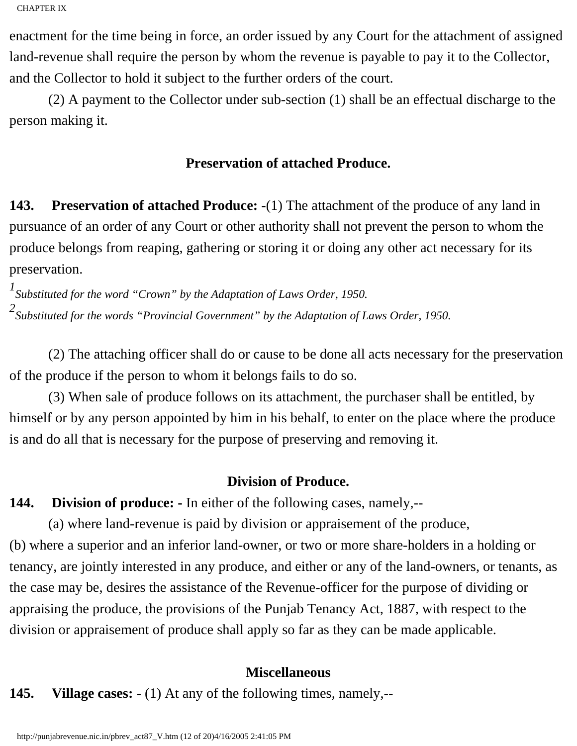enactment for the time being in force, an order issued by any Court for the attachment of assigned land-revenue shall require the person by whom the revenue is payable to pay it to the Collector, and the Collector to hold it subject to the further orders of the court.

(2) A payment to the Collector under sub-section (1) shall be an effectual discharge to the person making it.

### Preservation of attached Produce.

**143. Preservation of attached Produce:** -(1) The attachment of the produce of any land in pursuance of an order of any Court or other authority shall not prevent the person to whom the produce belongs from reaping, gathering or storing it or doing any other act necessary for its preservation.

*[1] Substituted for the word "Crown" by the Adaptation of Laws Order, 1950.*
*[2] Substituted for the words "Provincial Government" by the Adaptation of Laws Order, 1950.*

(2) The attaching officer shall do or cause to be done all acts necessary for the preservation of the produce if the person to whom it belongs fails to do so.

(3) When sale of produce follows on its attachment, the purchaser shall be entitled, by himself or by any person appointed by him in his behalf, to enter on the place where the produce is and do all that is necessary for the purpose of preserving and removing it.

### Division of Produce.

**144. Division of produce:** - In either of the following cases, namely,--

(a) where land-revenue is paid by division or appraisement of the produce,

(b) where a superior and an inferior land-owner, or two or more share-holders in a holding or tenancy, are jointly interested in any produce, and either or any of the land-owners, or tenants, as the case may be, desires the assistance of the Revenue-officer for the purpose of dividing or appraising the produce, the provisions of the Punjab Tenancy Act, 1887, with respect to the division or appraisement of produce shall apply so far as they can be made applicable.

### Miscellaneous

**145. Village cases:** - (1) At any of the following times, namely,--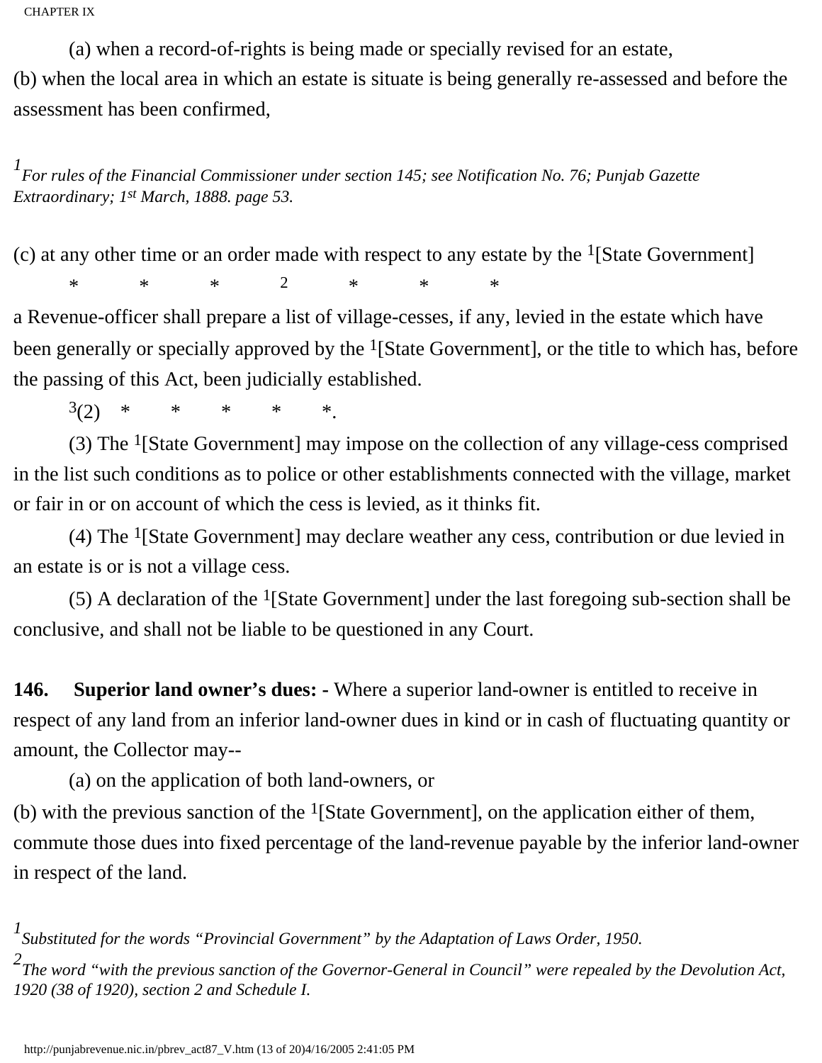(a) when a record-of-rights is being made or specially revised for an estate,

(b) when the local area in which an estate is situate is being generally re-assessed and before the assessment has been confirmed,

*[1] For rules of the Financial Commissioner under section 145; see Notification No. 76; Punjab Gazette Extraordinary; 1st March, 1888. page 53.*

(c) at any other time or an order made with respect to any estate by the [1][State Government]

\*  \*  \*  2  \*  \*  \*

a Revenue-officer shall prepare a list of village-cesses, if any, levied in the estate which have been generally or specially approved by the [1][State Government], or the title to which has, before the passing of this Act, been judicially established.

[3](2)  \*  \*  \*  \*  \*.

(3) The [1][State Government] may impose on the collection of any village-cess comprised in the list such conditions as to police or other establishments connected with the village, market or fair in or on account of which the cess is levied, as it thinks fit.

(4) The [1][State Government] may declare weather any cess, contribution or due levied in an estate is or is not a village cess.

(5) A declaration of the [1][State Government] under the last foregoing sub-section shall be conclusive, and shall not be liable to be questioned in any Court.

**146. Superior land owner's dues: -** Where a superior land-owner is entitled to receive in respect of any land from an inferior land-owner dues in kind or in cash of fluctuating quantity or amount, the Collector may--

(a) on the application of both land-owners, or

(b) with the previous sanction of the [1][State Government], on the application either of them, commute those dues into fixed percentage of the land-revenue payable by the inferior land-owner in respect of the land.

*[1] Substituted for the words "Provincial Government" by the Adaptation of Laws Order, 1950.*

*[2] The word "with the previous sanction of the Governor-General in Council" were repealed by the Devolution Act, 1920 (38 of 1920), section 2 and Schedule I.*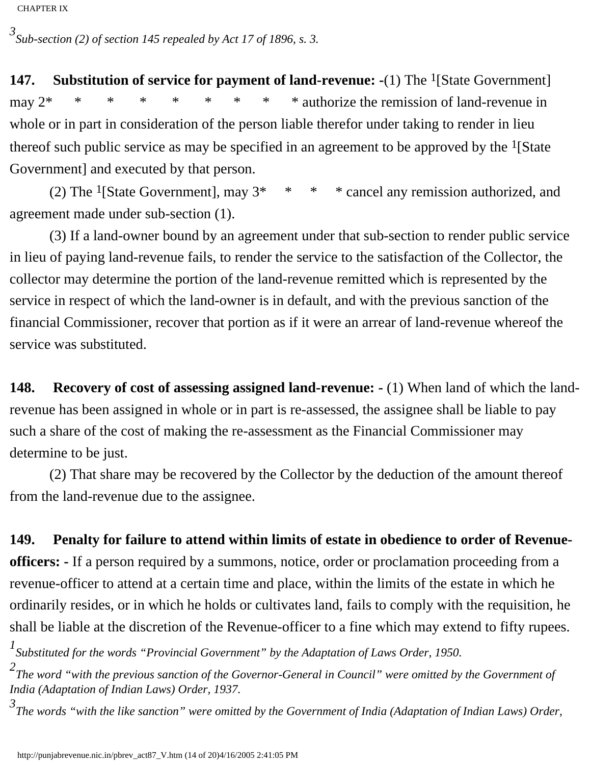[3] *Sub-section (2) of section 145 repealed by Act 17 of 1896, s. 3.*

**147. Substitution of service for payment of land-revenue: -**(1) The [1][State Government] may [2]* * * * * * * * authorize the remission of land-revenue in whole or in part in consideration of the person liable therefor under taking to render in lieu thereof such public service as may be specified in an agreement to be approved by the [1][State Government] and executed by that person.

(2) The [1][State Government], may [3]* * * * cancel any remission authorized, and agreement made under sub-section (1).

(3) If a land-owner bound by an agreement under that sub-section to render public service in lieu of paying land-revenue fails, to render the service to the satisfaction of the Collector, the collector may determine the portion of the land-revenue remitted which is represented by the service in respect of which the land-owner is in default, and with the previous sanction of the financial Commissioner, recover that portion as if it were an arrear of land-revenue whereof the service was substituted.

**148. Recovery of cost of assessing assigned land-revenue: -** (1) When land of which the land-revenue has been assigned in whole or in part is re-assessed, the assignee shall be liable to pay such a share of the cost of making the re-assessment as the Financial Commissioner may determine to be just.

(2) That share may be recovered by the Collector by the deduction of the amount thereof from the land-revenue due to the assignee.

**149. Penalty for failure to attend within limits of estate in obedience to order of Revenue-officers: -** If a person required by a summons, notice, order or proclamation proceeding from a revenue-officer to attend at a certain time and place, within the limits of the estate in which he ordinarily resides, or in which he holds or cultivates land, fails to comply with the requisition, he shall be liable at the discretion of the Revenue-officer to a fine which may extend to fifty rupees.

[1] *Substituted for the words "Provincial Government" by the Adaptation of Laws Order, 1950.*

[2] *The word "with the previous sanction of the Governor-General in Council" were omitted by the Government of India (Adaptation of Indian Laws) Order, 1937.*

[3] *The words "with the like sanction" were omitted by the Government of India (Adaptation of Indian Laws) Order,*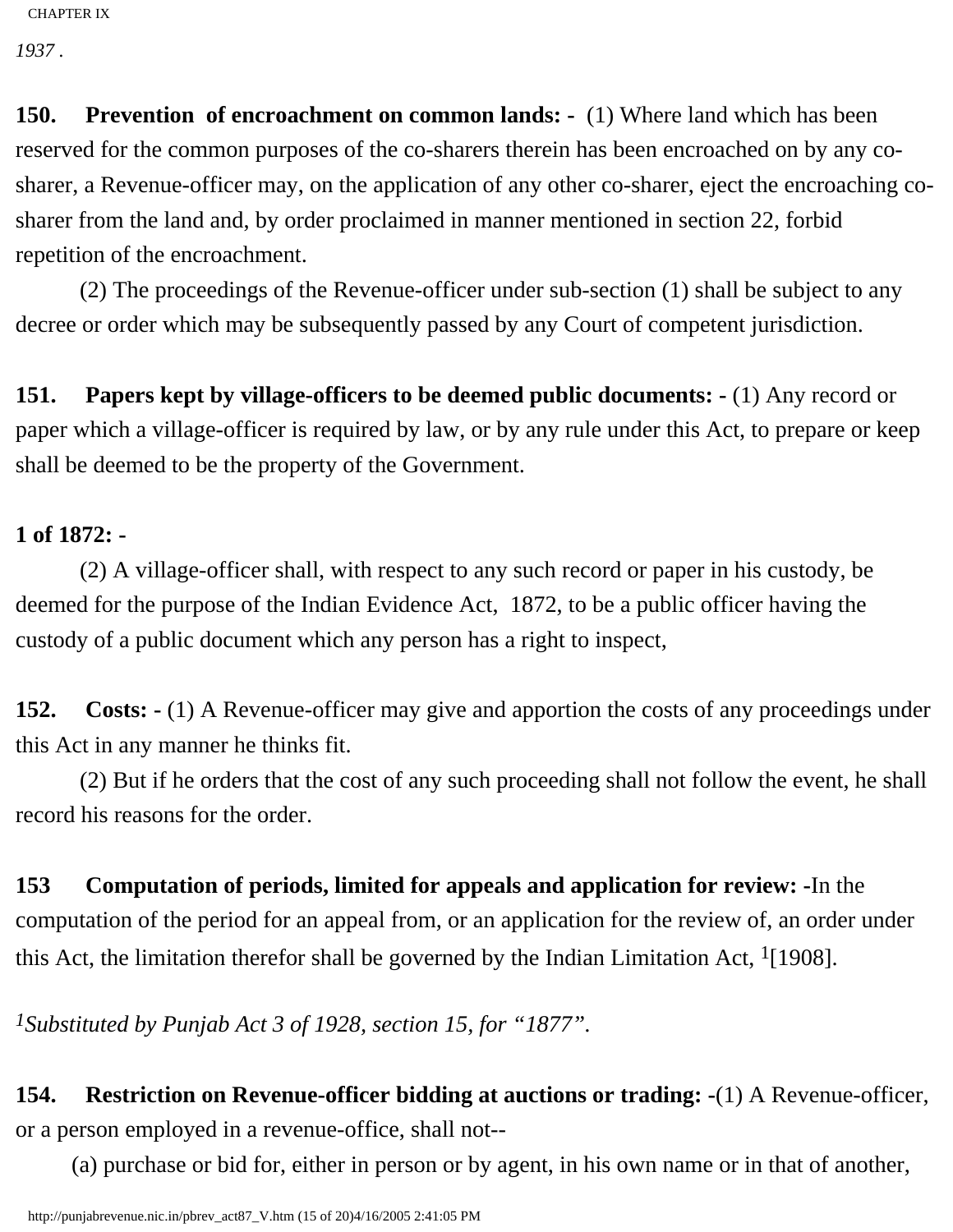*1937 .*

**150. Prevention of encroachment on common lands: -** (1) Where land which has been reserved for the common purposes of the co-sharers therein has been encroached on by any co-sharer, a Revenue-officer may, on the application of any other co-sharer, eject the encroaching co-sharer from the land and, by order proclaimed in manner mentioned in section 22, forbid repetition of the encroachment.

(2) The proceedings of the Revenue-officer under sub-section (1) shall be subject to any decree or order which may be subsequently passed by any Court of competent jurisdiction.

**151. Papers kept by village-officers to be deemed public documents: -** (1) Any record or paper which a village-officer is required by law, or by any rule under this Act, to prepare or keep shall be deemed to be the property of the Government.

**1 of 1872: -**

(2) A village-officer shall, with respect to any such record or paper in his custody, be deemed for the purpose of the Indian Evidence Act, 1872, to be a public officer having the custody of a public document which any person has a right to inspect,

**152. Costs: -** (1) A Revenue-officer may give and apportion the costs of any proceedings under this Act in any manner he thinks fit.

(2) But if he orders that the cost of any such proceeding shall not follow the event, he shall record his reasons for the order.

**153 Computation of periods, limited for appeals and application for review: -**In the computation of the period for an appeal from, or an application for the review of, an order under this Act, the limitation therefor shall be governed by the Indian Limitation Act, [1][1908].

*[1]Substituted by Punjab Act 3 of 1928, section 15, for "1877".*

**154. Restriction on Revenue-officer bidding at auctions or trading: -**(1) A Revenue-officer, or a person employed in a revenue-office, shall not--

(a) purchase or bid for, either in person or by agent, in his own name or in that of another,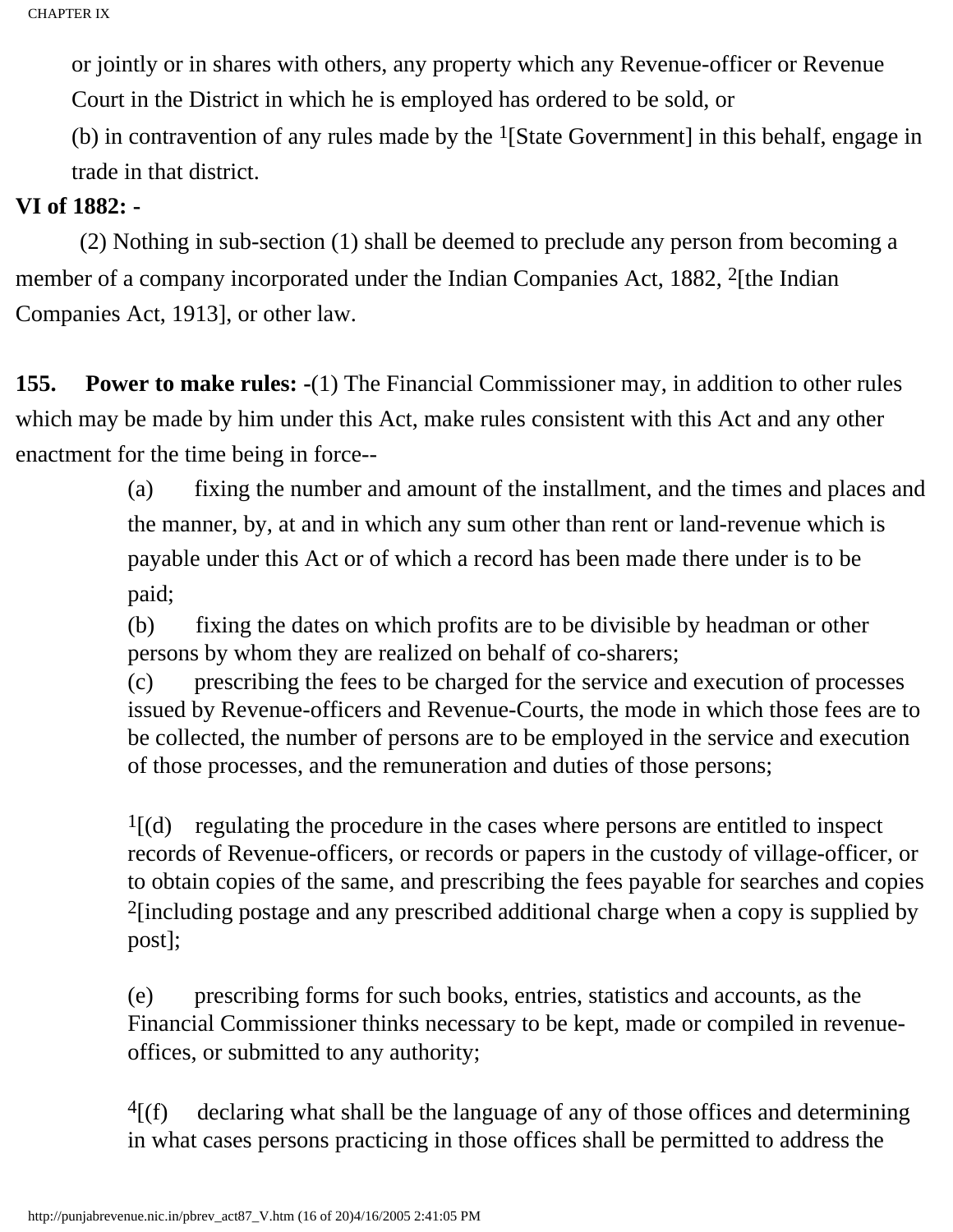or jointly or in shares with others, any property which any Revenue-officer or Revenue Court in the District in which he is employed has ordered to be sold, or

(b) in contravention of any rules made by the [1][State Government] in this behalf, engage in trade in that district.

**VI of 1882: -**

(2) Nothing in sub-section (1) shall be deemed to preclude any person from becoming a member of a company incorporated under the Indian Companies Act, 1882, [2][the Indian Companies Act, 1913], or other law.

**155. Power to make rules: -**(1) The Financial Commissioner may, in addition to other rules which may be made by him under this Act, make rules consistent with this Act and any other enactment for the time being in force--

(a) fixing the number and amount of the installment, and the times and places and the manner, by, at and in which any sum other than rent or land-revenue which is payable under this Act or of which a record has been made there under is to be paid;

(b) fixing the dates on which profits are to be divisible by headman or other persons by whom they are realized on behalf of co-sharers;

(c) prescribing the fees to be charged for the service and execution of processes issued by Revenue-officers and Revenue-Courts, the mode in which those fees are to be collected, the number of persons are to be employed in the service and execution of those processes, and the remuneration and duties of those persons;

[1][(d) regulating the procedure in the cases where persons are entitled to inspect records of Revenue-officers, or records or papers in the custody of village-officer, or to obtain copies of the same, and prescribing the fees payable for searches and copies [2][including postage and any prescribed additional charge when a copy is supplied by post];

(e) prescribing forms for such books, entries, statistics and accounts, as the Financial Commissioner thinks necessary to be kept, made or compiled in revenue-offices, or submitted to any authority;

[4][(f) declaring what shall be the language of any of those offices and determining in what cases persons practicing in those offices shall be permitted to address the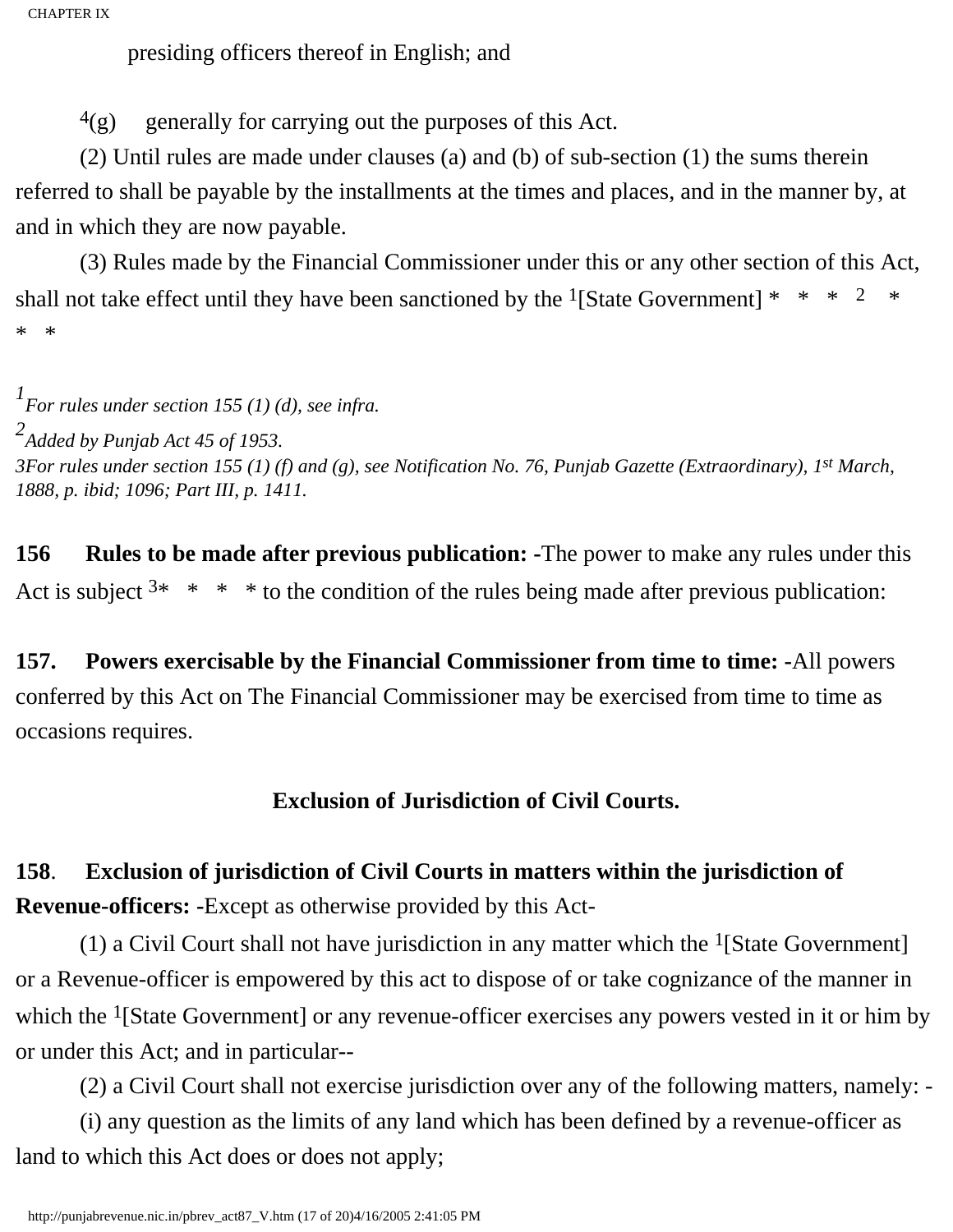presiding officers thereof in English; and

[4](g) generally for carrying out the purposes of this Act.

(2) Until rules are made under clauses (a) and (b) of sub-section (1) the sums therein referred to shall be payable by the installments at the times and places, and in the manner by, at and in which they are now payable.

(3) Rules made by the Financial Commissioner under this or any other section of this Act, shall not take effect until they have been sanctioned by the [1][State Government] * * * [2] * * *

*[1]For rules under section 155 (1) (d), see infra.*

*[2]Added by Punjab Act 45 of 1953.*

*3For rules under section 155 (1) (f) and (g), see Notification No. 76, Punjab Gazette (Extraordinary), 1st March, 1888, p. ibid; 1096; Part III, p. 1411.*

**156 Rules to be made after previous publication: -**The power to make any rules under this Act is subject [3]* * * * to the condition of the rules being made after previous publication:

**157. Powers exercisable by the Financial Commissioner from time to time: -**All powers conferred by this Act on The Financial Commissioner may be exercised from time to time as occasions requires.

## Exclusion of Jurisdiction of Civil Courts.

**158. Exclusion of jurisdiction of Civil Courts in matters within the jurisdiction of Revenue-officers: -**Except as otherwise provided by this Act-

(1) a Civil Court shall not have jurisdiction in any matter which the [1][State Government] or a Revenue-officer is empowered by this act to dispose of or take cognizance of the manner in which the [1][State Government] or any revenue-officer exercises any powers vested in it or him by or under this Act; and in particular--

(2) a Civil Court shall not exercise jurisdiction over any of the following matters, namely: -

(i) any question as the limits of any land which has been defined by a revenue-officer as land to which this Act does or does not apply;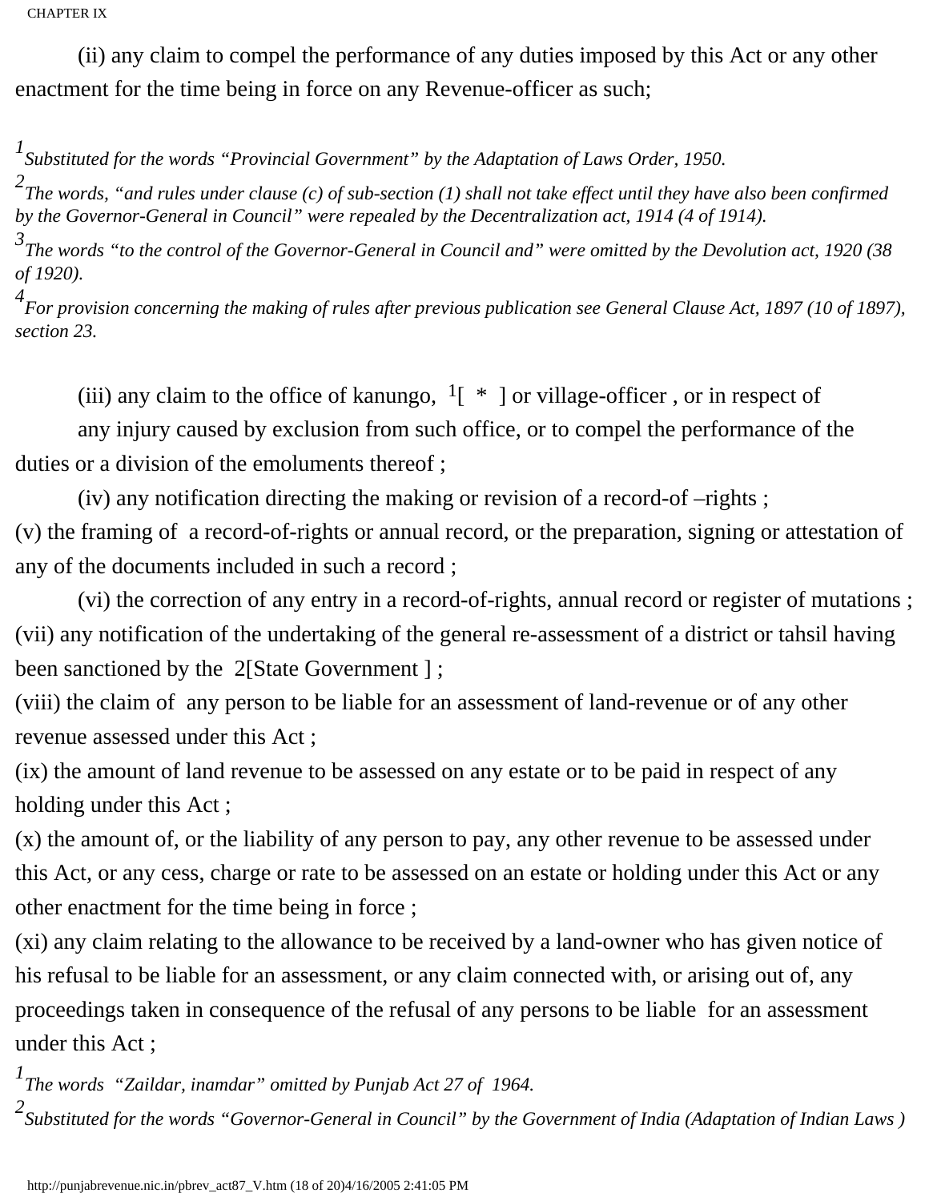(ii) any claim to compel the performance of any duties imposed by this Act or any other enactment for the time being in force on any Revenue-officer as such;

[1] *Substituted for the words "Provincial Government" by the Adaptation of Laws Order, 1950.*

[2] *The words, "and rules under clause (c) of sub-section (1) shall not take effect until they have also been confirmed by the Governor-General in Council" were repealed by the Decentralization act, 1914 (4 of 1914).*

[3] *The words "to the control of the Governor-General in Council and" were omitted by the Devolution act, 1920 (38 of 1920).*

[4] *For provision concerning the making of rules after previous publication see General Clause Act, 1897 (10 of 1897), section 23.*

(iii) any claim to the office of kanungo, [1][ * ] or village-officer , or in respect of any injury caused by exclusion from such office, or to compel the performance of the duties or a division of the emoluments thereof ;

(iv) any notification directing the making or revision of a record-of –rights ;

(v) the framing of a record-of-rights or annual record, or the preparation, signing or attestation of any of the documents included in such a record ;

(vi) the correction of any entry in a record-of-rights, annual record or register of mutations ;

(vii) any notification of the undertaking of the general re-assessment of a district or tahsil having been sanctioned by the 2[State Government ] ;

(viii) the claim of any person to be liable for an assessment of land-revenue or of any other revenue assessed under this Act ;

(ix) the amount of land revenue to be assessed on any estate or to be paid in respect of any holding under this Act ;

(x) the amount of, or the liability of any person to pay, any other revenue to be assessed under this Act, or any cess, charge or rate to be assessed on an estate or holding under this Act or any other enactment for the time being in force ;

(xi) any claim relating to the allowance to be received by a land-owner who has given notice of his refusal to be liable for an assessment, or any claim connected with, or arising out of, any proceedings taken in consequence of the refusal of any persons to be liable for an assessment under this Act ;

[1] *The words "Zaildar, inamdar" omitted by Punjab Act 27 of 1964.*

[2] *Substituted for the words "Governor-General in Council" by the Government of India (Adaptation of Indian Laws )*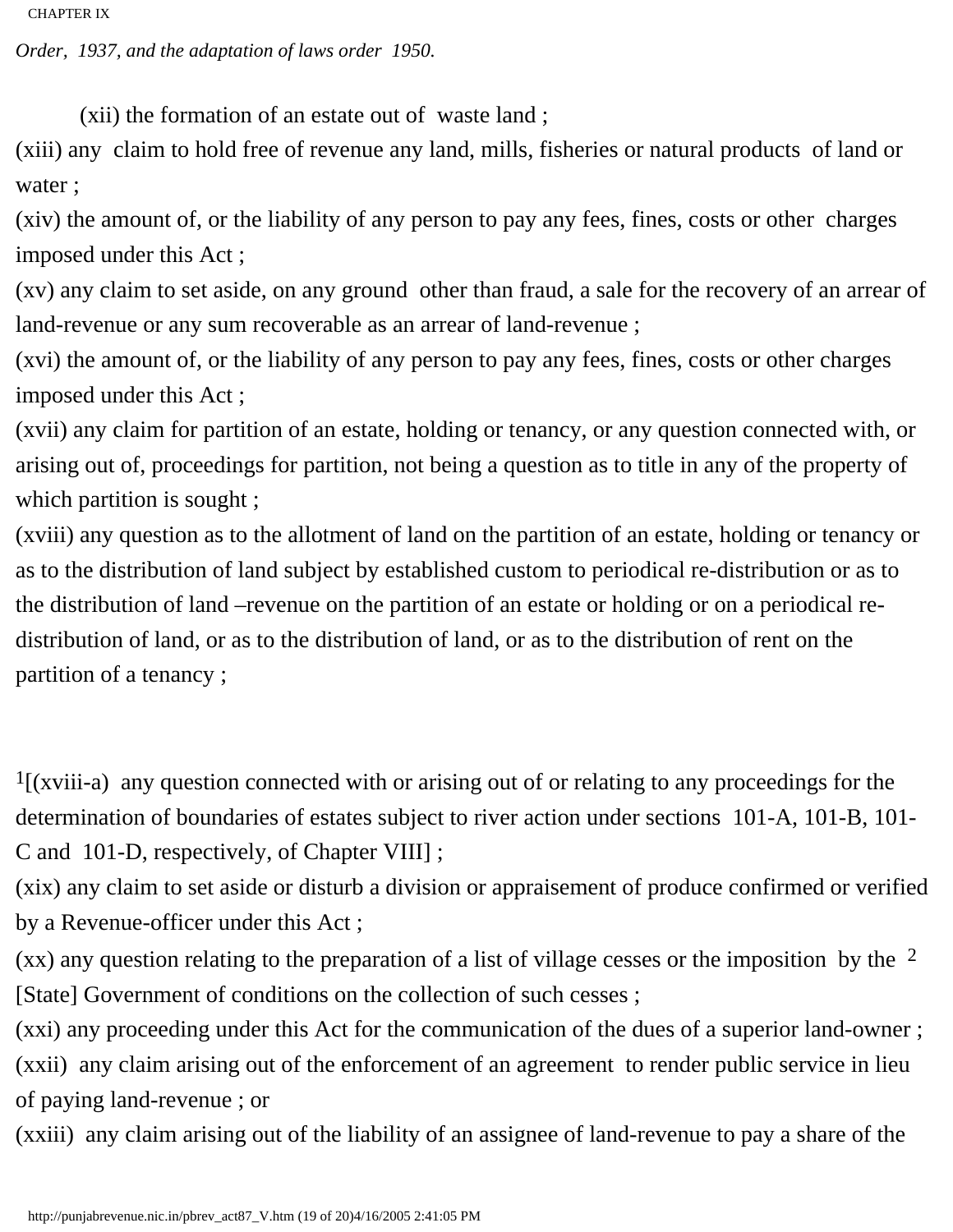*Order, 1937, and the adaptation of laws order 1950.*

(xii) the formation of an estate out of waste land ;

(xiii) any claim to hold free of revenue any land, mills, fisheries or natural products of land or water ;

(xiv) the amount of, or the liability of any person to pay any fees, fines, costs or other charges imposed under this Act ;

(xv) any claim to set aside, on any ground other than fraud, a sale for the recovery of an arrear of land-revenue or any sum recoverable as an arrear of land-revenue ;

(xvi) the amount of, or the liability of any person to pay any fees, fines, costs or other charges imposed under this Act ;

(xvii) any claim for partition of an estate, holding or tenancy, or any question connected with, or arising out of, proceedings for partition, not being a question as to title in any of the property of which partition is sought ;

(xviii) any question as to the allotment of land on the partition of an estate, holding or tenancy or as to the distribution of land subject by established custom to periodical re-distribution or as to the distribution of land –revenue on the partition of an estate or holding or on a periodical re-distribution of land, or as to the distribution of land, or as to the distribution of rent on the partition of a tenancy ;

[1][(xviii-a) any question connected with or arising out of or relating to any proceedings for the determination of boundaries of estates subject to river action under sections 101-A, 101-B, 101-C and 101-D, respectively, of Chapter VIII] ;

(xix) any claim to set aside or disturb a division or appraisement of produce confirmed or verified by a Revenue-officer under this Act ;

(xx) any question relating to the preparation of a list of village cesses or the imposition by the [2] [State] Government of conditions on the collection of such cesses ;

(xxi) any proceeding under this Act for the communication of the dues of a superior land-owner ;

(xxii) any claim arising out of the enforcement of an agreement to render public service in lieu of paying land-revenue ; or

(xxiii) any claim arising out of the liability of an assignee of land-revenue to pay a share of the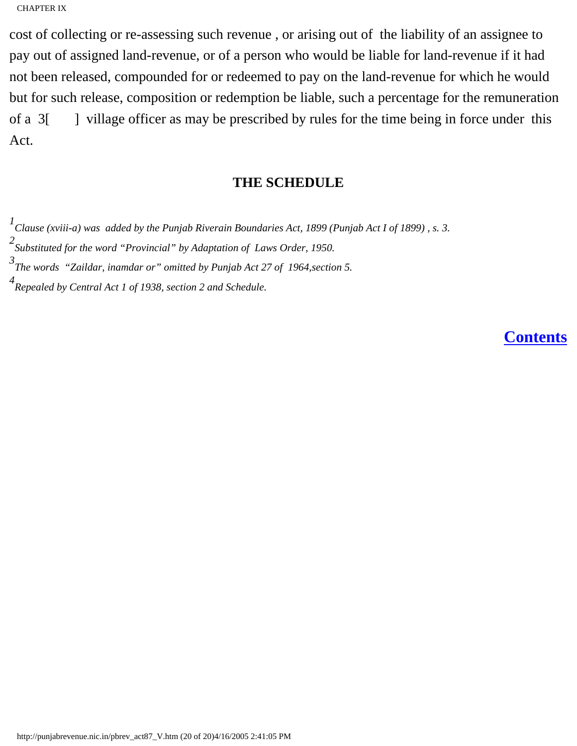cost of collecting or re-assessing such revenue , or arising out of the liability of an assignee to pay out of assigned land-revenue, or of a person who would be liable for land-revenue if it had not been released, compounded for or redeemed to pay on the land-revenue for which he would but for such release, composition or redemption be liable, such a percentage for the remuneration of a [3][ ] village officer as may be prescribed by rules for the time being in force under this Act.

## THE SCHEDULE

[1] *Clause (xviii-a) was added by the Punjab Riverain Boundaries Act, 1899 (Punjab Act I of 1899) , s. 3.*

[2] *Substituted for the word "Provincial" by Adaptation of Laws Order, 1950.*

[3] *The words "Zaildar, inamdar or" omitted by Punjab Act 27 of 1964,section 5.*

[4] *Repealed by Central Act 1 of 1938, section 2 and Schedule.*

**Contents**